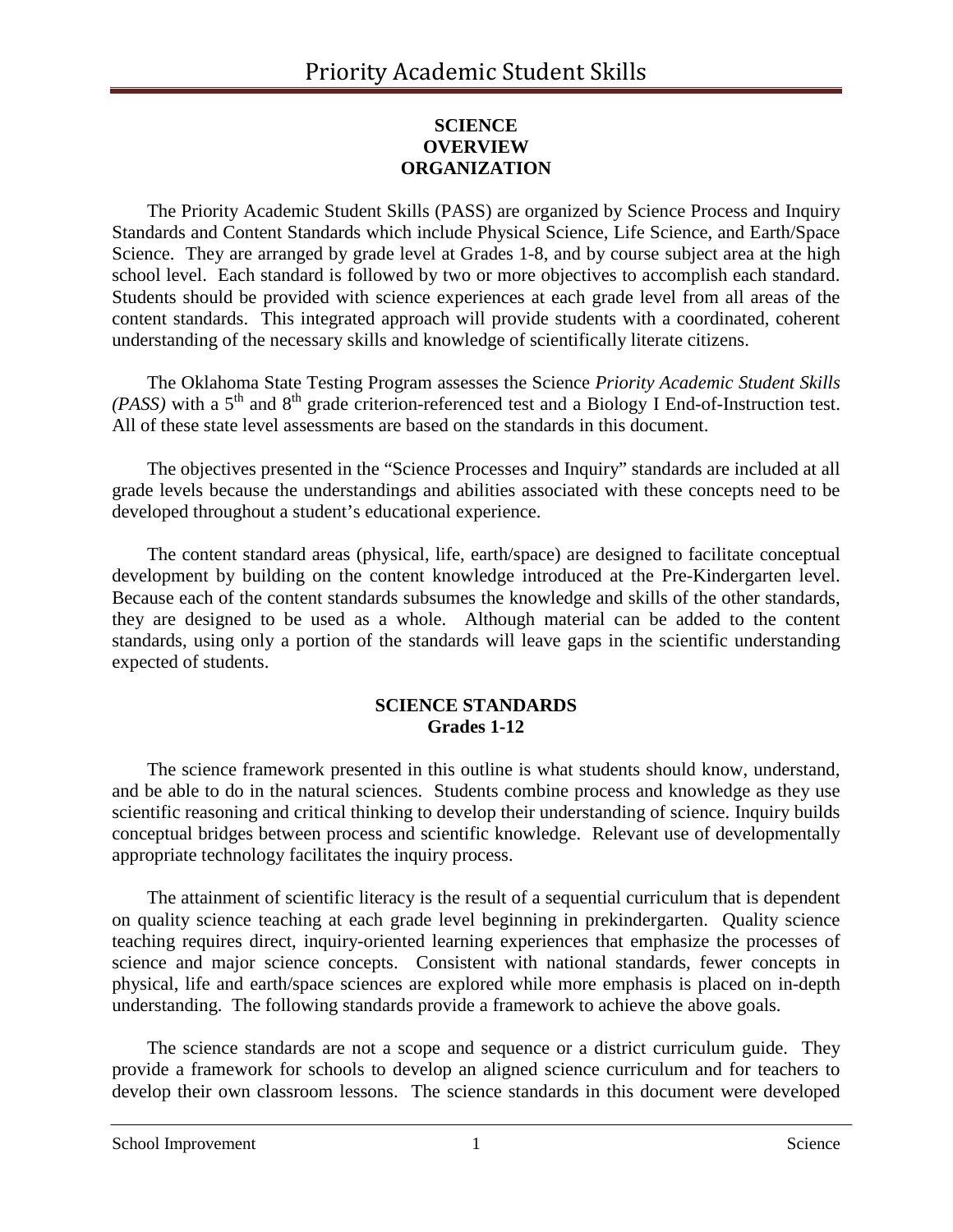**SCIENCE**
**OVERVIEW**
**ORGANIZATION**

The Priority Academic Student Skills (PASS) are organized by Science Process and Inquiry Standards and Content Standards which include Physical Science, Life Science, and Earth/Space Science. They are arranged by grade level at Grades 1-8, and by course subject area at the high school level. Each standard is followed by two or more objectives to accomplish each standard. Students should be provided with science experiences at each grade level from all areas of the content standards. This integrated approach will provide students with a coordinated, coherent understanding of the necessary skills and knowledge of scientifically literate citizens.

The Oklahoma State Testing Program assesses the Science *Priority Academic Student Skills (PASS)* with a 5th and 8th grade criterion-referenced test and a Biology I End-of-Instruction test. All of these state level assessments are based on the standards in this document.

The objectives presented in the "Science Processes and Inquiry" standards are included at all grade levels because the understandings and abilities associated with these concepts need to be developed throughout a student's educational experience.

The content standard areas (physical, life, earth/space) are designed to facilitate conceptual development by building on the content knowledge introduced at the Pre-Kindergarten level. Because each of the content standards subsumes the knowledge and skills of the other standards, they are designed to be used as a whole. Although material can be added to the content standards, using only a portion of the standards will leave gaps in the scientific understanding expected of students.

**SCIENCE STANDARDS**
**Grades 1-12**

The science framework presented in this outline is what students should know, understand, and be able to do in the natural sciences. Students combine process and knowledge as they use scientific reasoning and critical thinking to develop their understanding of science. Inquiry builds conceptual bridges between process and scientific knowledge. Relevant use of developmentally appropriate technology facilitates the inquiry process.

The attainment of scientific literacy is the result of a sequential curriculum that is dependent on quality science teaching at each grade level beginning in prekindergarten. Quality science teaching requires direct, inquiry-oriented learning experiences that emphasize the processes of science and major science concepts. Consistent with national standards, fewer concepts in physical, life and earth/space sciences are explored while more emphasis is placed on in-depth understanding. The following standards provide a framework to achieve the above goals.

The science standards are not a scope and sequence or a district curriculum guide. They provide a framework for schools to develop an aligned science curriculum and for teachers to develop their own classroom lessons. The science standards in this document were developed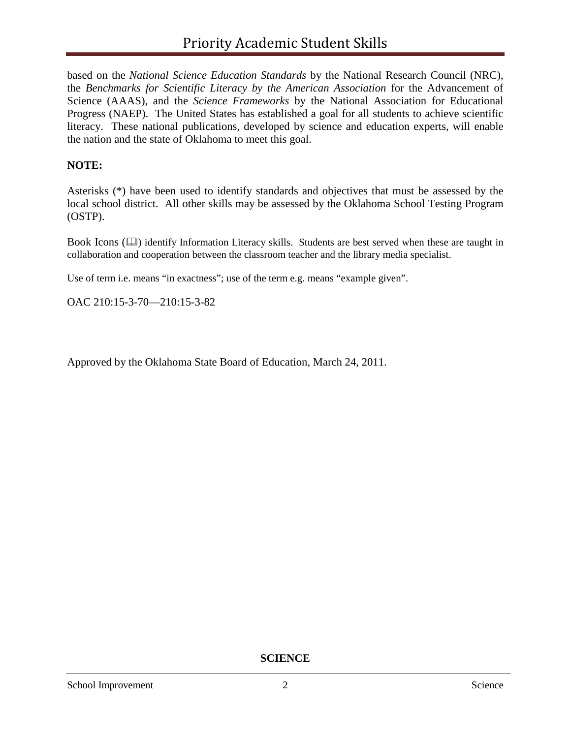based on the *National Science Education Standards* by the National Research Council (NRC), the *Benchmarks for Scientific Literacy by the American Association* for the Advancement of Science (AAAS), and the *Science Frameworks* by the National Association for Educational Progress (NAEP). The United States has established a goal for all students to achieve scientific literacy. These national publications, developed by science and education experts, will enable the nation and the state of Oklahoma to meet this goal.

**NOTE:**

Asterisks (*) have been used to identify standards and objectives that must be assessed by the local school district. All other skills may be assessed by the Oklahoma School Testing Program (OSTP).

Book Icons (🕮) identify Information Literacy skills. Students are best served when these are taught in collaboration and cooperation between the classroom teacher and the library media specialist.

Use of term i.e. means "in exactness"; use of the term e.g. means "example given".

OAC 210:15-3-70—210:15-3-82

Approved by the Oklahoma State Board of Education, March 24, 2011.

**SCIENCE**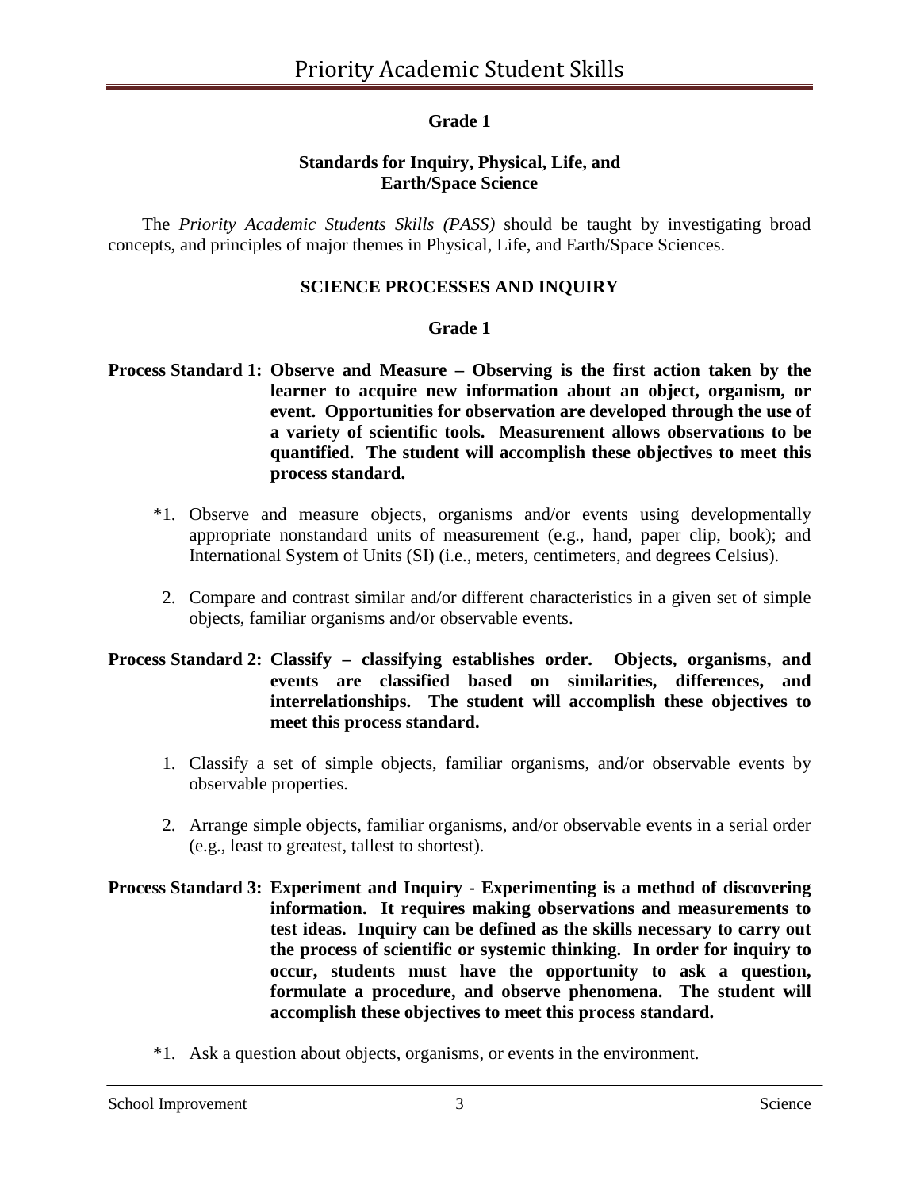## Grade 1

### Standards for Inquiry, Physical, Life, and Earth/Space Science

The *Priority Academic Students Skills (PASS)* should be taught by investigating broad concepts, and principles of major themes in Physical, Life, and Earth/Space Sciences.

### SCIENCE PROCESSES AND INQUIRY

### Grade 1

**Process Standard 1: Observe and Measure – Observing is the first action taken by the learner to acquire new information about an object, organism, or event. Opportunities for observation are developed through the use of a variety of scientific tools. Measurement allows observations to be quantified. The student will accomplish these objectives to meet this process standard.**

*1. Observe and measure objects, organisms and/or events using developmentally appropriate nonstandard units of measurement (e.g., hand, paper clip, book); and International System of Units (SI) (i.e., meters, centimeters, and degrees Celsius).

2. Compare and contrast similar and/or different characteristics in a given set of simple objects, familiar organisms and/or observable events.

**Process Standard 2: Classify – classifying establishes order. Objects, organisms, and events are classified based on similarities, differences, and interrelationships. The student will accomplish these objectives to meet this process standard.**

1. Classify a set of simple objects, familiar organisms, and/or observable events by observable properties.

2. Arrange simple objects, familiar organisms, and/or observable events in a serial order (e.g., least to greatest, tallest to shortest).

**Process Standard 3: Experiment and Inquiry - Experimenting is a method of discovering information. It requires making observations and measurements to test ideas. Inquiry can be defined as the skills necessary to carry out the process of scientific or systemic thinking. In order for inquiry to occur, students must have the opportunity to ask a question, formulate a procedure, and observe phenomena. The student will accomplish these objectives to meet this process standard.**

*1. Ask a question about objects, organisms, or events in the environment.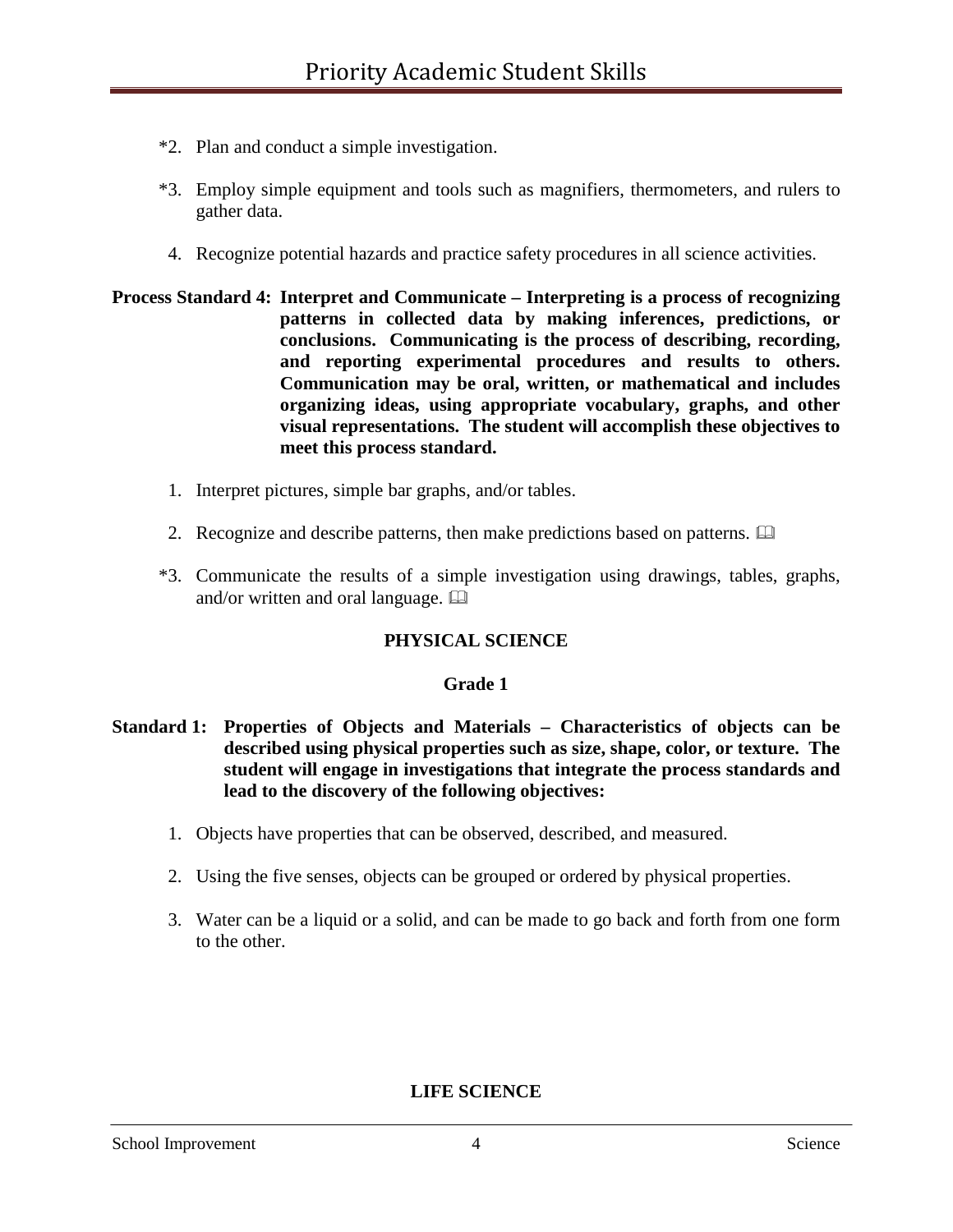*2. Plan and conduct a simple investigation.

*3. Employ simple equipment and tools such as magnifiers, thermometers, and rulers to gather data.

4. Recognize potential hazards and practice safety procedures in all science activities.

**Process Standard 4: Interpret and Communicate – Interpreting is a process of recognizing patterns in collected data by making inferences, predictions, or conclusions. Communicating is the process of describing, recording, and reporting experimental procedures and results to others. Communication may be oral, written, or mathematical and includes organizing ideas, using appropriate vocabulary, graphs, and other visual representations. The student will accomplish these objectives to meet this process standard.**

1. Interpret pictures, simple bar graphs, and/or tables.

2. Recognize and describe patterns, then make predictions based on patterns. 🕮

*3. Communicate the results of a simple investigation using drawings, tables, graphs, and/or written and oral language. 🕮

**PHYSICAL SCIENCE**

**Grade 1**

**Standard 1: Properties of Objects and Materials – Characteristics of objects can be described using physical properties such as size, shape, color, or texture. The student will engage in investigations that integrate the process standards and lead to the discovery of the following objectives:**

1. Objects have properties that can be observed, described, and measured.

2. Using the five senses, objects can be grouped or ordered by physical properties.

3. Water can be a liquid or a solid, and can be made to go back and forth from one form to the other.

**LIFE SCIENCE**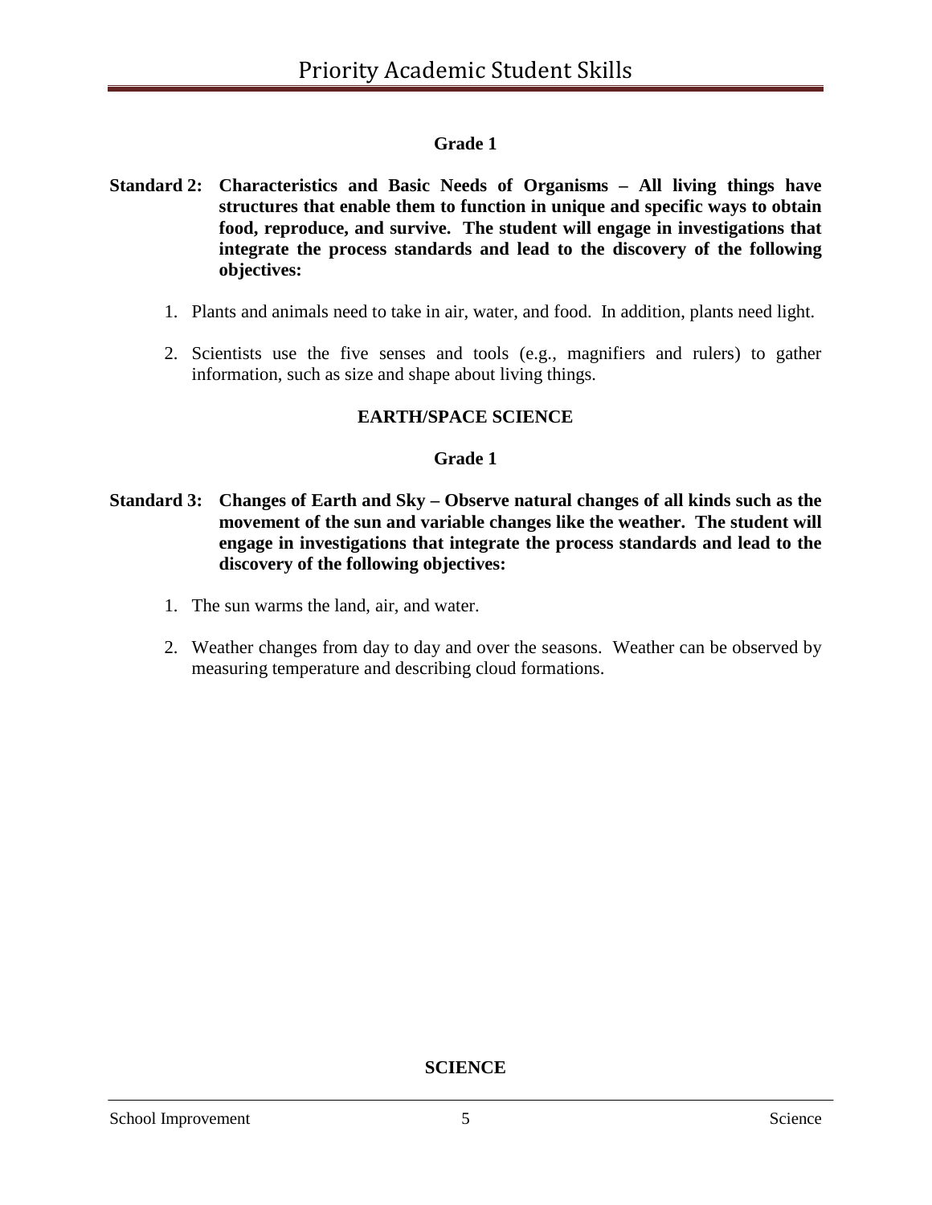### Grade 1

**Standard 2: Characteristics and Basic Needs of Organisms – All living things have structures that enable them to function in unique and specific ways to obtain food, reproduce, and survive. The student will engage in investigations that integrate the process standards and lead to the discovery of the following objectives:**

1. Plants and animals need to take in air, water, and food. In addition, plants need light.
2. Scientists use the five senses and tools (e.g., magnifiers and rulers) to gather information, such as size and shape about living things.

## EARTH/SPACE SCIENCE

### Grade 1

**Standard 3: Changes of Earth and Sky – Observe natural changes of all kinds such as the movement of the sun and variable changes like the weather. The student will engage in investigations that integrate the process standards and lead to the discovery of the following objectives:**

1. The sun warms the land, air, and water.
2. Weather changes from day to day and over the seasons. Weather can be observed by measuring temperature and describing cloud formations.

**SCIENCE**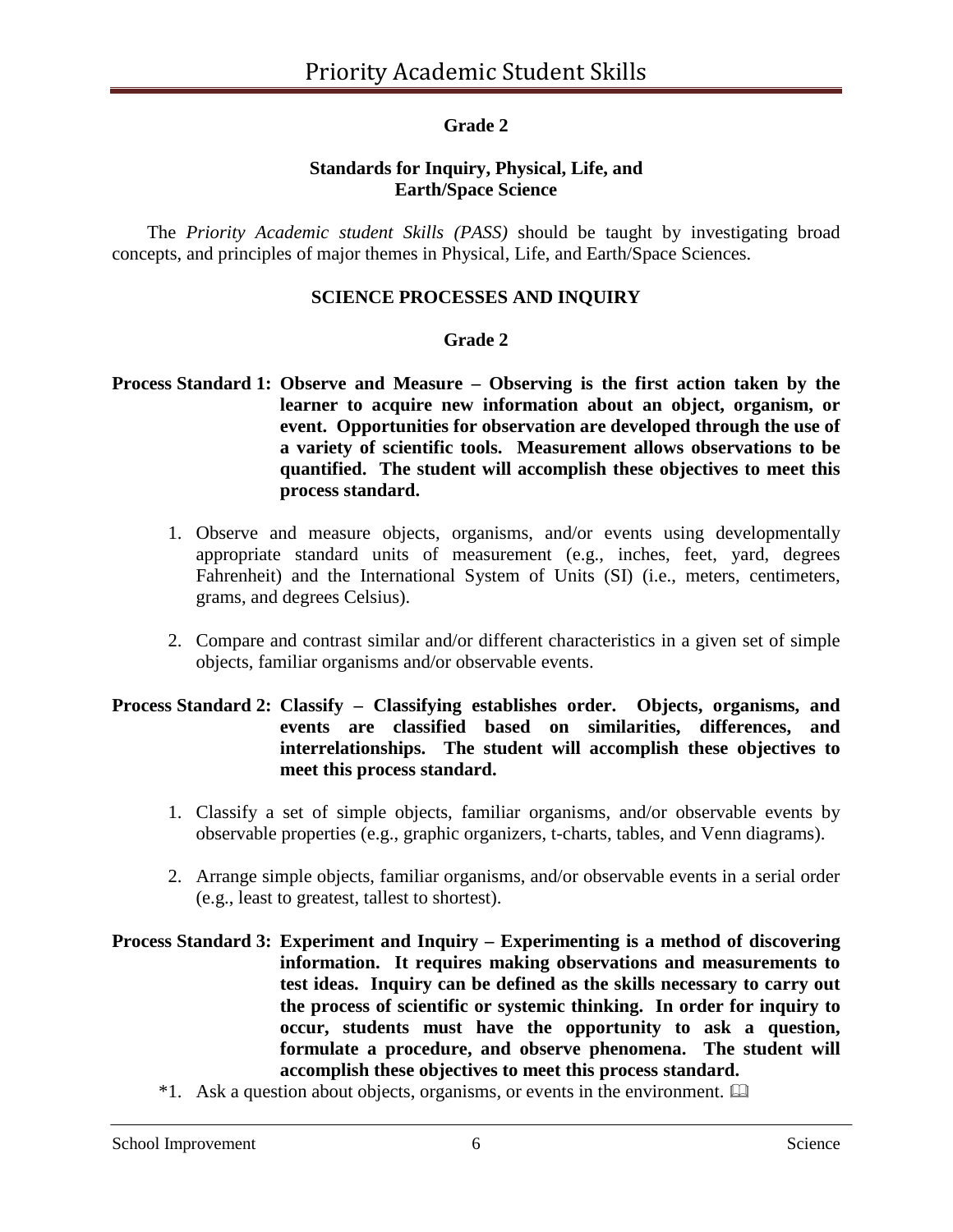## Grade 2

### Standards for Inquiry, Physical, Life, and Earth/Space Science

The *Priority Academic student Skills (PASS)* should be taught by investigating broad concepts, and principles of major themes in Physical, Life, and Earth/Space Sciences.

### SCIENCE PROCESSES AND INQUIRY

### Grade 2

**Process Standard 1: Observe and Measure – Observing is the first action taken by the learner to acquire new information about an object, organism, or event. Opportunities for observation are developed through the use of a variety of scientific tools. Measurement allows observations to be quantified. The student will accomplish these objectives to meet this process standard.**

1. Observe and measure objects, organisms, and/or events using developmentally appropriate standard units of measurement (e.g., inches, feet, yard, degrees Fahrenheit) and the International System of Units (SI) (i.e., meters, centimeters, grams, and degrees Celsius).

2. Compare and contrast similar and/or different characteristics in a given set of simple objects, familiar organisms and/or observable events.

**Process Standard 2: Classify – Classifying establishes order. Objects, organisms, and events are classified based on similarities, differences, and interrelationships. The student will accomplish these objectives to meet this process standard.**

1. Classify a set of simple objects, familiar organisms, and/or observable events by observable properties (e.g., graphic organizers, t-charts, tables, and Venn diagrams).

2. Arrange simple objects, familiar organisms, and/or observable events in a serial order (e.g., least to greatest, tallest to shortest).

**Process Standard 3: Experiment and Inquiry – Experimenting is a method of discovering information. It requires making observations and measurements to test ideas. Inquiry can be defined as the skills necessary to carry out the process of scientific or systemic thinking. In order for inquiry to occur, students must have the opportunity to ask a question, formulate a procedure, and observe phenomena. The student will accomplish these objectives to meet this process standard.**

*1. Ask a question about objects, organisms, or events in the environment. 🕮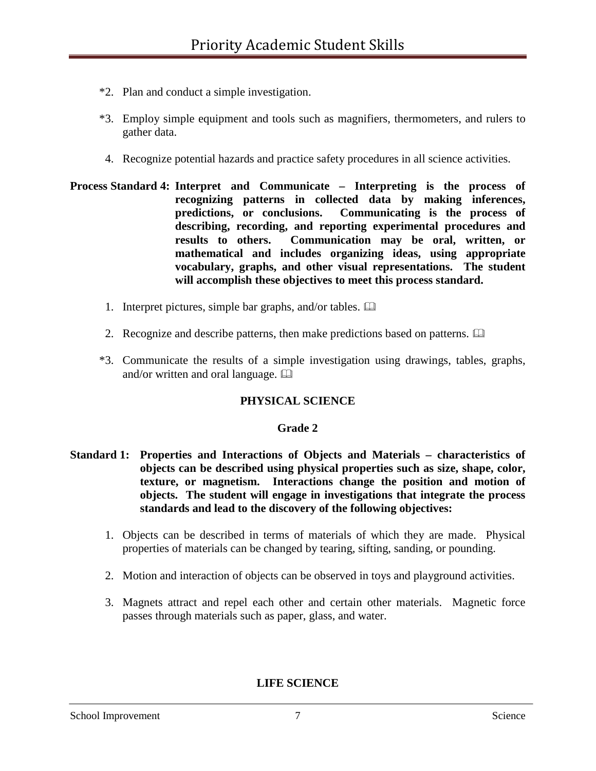*2. Plan and conduct a simple investigation.

*3. Employ simple equipment and tools such as magnifiers, thermometers, and rulers to gather data.

4. Recognize potential hazards and practice safety procedures in all science activities.

**Process Standard 4: Interpret and Communicate – Interpreting is the process of recognizing patterns in collected data by making inferences, predictions, or conclusions. Communicating is the process of describing, recording, and reporting experimental procedures and results to others. Communication may be oral, written, or mathematical and includes organizing ideas, using appropriate vocabulary, graphs, and other visual representations. The student will accomplish these objectives to meet this process standard.**

1. Interpret pictures, simple bar graphs, and/or tables. 🕮

2. Recognize and describe patterns, then make predictions based on patterns. 🕮

*3. Communicate the results of a simple investigation using drawings, tables, graphs, and/or written and oral language. 🕮

## PHYSICAL SCIENCE

### Grade 2

**Standard 1: Properties and Interactions of Objects and Materials – characteristics of objects can be described using physical properties such as size, shape, color, texture, or magnetism. Interactions change the position and motion of objects. The student will engage in investigations that integrate the process standards and lead to the discovery of the following objectives:**

1. Objects can be described in terms of materials of which they are made. Physical properties of materials can be changed by tearing, sifting, sanding, or pounding.

2. Motion and interaction of objects can be observed in toys and playground activities.

3. Magnets attract and repel each other and certain other materials. Magnetic force passes through materials such as paper, glass, and water.

## LIFE SCIENCE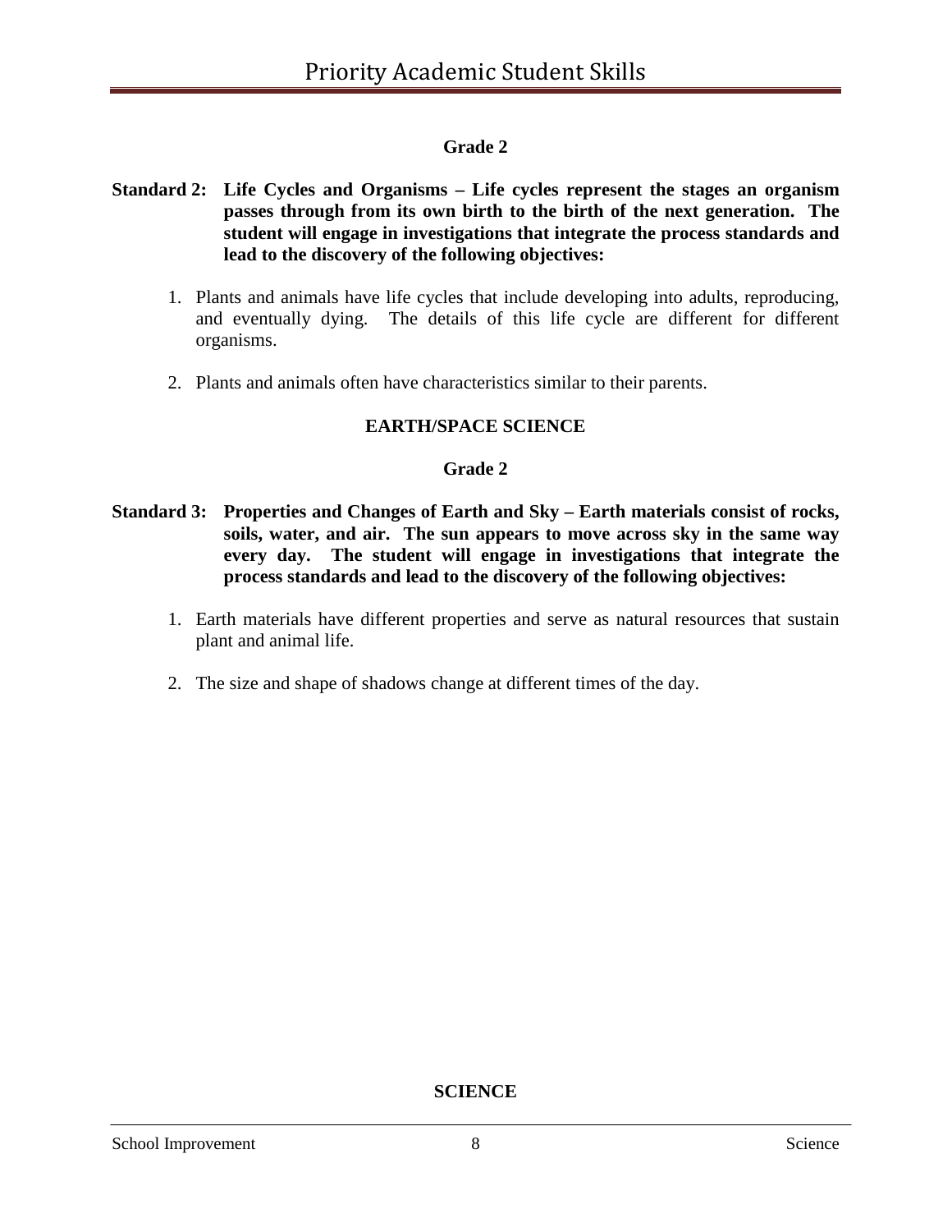### Grade 2

**Standard 2: Life Cycles and Organisms – Life cycles represent the stages an organism passes through from its own birth to the birth of the next generation. The student will engage in investigations that integrate the process standards and lead to the discovery of the following objectives:**

1. Plants and animals have life cycles that include developing into adults, reproducing, and eventually dying. The details of this life cycle are different for different organisms.

2. Plants and animals often have characteristics similar to their parents.

## EARTH/SPACE SCIENCE

### Grade 2

**Standard 3: Properties and Changes of Earth and Sky – Earth materials consist of rocks, soils, water, and air. The sun appears to move across sky in the same way every day. The student will engage in investigations that integrate the process standards and lead to the discovery of the following objectives:**

1. Earth materials have different properties and serve as natural resources that sustain plant and animal life.

2. The size and shape of shadows change at different times of the day.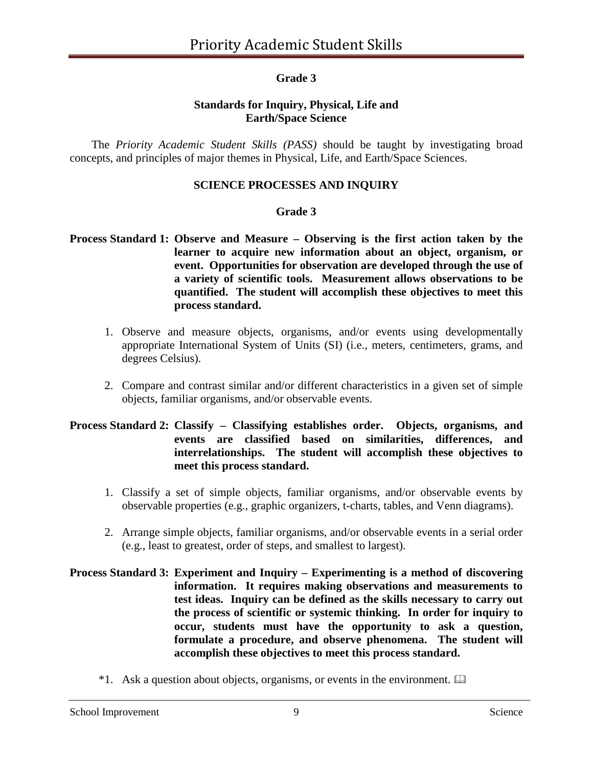## Grade 3

### Standards for Inquiry, Physical, Life and Earth/Space Science

The *Priority Academic Student Skills (PASS)* should be taught by investigating broad concepts, and principles of major themes in Physical, Life, and Earth/Space Sciences.

### SCIENCE PROCESSES AND INQUIRY

#### Grade 3

**Process Standard 1: Observe and Measure – Observing is the first action taken by the learner to acquire new information about an object, organism, or event. Opportunities for observation are developed through the use of a variety of scientific tools. Measurement allows observations to be quantified. The student will accomplish these objectives to meet this process standard.**

1. Observe and measure objects, organisms, and/or events using developmentally appropriate International System of Units (SI) (i.e., meters, centimeters, grams, and degrees Celsius).
2. Compare and contrast similar and/or different characteristics in a given set of simple objects, familiar organisms, and/or observable events.

**Process Standard 2: Classify – Classifying establishes order. Objects, organisms, and events are classified based on similarities, differences, and interrelationships. The student will accomplish these objectives to meet this process standard.**

1. Classify a set of simple objects, familiar organisms, and/or observable events by observable properties (e.g., graphic organizers, t-charts, tables, and Venn diagrams).
2. Arrange simple objects, familiar organisms, and/or observable events in a serial order (e.g., least to greatest, order of steps, and smallest to largest).

**Process Standard 3: Experiment and Inquiry – Experimenting is a method of discovering information. It requires making observations and measurements to test ideas. Inquiry can be defined as the skills necessary to carry out the process of scientific or systemic thinking. In order for inquiry to occur, students must have the opportunity to ask a question, formulate a procedure, and observe phenomena. The student will accomplish these objectives to meet this process standard.**

*1. Ask a question about objects, organisms, or events in the environment. 🕮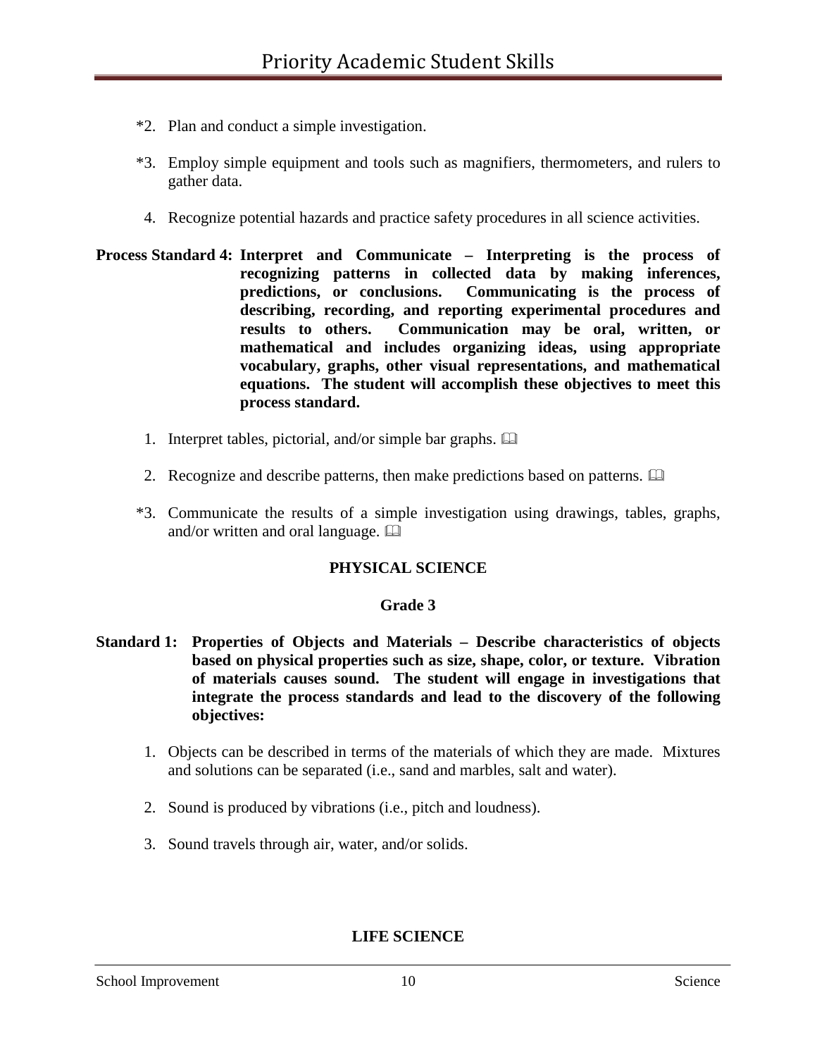*2. Plan and conduct a simple investigation.

*3. Employ simple equipment and tools such as magnifiers, thermometers, and rulers to gather data.

4. Recognize potential hazards and practice safety procedures in all science activities.

**Process Standard 4: Interpret and Communicate – Interpreting is the process of recognizing patterns in collected data by making inferences, predictions, or conclusions. Communicating is the process of describing, recording, and reporting experimental procedures and results to others. Communication may be oral, written, or mathematical and includes organizing ideas, using appropriate vocabulary, graphs, other visual representations, and mathematical equations. The student will accomplish these objectives to meet this process standard.**

1. Interpret tables, pictorial, and/or simple bar graphs. 🕮

2. Recognize and describe patterns, then make predictions based on patterns. 🕮

*3. Communicate the results of a simple investigation using drawings, tables, graphs, and/or written and oral language. 🕮

## PHYSICAL SCIENCE

### Grade 3

**Standard 1: Properties of Objects and Materials – Describe characteristics of objects based on physical properties such as size, shape, color, or texture. Vibration of materials causes sound. The student will engage in investigations that integrate the process standards and lead to the discovery of the following objectives:**

1. Objects can be described in terms of the materials of which they are made. Mixtures and solutions can be separated (i.e., sand and marbles, salt and water).

2. Sound is produced by vibrations (i.e., pitch and loudness).

3. Sound travels through air, water, and/or solids.

## LIFE SCIENCE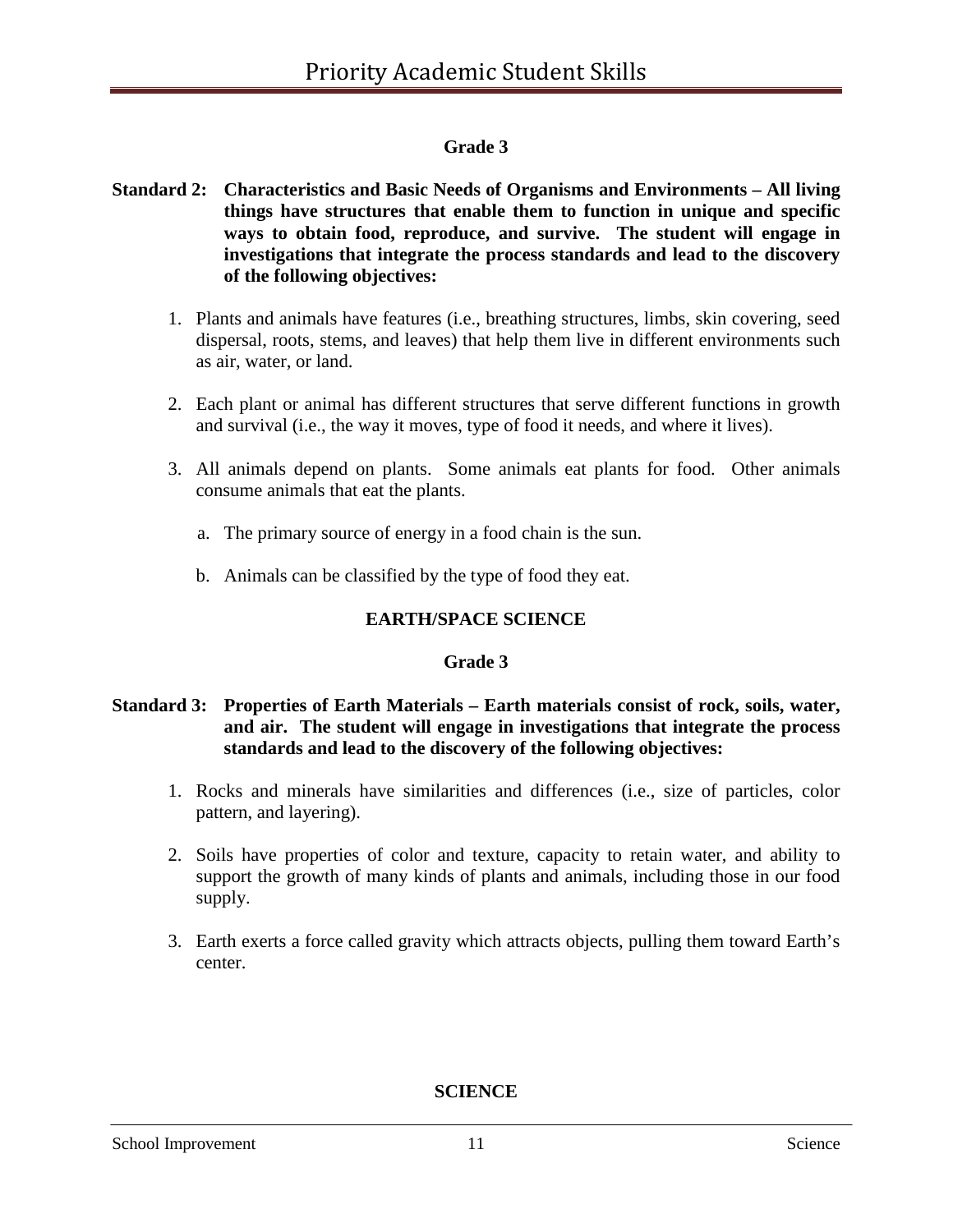### Grade 3

**Standard 2: Characteristics and Basic Needs of Organisms and Environments – All living things have structures that enable them to function in unique and specific ways to obtain food, reproduce, and survive. The student will engage in investigations that integrate the process standards and lead to the discovery of the following objectives:**

1. Plants and animals have features (i.e., breathing structures, limbs, skin covering, seed dispersal, roots, stems, and leaves) that help them live in different environments such as air, water, or land.

2. Each plant or animal has different structures that serve different functions in growth and survival (i.e., the way it moves, type of food it needs, and where it lives).

3. All animals depend on plants. Some animals eat plants for food. Other animals consume animals that eat the plants.

   a. The primary source of energy in a food chain is the sun.

   b. Animals can be classified by the type of food they eat.

## EARTH/SPACE SCIENCE

### Grade 3

**Standard 3: Properties of Earth Materials – Earth materials consist of rock, soils, water, and air. The student will engage in investigations that integrate the process standards and lead to the discovery of the following objectives:**

1. Rocks and minerals have similarities and differences (i.e., size of particles, color pattern, and layering).

2. Soils have properties of color and texture, capacity to retain water, and ability to support the growth of many kinds of plants and animals, including those in our food supply.

3. Earth exerts a force called gravity which attracts objects, pulling them toward Earth's center.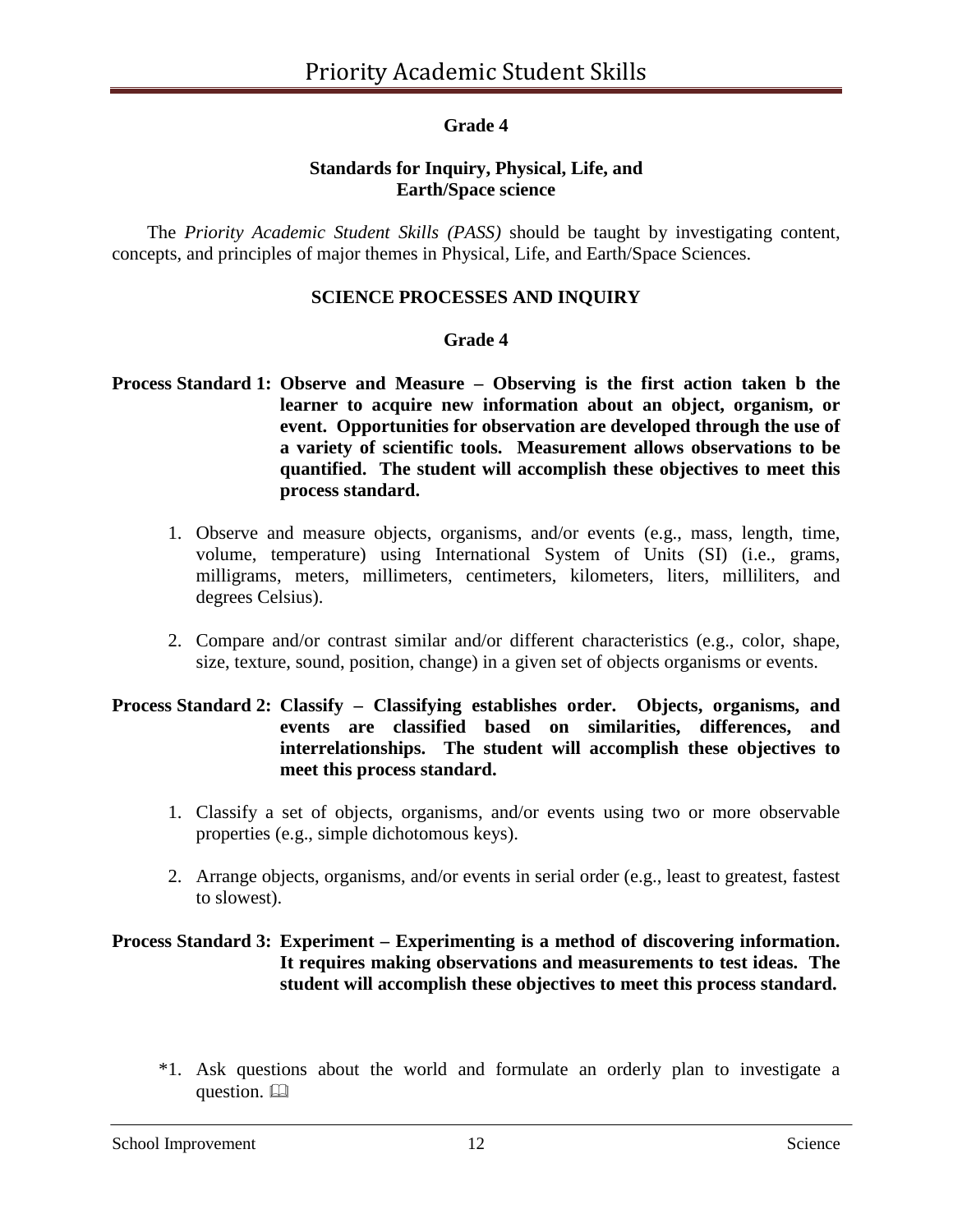## Grade 4

### Standards for Inquiry, Physical, Life, and Earth/Space science

The *Priority Academic Student Skills (PASS)* should be taught by investigating content, concepts, and principles of major themes in Physical, Life, and Earth/Space Sciences.

### SCIENCE PROCESSES AND INQUIRY

### Grade 4

**Process Standard 1: Observe and Measure – Observing is the first action taken b the learner to acquire new information about an object, organism, or event. Opportunities for observation are developed through the use of a variety of scientific tools. Measurement allows observations to be quantified. The student will accomplish these objectives to meet this process standard.**

1. Observe and measure objects, organisms, and/or events (e.g., mass, length, time, volume, temperature) using International System of Units (SI) (i.e., grams, milligrams, meters, millimeters, centimeters, kilometers, liters, milliliters, and degrees Celsius).

2. Compare and/or contrast similar and/or different characteristics (e.g., color, shape, size, texture, sound, position, change) in a given set of objects organisms or events.

**Process Standard 2: Classify – Classifying establishes order. Objects, organisms, and events are classified based on similarities, differences, and interrelationships. The student will accomplish these objectives to meet this process standard.**

1. Classify a set of objects, organisms, and/or events using two or more observable properties (e.g., simple dichotomous keys).

2. Arrange objects, organisms, and/or events in serial order (e.g., least to greatest, fastest to slowest).

**Process Standard 3: Experiment – Experimenting is a method of discovering information. It requires making observations and measurements to test ideas. The student will accomplish these objectives to meet this process standard.**

*1. Ask questions about the world and formulate an orderly plan to investigate a question. 🕮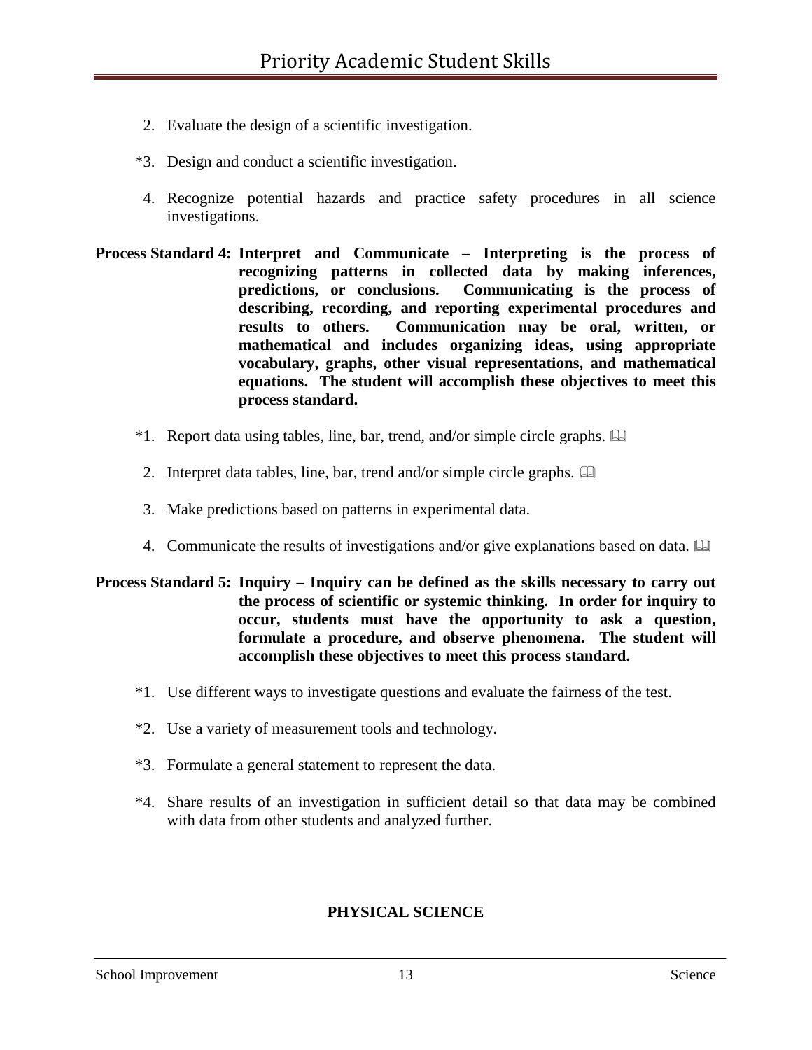2. Evaluate the design of a scientific investigation.

*3. Design and conduct a scientific investigation.

4. Recognize potential hazards and practice safety procedures in all science investigations.

**Process Standard 4: Interpret and Communicate – Interpreting is the process of recognizing patterns in collected data by making inferences, predictions, or conclusions. Communicating is the process of describing, recording, and reporting experimental procedures and results to others. Communication may be oral, written, or mathematical and includes organizing ideas, using appropriate vocabulary, graphs, other visual representations, and mathematical equations. The student will accomplish these objectives to meet this process standard.**

*1. Report data using tables, line, bar, trend, and/or simple circle graphs. 📖

2. Interpret data tables, line, bar, trend and/or simple circle graphs. 📖

3. Make predictions based on patterns in experimental data.

4. Communicate the results of investigations and/or give explanations based on data. 📖

**Process Standard 5: Inquiry – Inquiry can be defined as the skills necessary to carry out the process of scientific or systemic thinking. In order for inquiry to occur, students must have the opportunity to ask a question, formulate a procedure, and observe phenomena. The student will accomplish these objectives to meet this process standard.**

*1. Use different ways to investigate questions and evaluate the fairness of the test.

*2. Use a variety of measurement tools and technology.

*3. Formulate a general statement to represent the data.

*4. Share results of an investigation in sufficient detail so that data may be combined with data from other students and analyzed further.

**PHYSICAL SCIENCE**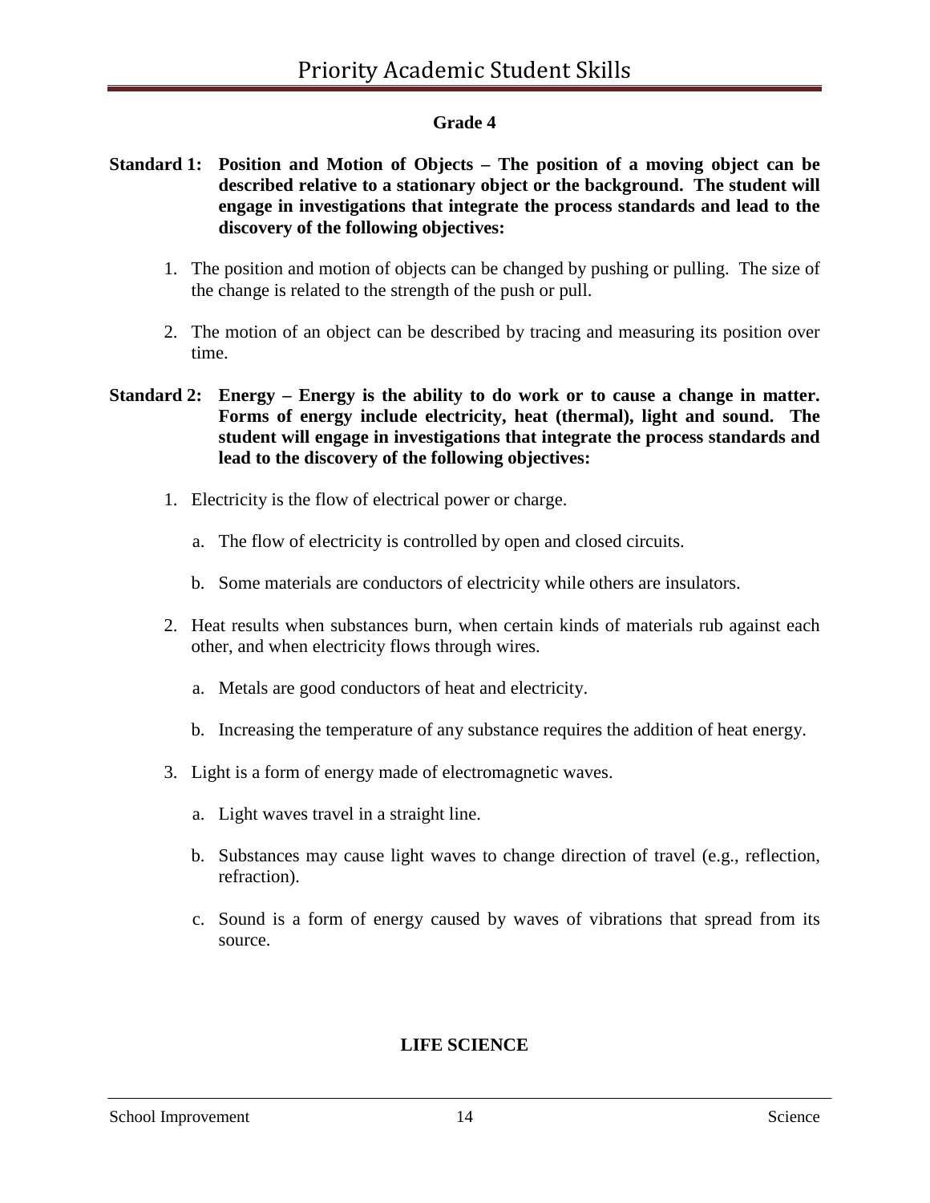## Grade 4

**Standard 1: Position and Motion of Objects – The position of a moving object can be described relative to a stationary object or the background. The student will engage in investigations that integrate the process standards and lead to the discovery of the following objectives:**

1. The position and motion of objects can be changed by pushing or pulling. The size of the change is related to the strength of the push or pull.

2. The motion of an object can be described by tracing and measuring its position over time.

**Standard 2: Energy – Energy is the ability to do work or to cause a change in matter. Forms of energy include electricity, heat (thermal), light and sound. The student will engage in investigations that integrate the process standards and lead to the discovery of the following objectives:**

1. Electricity is the flow of electrical power or charge.

   a. The flow of electricity is controlled by open and closed circuits.

   b. Some materials are conductors of electricity while others are insulators.

2. Heat results when substances burn, when certain kinds of materials rub against each other, and when electricity flows through wires.

   a. Metals are good conductors of heat and electricity.

   b. Increasing the temperature of any substance requires the addition of heat energy.

3. Light is a form of energy made of electromagnetic waves.

   a. Light waves travel in a straight line.

   b. Substances may cause light waves to change direction of travel (e.g., reflection, refraction).

   c. Sound is a form of energy caused by waves of vibrations that spread from its source.

## LIFE SCIENCE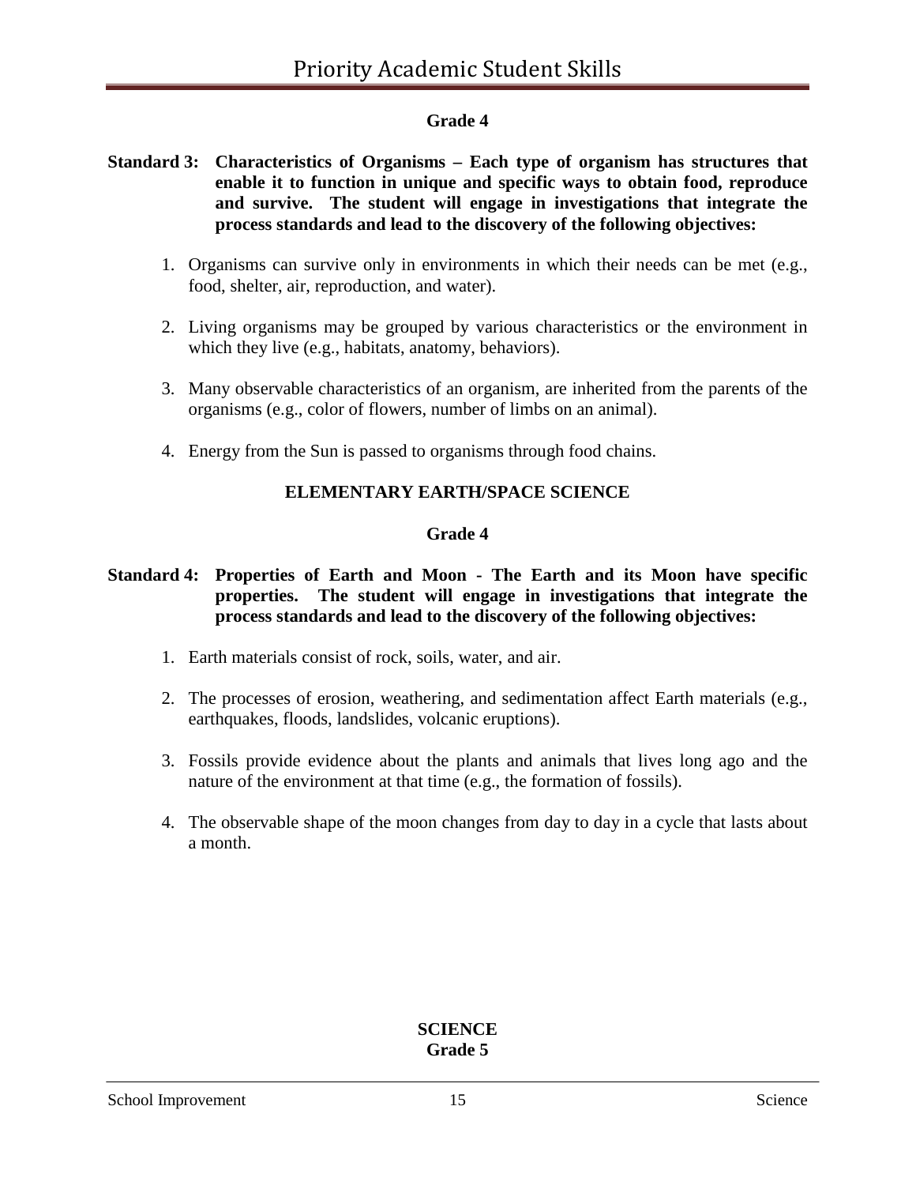### Grade 4

**Standard 3: Characteristics of Organisms – Each type of organism has structures that enable it to function in unique and specific ways to obtain food, reproduce and survive. The student will engage in investigations that integrate the process standards and lead to the discovery of the following objectives:**

1. Organisms can survive only in environments in which their needs can be met (e.g., food, shelter, air, reproduction, and water).

2. Living organisms may be grouped by various characteristics or the environment in which they live (e.g., habitats, anatomy, behaviors).

3. Many observable characteristics of an organism, are inherited from the parents of the organisms (e.g., color of flowers, number of limbs on an animal).

4. Energy from the Sun is passed to organisms through food chains.

## ELEMENTARY EARTH/SPACE SCIENCE

### Grade 4

**Standard 4: Properties of Earth and Moon - The Earth and its Moon have specific properties. The student will engage in investigations that integrate the process standards and lead to the discovery of the following objectives:**

1. Earth materials consist of rock, soils, water, and air.

2. The processes of erosion, weathering, and sedimentation affect Earth materials (e.g., earthquakes, floods, landslides, volcanic eruptions).

3. Fossils provide evidence about the plants and animals that lives long ago and the nature of the environment at that time (e.g., the formation of fossils).

4. The observable shape of the moon changes from day to day in a cycle that lasts about a month.

## SCIENCE
### Grade 5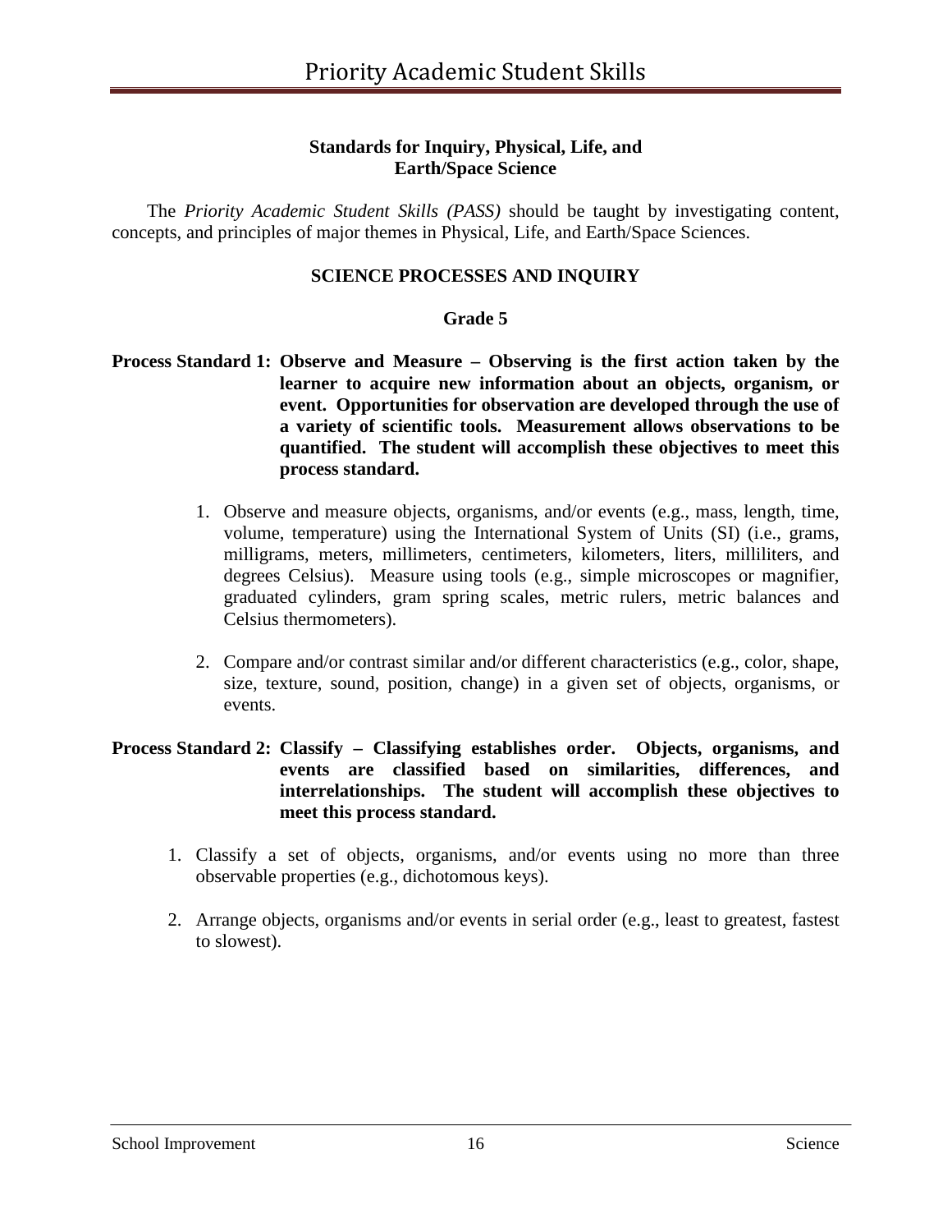**Standards for Inquiry, Physical, Life, and Earth/Space Science**

The *Priority Academic Student Skills (PASS)* should be taught by investigating content, concepts, and principles of major themes in Physical, Life, and Earth/Space Sciences.

## SCIENCE PROCESSES AND INQUIRY

### Grade 5

**Process Standard 1: Observe and Measure – Observing is the first action taken by the learner to acquire new information about an objects, organism, or event. Opportunities for observation are developed through the use of a variety of scientific tools. Measurement allows observations to be quantified. The student will accomplish these objectives to meet this process standard.**

1. Observe and measure objects, organisms, and/or events (e.g., mass, length, time, volume, temperature) using the International System of Units (SI) (i.e., grams, milligrams, meters, millimeters, centimeters, kilometers, liters, milliliters, and degrees Celsius). Measure using tools (e.g., simple microscopes or magnifier, graduated cylinders, gram spring scales, metric rulers, metric balances and Celsius thermometers).

2. Compare and/or contrast similar and/or different characteristics (e.g., color, shape, size, texture, sound, position, change) in a given set of objects, organisms, or events.

**Process Standard 2: Classify – Classifying establishes order. Objects, organisms, and events are classified based on similarities, differences, and interrelationships. The student will accomplish these objectives to meet this process standard.**

1. Classify a set of objects, organisms, and/or events using no more than three observable properties (e.g., dichotomous keys).

2. Arrange objects, organisms and/or events in serial order (e.g., least to greatest, fastest to slowest).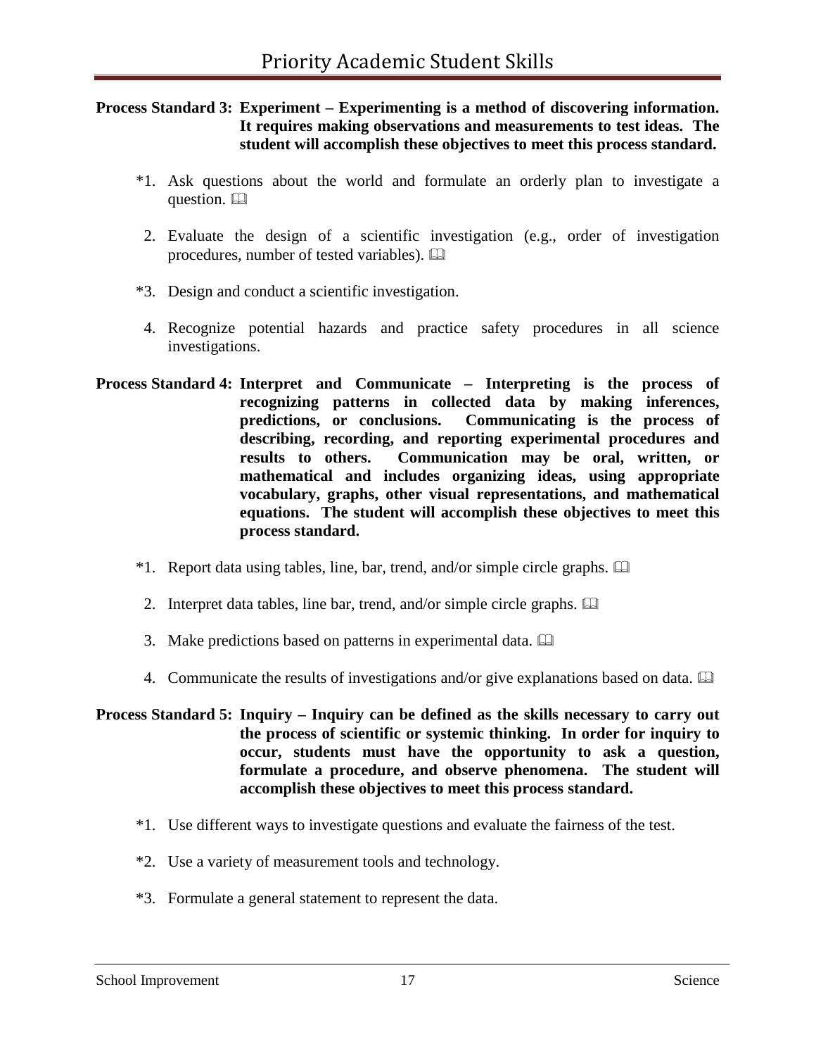**Process Standard 3: Experiment – Experimenting is a method of discovering information. It requires making observations and measurements to test ideas. The student will accomplish these objectives to meet this process standard.**

*1. Ask questions about the world and formulate an orderly plan to investigate a question. 📖

2. Evaluate the design of a scientific investigation (e.g., order of investigation procedures, number of tested variables). 📖

*3. Design and conduct a scientific investigation.

4. Recognize potential hazards and practice safety procedures in all science investigations.

**Process Standard 4: Interpret and Communicate – Interpreting is the process of recognizing patterns in collected data by making inferences, predictions, or conclusions. Communicating is the process of describing, recording, and reporting experimental procedures and results to others. Communication may be oral, written, or mathematical and includes organizing ideas, using appropriate vocabulary, graphs, other visual representations, and mathematical equations. The student will accomplish these objectives to meet this process standard.**

*1. Report data using tables, line, bar, trend, and/or simple circle graphs. 📖

2. Interpret data tables, line bar, trend, and/or simple circle graphs. 📖

3. Make predictions based on patterns in experimental data. 📖

4. Communicate the results of investigations and/or give explanations based on data. 📖

**Process Standard 5: Inquiry – Inquiry can be defined as the skills necessary to carry out the process of scientific or systemic thinking. In order for inquiry to occur, students must have the opportunity to ask a question, formulate a procedure, and observe phenomena. The student will accomplish these objectives to meet this process standard.**

*1. Use different ways to investigate questions and evaluate the fairness of the test.

*2. Use a variety of measurement tools and technology.

*3. Formulate a general statement to represent the data.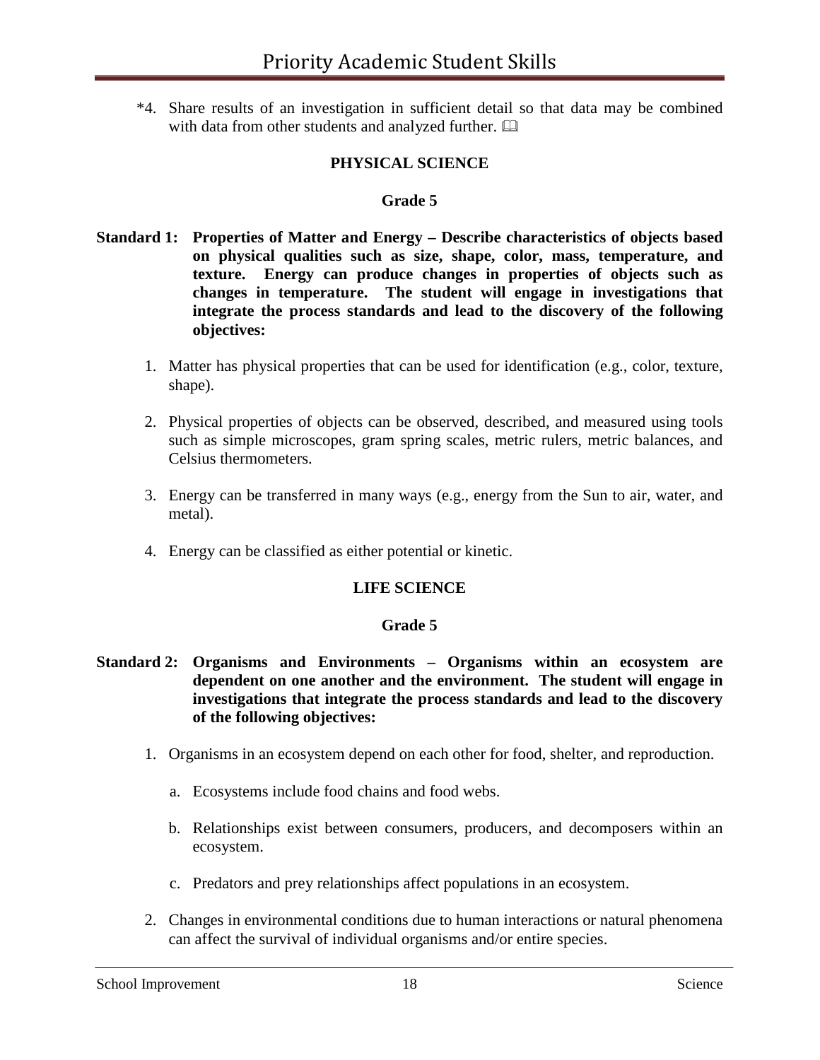*4. Share results of an investigation in sufficient detail so that data may be combined with data from other students and analyzed further. 📖

## PHYSICAL SCIENCE

### Grade 5

**Standard 1: Properties of Matter and Energy – Describe characteristics of objects based on physical qualities such as size, shape, color, mass, temperature, and texture. Energy can produce changes in properties of objects such as changes in temperature. The student will engage in investigations that integrate the process standards and lead to the discovery of the following objectives:**

1. Matter has physical properties that can be used for identification (e.g., color, texture, shape).

2. Physical properties of objects can be observed, described, and measured using tools such as simple microscopes, gram spring scales, metric rulers, metric balances, and Celsius thermometers.

3. Energy can be transferred in many ways (e.g., energy from the Sun to air, water, and metal).

4. Energy can be classified as either potential or kinetic.

## LIFE SCIENCE

### Grade 5

**Standard 2: Organisms and Environments – Organisms within an ecosystem are dependent on one another and the environment. The student will engage in investigations that integrate the process standards and lead to the discovery of the following objectives:**

1. Organisms in an ecosystem depend on each other for food, shelter, and reproduction.

   a. Ecosystems include food chains and food webs.

   b. Relationships exist between consumers, producers, and decomposers within an ecosystem.

   c. Predators and prey relationships affect populations in an ecosystem.

2. Changes in environmental conditions due to human interactions or natural phenomena can affect the survival of individual organisms and/or entire species.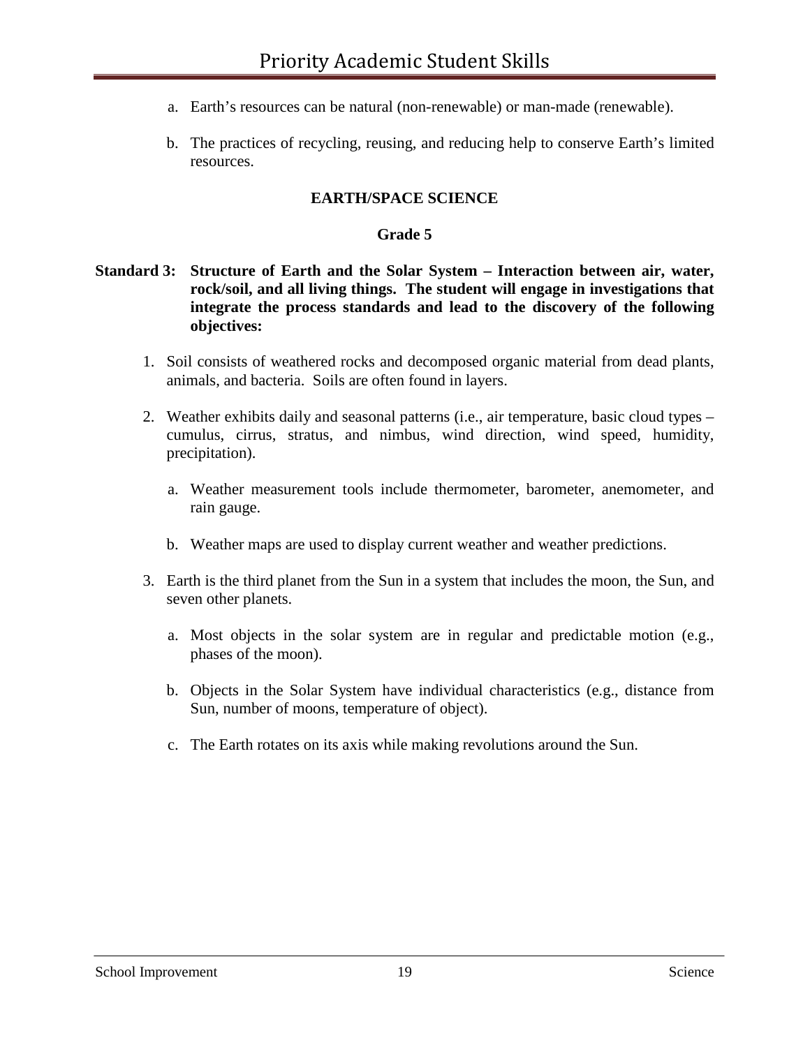a. Earth's resources can be natural (non-renewable) or man-made (renewable).

b. The practices of recycling, reusing, and reducing help to conserve Earth's limited resources.

## EARTH/SPACE SCIENCE

### Grade 5

**Standard 3: Structure of Earth and the Solar System – Interaction between air, water, rock/soil, and all living things. The student will engage in investigations that integrate the process standards and lead to the discovery of the following objectives:**

1. Soil consists of weathered rocks and decomposed organic material from dead plants, animals, and bacteria. Soils are often found in layers.

2. Weather exhibits daily and seasonal patterns (i.e., air temperature, basic cloud types – cumulus, cirrus, stratus, and nimbus, wind direction, wind speed, humidity, precipitation).

   a. Weather measurement tools include thermometer, barometer, anemometer, and rain gauge.

   b. Weather maps are used to display current weather and weather predictions.

3. Earth is the third planet from the Sun in a system that includes the moon, the Sun, and seven other planets.

   a. Most objects in the solar system are in regular and predictable motion (e.g., phases of the moon).

   b. Objects in the Solar System have individual characteristics (e.g., distance from Sun, number of moons, temperature of object).

   c. The Earth rotates on its axis while making revolutions around the Sun.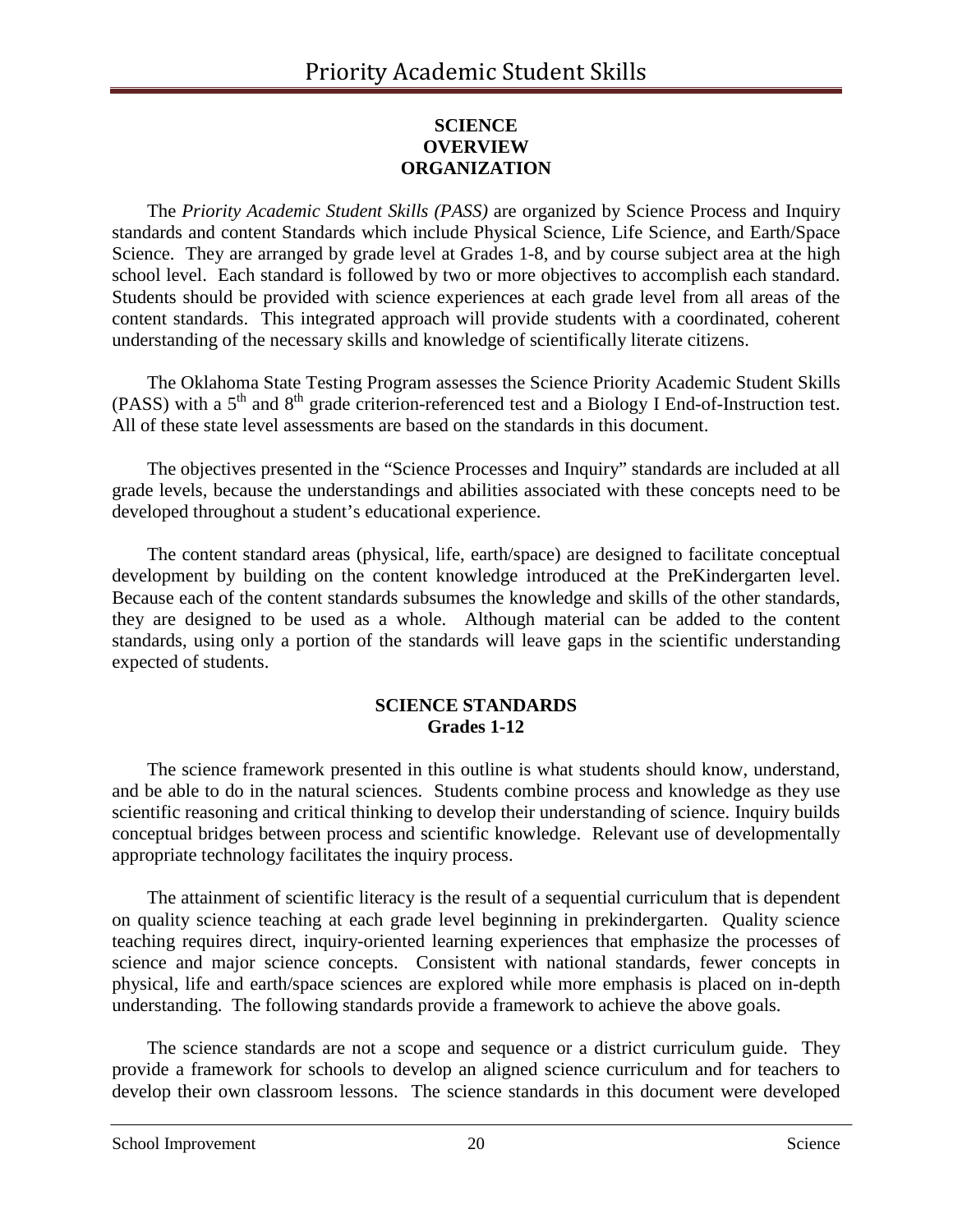## SCIENCE
## OVERVIEW
## ORGANIZATION

The *Priority Academic Student Skills (PASS)* are organized by Science Process and Inquiry standards and content Standards which include Physical Science, Life Science, and Earth/Space Science. They are arranged by grade level at Grades 1-8, and by course subject area at the high school level. Each standard is followed by two or more objectives to accomplish each standard. Students should be provided with science experiences at each grade level from all areas of the content standards. This integrated approach will provide students with a coordinated, coherent understanding of the necessary skills and knowledge of scientifically literate citizens.

The Oklahoma State Testing Program assesses the Science Priority Academic Student Skills (PASS) with a 5th and 8th grade criterion-referenced test and a Biology I End-of-Instruction test. All of these state level assessments are based on the standards in this document.

The objectives presented in the "Science Processes and Inquiry" standards are included at all grade levels, because the understandings and abilities associated with these concepts need to be developed throughout a student's educational experience.

The content standard areas (physical, life, earth/space) are designed to facilitate conceptual development by building on the content knowledge introduced at the PreKindergarten level. Because each of the content standards subsumes the knowledge and skills of the other standards, they are designed to be used as a whole. Although material can be added to the content standards, using only a portion of the standards will leave gaps in the scientific understanding expected of students.

## SCIENCE STANDARDS
## Grades 1-12

The science framework presented in this outline is what students should know, understand, and be able to do in the natural sciences. Students combine process and knowledge as they use scientific reasoning and critical thinking to develop their understanding of science. Inquiry builds conceptual bridges between process and scientific knowledge. Relevant use of developmentally appropriate technology facilitates the inquiry process.

The attainment of scientific literacy is the result of a sequential curriculum that is dependent on quality science teaching at each grade level beginning in prekindergarten. Quality science teaching requires direct, inquiry-oriented learning experiences that emphasize the processes of science and major science concepts. Consistent with national standards, fewer concepts in physical, life and earth/space sciences are explored while more emphasis is placed on in-depth understanding. The following standards provide a framework to achieve the above goals.

The science standards are not a scope and sequence or a district curriculum guide. They provide a framework for schools to develop an aligned science curriculum and for teachers to develop their own classroom lessons. The science standards in this document were developed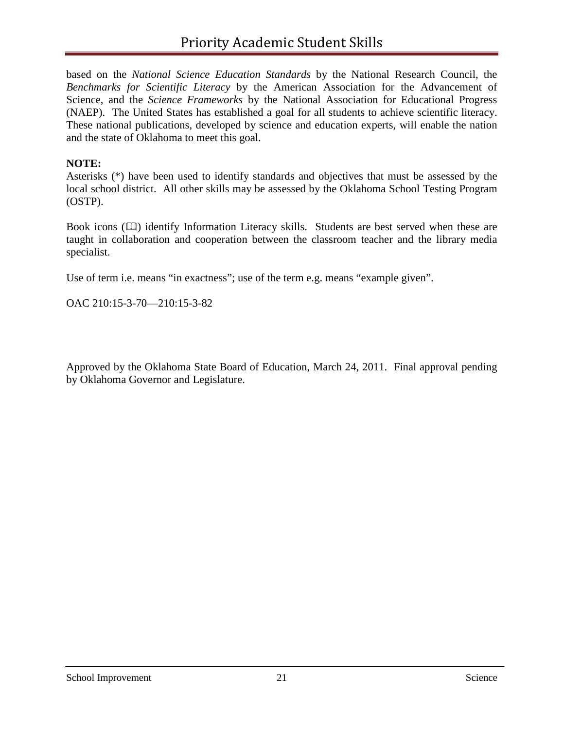based on the *National Science Education Standards* by the National Research Council, the *Benchmarks for Scientific Literacy* by the American Association for the Advancement of Science, and the *Science Frameworks* by the National Association for Educational Progress (NAEP). The United States has established a goal for all students to achieve scientific literacy. These national publications, developed by science and education experts, will enable the nation and the state of Oklahoma to meet this goal.

**NOTE:**
Asterisks (*) have been used to identify standards and objectives that must be assessed by the local school district. All other skills may be assessed by the Oklahoma School Testing Program (OSTP).

Book icons (🕮) identify Information Literacy skills. Students are best served when these are taught in collaboration and cooperation between the classroom teacher and the library media specialist.

Use of term i.e. means "in exactness"; use of the term e.g. means "example given".

OAC 210:15-3-70—210:15-3-82

Approved by the Oklahoma State Board of Education, March 24, 2011. Final approval pending by Oklahoma Governor and Legislature.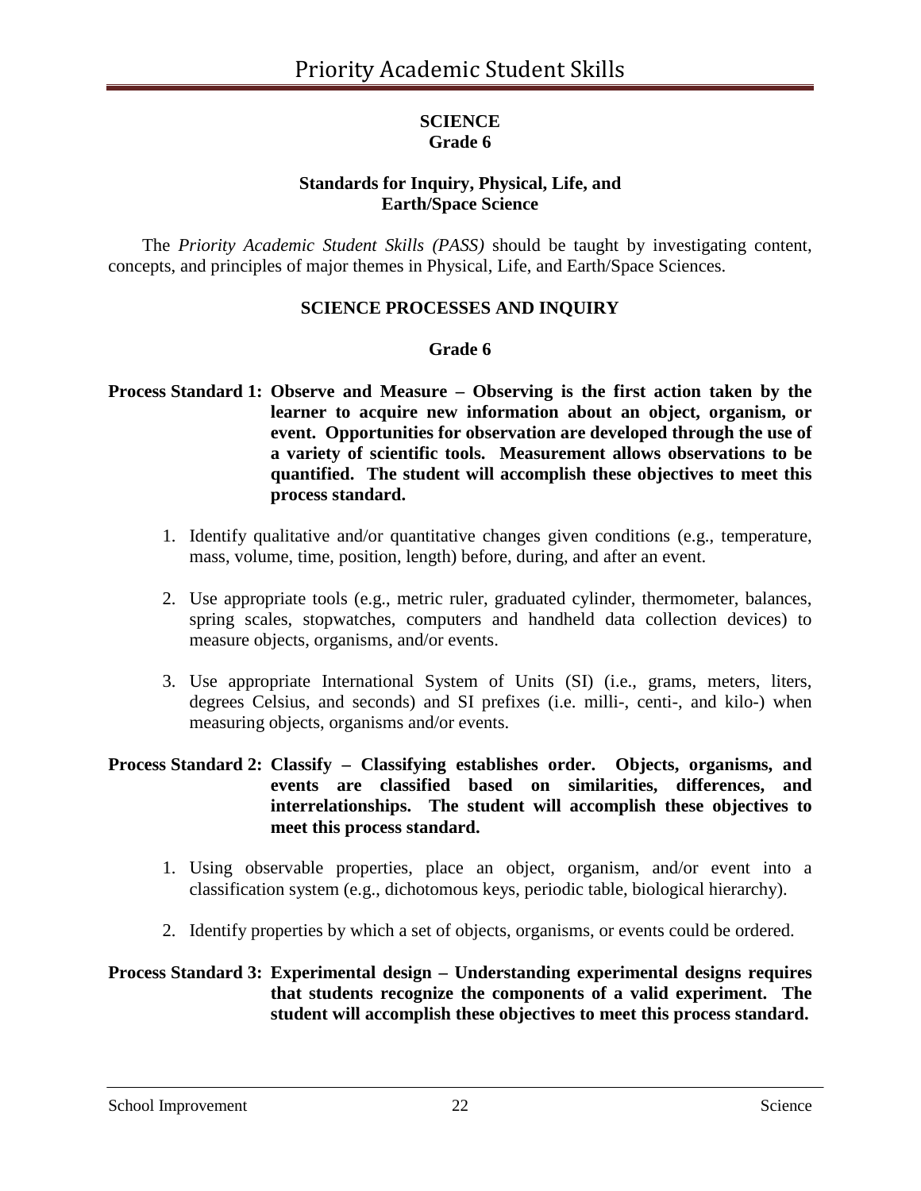# SCIENCE
## Grade 6

### Standards for Inquiry, Physical, Life, and Earth/Space Science

The *Priority Academic Student Skills (PASS)* should be taught by investigating content, concepts, and principles of major themes in Physical, Life, and Earth/Space Sciences.

### SCIENCE PROCESSES AND INQUIRY

#### Grade 6

**Process Standard 1: Observe and Measure – Observing is the first action taken by the learner to acquire new information about an object, organism, or event. Opportunities for observation are developed through the use of a variety of scientific tools. Measurement allows observations to be quantified. The student will accomplish these objectives to meet this process standard.**

1. Identify qualitative and/or quantitative changes given conditions (e.g., temperature, mass, volume, time, position, length) before, during, and after an event.

2. Use appropriate tools (e.g., metric ruler, graduated cylinder, thermometer, balances, spring scales, stopwatches, computers and handheld data collection devices) to measure objects, organisms, and/or events.

3. Use appropriate International System of Units (SI) (i.e., grams, meters, liters, degrees Celsius, and seconds) and SI prefixes (i.e. milli-, centi-, and kilo-) when measuring objects, organisms and/or events.

**Process Standard 2: Classify – Classifying establishes order. Objects, organisms, and events are classified based on similarities, differences, and interrelationships. The student will accomplish these objectives to meet this process standard.**

1. Using observable properties, place an object, organism, and/or event into a classification system (e.g., dichotomous keys, periodic table, biological hierarchy).

2. Identify properties by which a set of objects, organisms, or events could be ordered.

**Process Standard 3: Experimental design – Understanding experimental designs requires that students recognize the components of a valid experiment. The student will accomplish these objectives to meet this process standard.**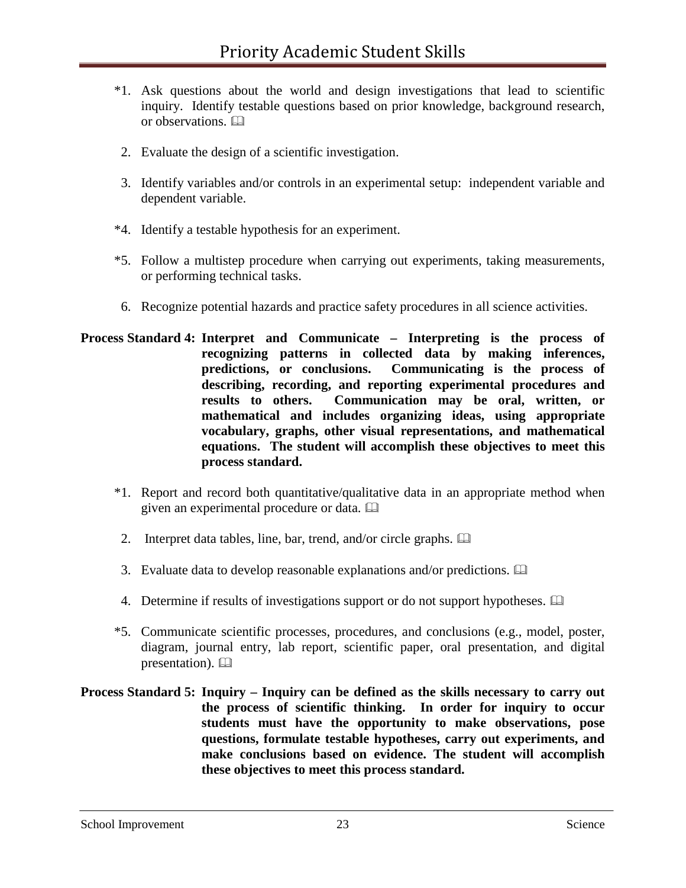*1. Ask questions about the world and design investigations that lead to scientific inquiry. Identify testable questions based on prior knowledge, background research, or observations. 🕮

2. Evaluate the design of a scientific investigation.

3. Identify variables and/or controls in an experimental setup: independent variable and dependent variable.

*4. Identify a testable hypothesis for an experiment.

*5. Follow a multistep procedure when carrying out experiments, taking measurements, or performing technical tasks.

6. Recognize potential hazards and practice safety procedures in all science activities.

**Process Standard 4: Interpret and Communicate – Interpreting is the process of recognizing patterns in collected data by making inferences, predictions, or conclusions. Communicating is the process of describing, recording, and reporting experimental procedures and results to others. Communication may be oral, written, or mathematical and includes organizing ideas, using appropriate vocabulary, graphs, other visual representations, and mathematical equations. The student will accomplish these objectives to meet this process standard.**

*1. Report and record both quantitative/qualitative data in an appropriate method when given an experimental procedure or data. 🕮

2. Interpret data tables, line, bar, trend, and/or circle graphs. 🕮

3. Evaluate data to develop reasonable explanations and/or predictions. 🕮

4. Determine if results of investigations support or do not support hypotheses. 🕮

*5. Communicate scientific processes, procedures, and conclusions (e.g., model, poster, diagram, journal entry, lab report, scientific paper, oral presentation, and digital presentation). 🕮

**Process Standard 5: Inquiry – Inquiry can be defined as the skills necessary to carry out the process of scientific thinking. In order for inquiry to occur students must have the opportunity to make observations, pose questions, formulate testable hypotheses, carry out experiments, and make conclusions based on evidence. The student will accomplish these objectives to meet this process standard.**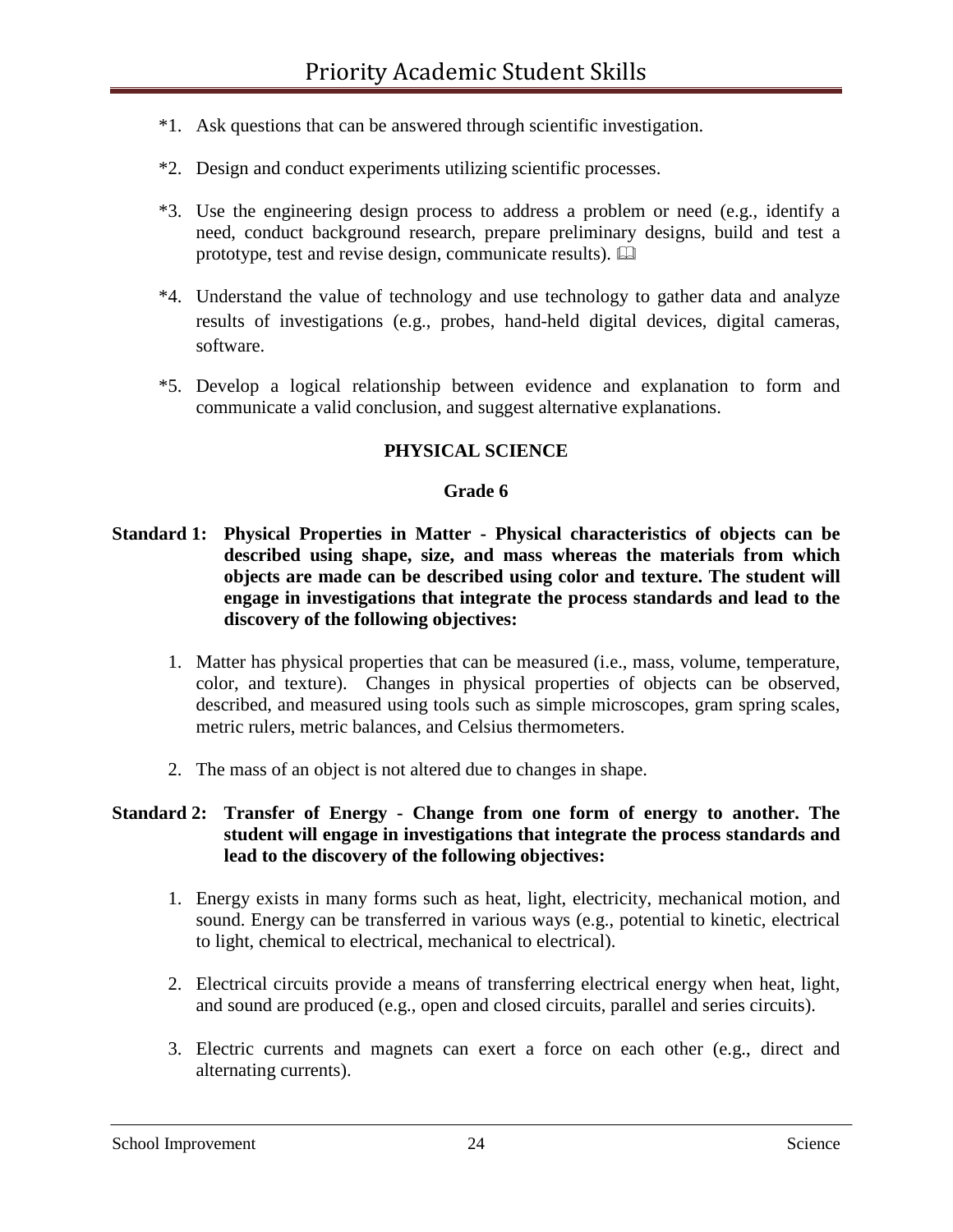*1. Ask questions that can be answered through scientific investigation.

*2. Design and conduct experiments utilizing scientific processes.

*3. Use the engineering design process to address a problem or need (e.g., identify a need, conduct background research, prepare preliminary designs, build and test a prototype, test and revise design, communicate results). 📖

*4. Understand the value of technology and use technology to gather data and analyze results of investigations (e.g., probes, hand-held digital devices, digital cameras, software.

*5. Develop a logical relationship between evidence and explanation to form and communicate a valid conclusion, and suggest alternative explanations.

## PHYSICAL SCIENCE

### Grade 6

**Standard 1: Physical Properties in Matter - Physical characteristics of objects can be described using shape, size, and mass whereas the materials from which objects are made can be described using color and texture. The student will engage in investigations that integrate the process standards and lead to the discovery of the following objectives:**

1. Matter has physical properties that can be measured (i.e., mass, volume, temperature, color, and texture). Changes in physical properties of objects can be observed, described, and measured using tools such as simple microscopes, gram spring scales, metric rulers, metric balances, and Celsius thermometers.

2. The mass of an object is not altered due to changes in shape.

**Standard 2: Transfer of Energy - Change from one form of energy to another. The student will engage in investigations that integrate the process standards and lead to the discovery of the following objectives:**

1. Energy exists in many forms such as heat, light, electricity, mechanical motion, and sound. Energy can be transferred in various ways (e.g., potential to kinetic, electrical to light, chemical to electrical, mechanical to electrical).

2. Electrical circuits provide a means of transferring electrical energy when heat, light, and sound are produced (e.g., open and closed circuits, parallel and series circuits).

3. Electric currents and magnets can exert a force on each other (e.g., direct and alternating currents).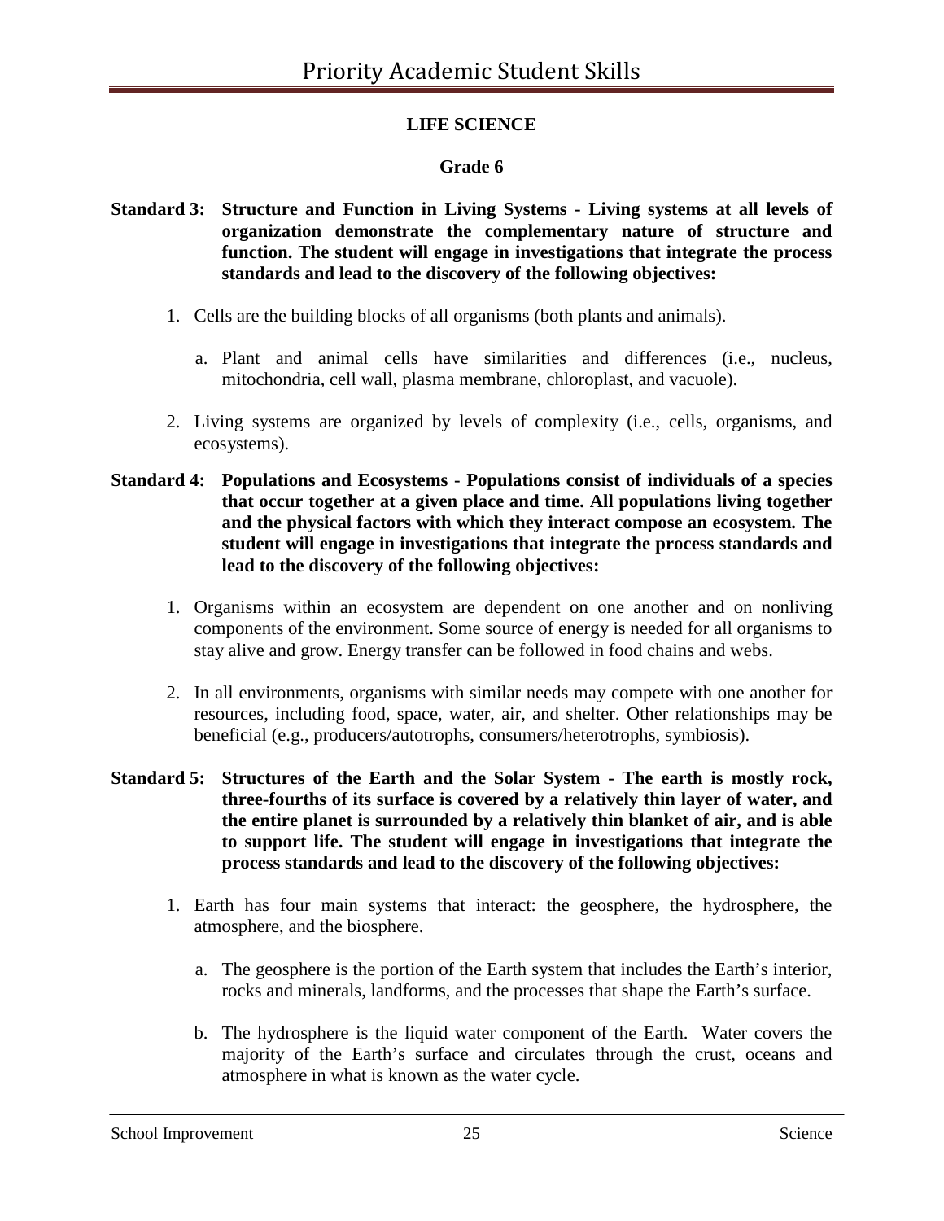## LIFE SCIENCE

### Grade 6

**Standard 3: Structure and Function in Living Systems - Living systems at all levels of organization demonstrate the complementary nature of structure and function. The student will engage in investigations that integrate the process standards and lead to the discovery of the following objectives:**

1. Cells are the building blocks of all organisms (both plants and animals).

   a. Plant and animal cells have similarities and differences (i.e., nucleus, mitochondria, cell wall, plasma membrane, chloroplast, and vacuole).

2. Living systems are organized by levels of complexity (i.e., cells, organisms, and ecosystems).

**Standard 4: Populations and Ecosystems - Populations consist of individuals of a species that occur together at a given place and time. All populations living together and the physical factors with which they interact compose an ecosystem. The student will engage in investigations that integrate the process standards and lead to the discovery of the following objectives:**

1. Organisms within an ecosystem are dependent on one another and on nonliving components of the environment. Some source of energy is needed for all organisms to stay alive and grow. Energy transfer can be followed in food chains and webs.

2. In all environments, organisms with similar needs may compete with one another for resources, including food, space, water, air, and shelter. Other relationships may be beneficial (e.g., producers/autotrophs, consumers/heterotrophs, symbiosis).

**Standard 5: Structures of the Earth and the Solar System - The earth is mostly rock, three-fourths of its surface is covered by a relatively thin layer of water, and the entire planet is surrounded by a relatively thin blanket of air, and is able to support life. The student will engage in investigations that integrate the process standards and lead to the discovery of the following objectives:**

1. Earth has four main systems that interact: the geosphere, the hydrosphere, the atmosphere, and the biosphere.

   a. The geosphere is the portion of the Earth system that includes the Earth's interior, rocks and minerals, landforms, and the processes that shape the Earth's surface.

   b. The hydrosphere is the liquid water component of the Earth. Water covers the majority of the Earth's surface and circulates through the crust, oceans and atmosphere in what is known as the water cycle.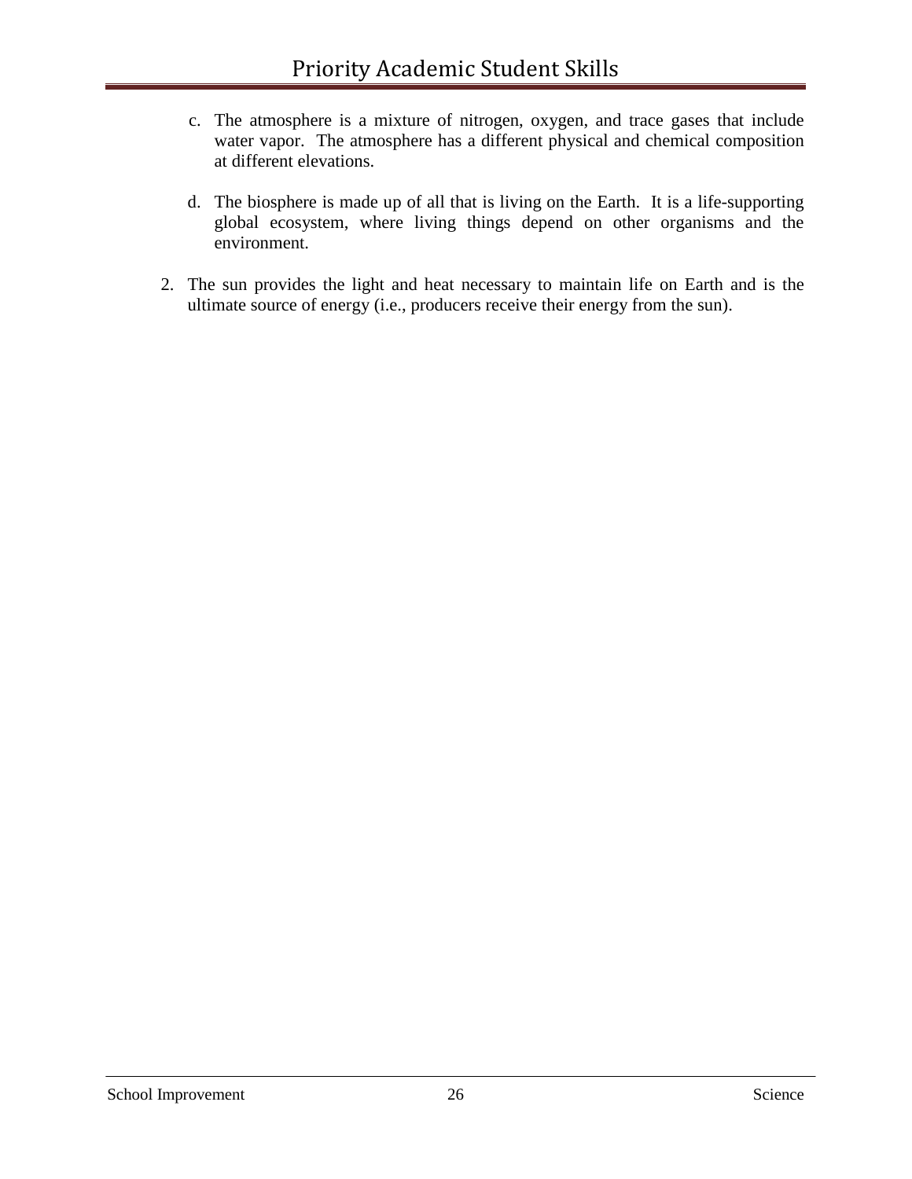c. The atmosphere is a mixture of nitrogen, oxygen, and trace gases that include water vapor. The atmosphere has a different physical and chemical composition at different elevations.

d. The biosphere is made up of all that is living on the Earth. It is a life-supporting global ecosystem, where living things depend on other organisms and the environment.

2. The sun provides the light and heat necessary to maintain life on Earth and is the ultimate source of energy (i.e., producers receive their energy from the sun).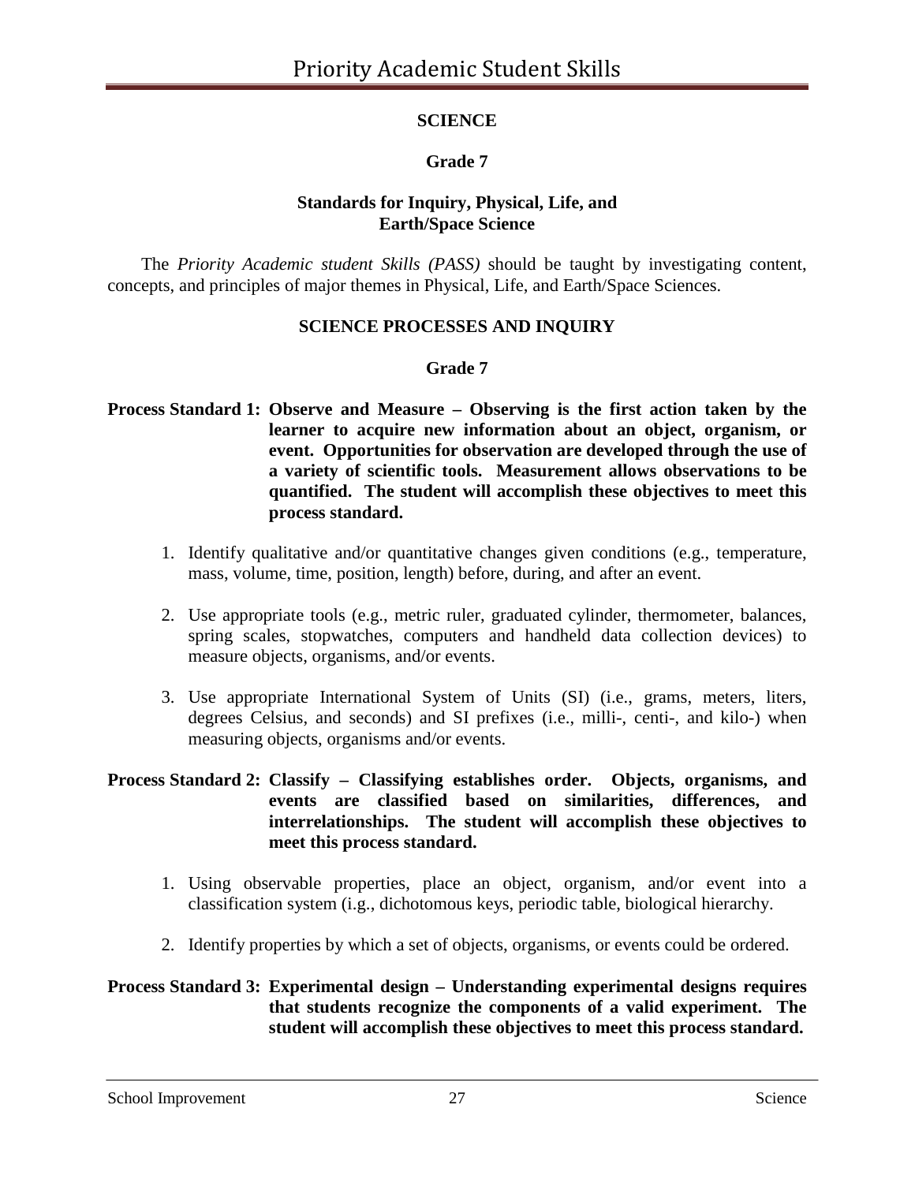## SCIENCE

### Grade 7

### Standards for Inquiry, Physical, Life, and Earth/Space Science

The *Priority Academic student Skills (PASS)* should be taught by investigating content, concepts, and principles of major themes in Physical, Life, and Earth/Space Sciences.

## SCIENCE PROCESSES AND INQUIRY

### Grade 7

**Process Standard 1: Observe and Measure – Observing is the first action taken by the learner to acquire new information about an object, organism, or event. Opportunities for observation are developed through the use of a variety of scientific tools. Measurement allows observations to be quantified. The student will accomplish these objectives to meet this process standard.**

1. Identify qualitative and/or quantitative changes given conditions (e.g., temperature, mass, volume, time, position, length) before, during, and after an event.
2. Use appropriate tools (e.g., metric ruler, graduated cylinder, thermometer, balances, spring scales, stopwatches, computers and handheld data collection devices) to measure objects, organisms, and/or events.
3. Use appropriate International System of Units (SI) (i.e., grams, meters, liters, degrees Celsius, and seconds) and SI prefixes (i.e., milli-, centi-, and kilo-) when measuring objects, organisms and/or events.

**Process Standard 2: Classify – Classifying establishes order. Objects, organisms, and events are classified based on similarities, differences, and interrelationships. The student will accomplish these objectives to meet this process standard.**

1. Using observable properties, place an object, organism, and/or event into a classification system (i.e., dichotomous keys, periodic table, biological hierarchy.
2. Identify properties by which a set of objects, organisms, or events could be ordered.

**Process Standard 3: Experimental design – Understanding experimental designs requires that students recognize the components of a valid experiment. The student will accomplish these objectives to meet this process standard.**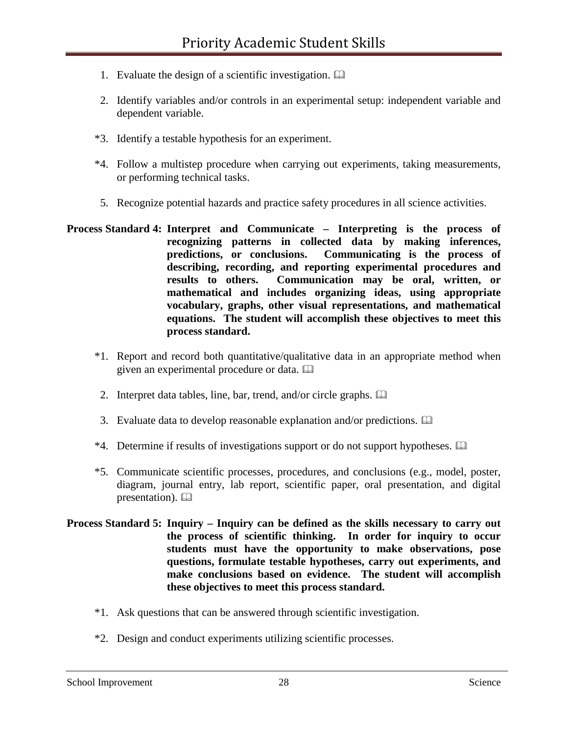1. Evaluate the design of a scientific investigation. 📖

2. Identify variables and/or controls in an experimental setup: independent variable and dependent variable.

*3. Identify a testable hypothesis for an experiment.

*4. Follow a multistep procedure when carrying out experiments, taking measurements, or performing technical tasks.

5. Recognize potential hazards and practice safety procedures in all science activities.

**Process Standard 4: Interpret and Communicate – Interpreting is the process of recognizing patterns in collected data by making inferences, predictions, or conclusions. Communicating is the process of describing, recording, and reporting experimental procedures and results to others. Communication may be oral, written, or mathematical and includes organizing ideas, using appropriate vocabulary, graphs, other visual representations, and mathematical equations. The student will accomplish these objectives to meet this process standard.**

*1. Report and record both quantitative/qualitative data in an appropriate method when given an experimental procedure or data. 📖

2. Interpret data tables, line, bar, trend, and/or circle graphs. 📖

3. Evaluate data to develop reasonable explanation and/or predictions. 📖

*4. Determine if results of investigations support or do not support hypotheses. 📖

*5. Communicate scientific processes, procedures, and conclusions (e.g., model, poster, diagram, journal entry, lab report, scientific paper, oral presentation, and digital presentation). 📖

**Process Standard 5: Inquiry – Inquiry can be defined as the skills necessary to carry out the process of scientific thinking. In order for inquiry to occur students must have the opportunity to make observations, pose questions, formulate testable hypotheses, carry out experiments, and make conclusions based on evidence. The student will accomplish these objectives to meet this process standard.**

*1. Ask questions that can be answered through scientific investigation.

*2. Design and conduct experiments utilizing scientific processes.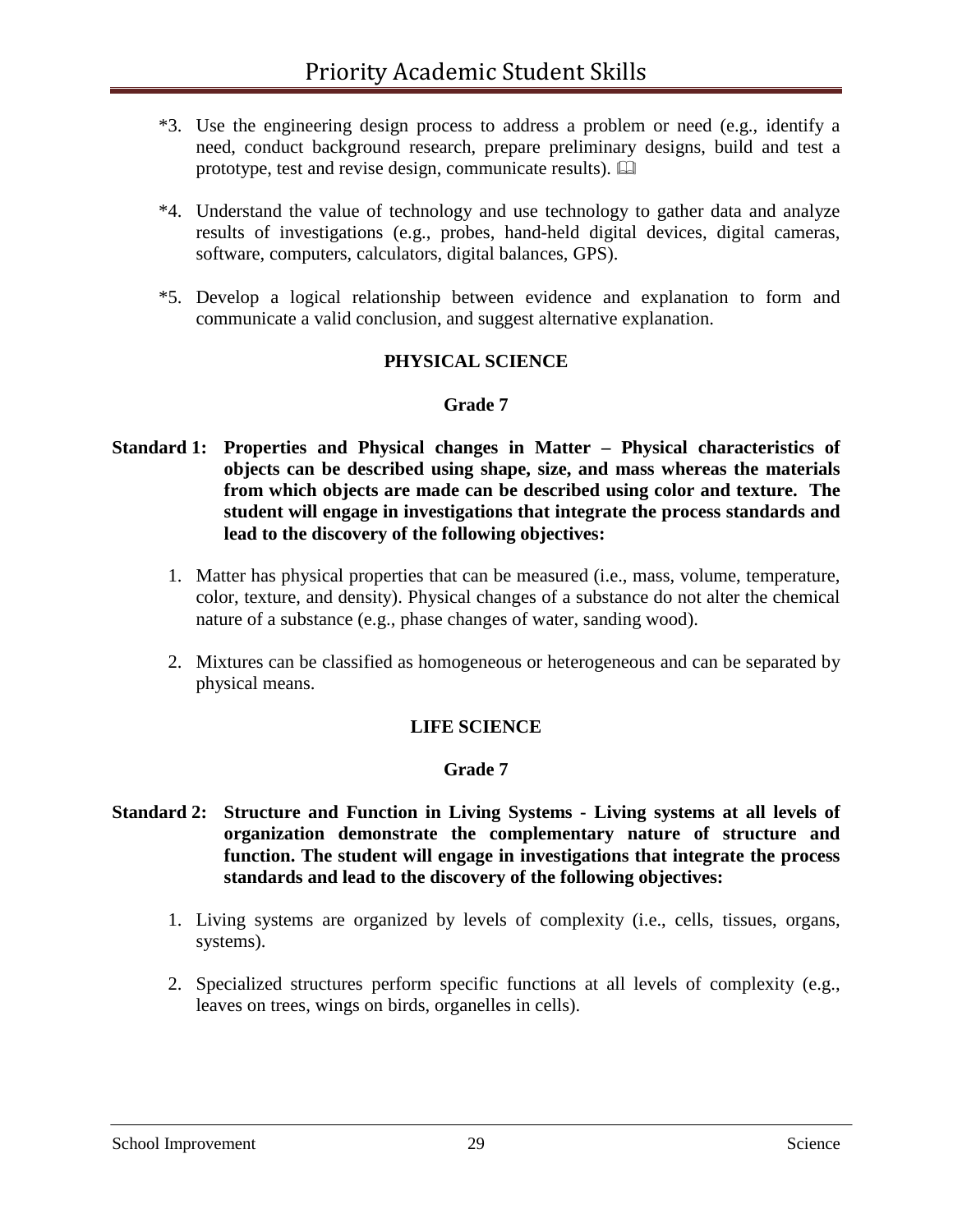*3. Use the engineering design process to address a problem or need (e.g., identify a need, conduct background research, prepare preliminary designs, build and test a prototype, test and revise design, communicate results). 📖

*4. Understand the value of technology and use technology to gather data and analyze results of investigations (e.g., probes, hand-held digital devices, digital cameras, software, computers, calculators, digital balances, GPS).

*5. Develop a logical relationship between evidence and explanation to form and communicate a valid conclusion, and suggest alternative explanation.

**PHYSICAL SCIENCE**

**Grade 7**

**Standard 1: Properties and Physical changes in Matter – Physical characteristics of objects can be described using shape, size, and mass whereas the materials from which objects are made can be described using color and texture. The student will engage in investigations that integrate the process standards and lead to the discovery of the following objectives:**

1. Matter has physical properties that can be measured (i.e., mass, volume, temperature, color, texture, and density). Physical changes of a substance do not alter the chemical nature of a substance (e.g., phase changes of water, sanding wood).

2. Mixtures can be classified as homogeneous or heterogeneous and can be separated by physical means.

**LIFE SCIENCE**

**Grade 7**

**Standard 2: Structure and Function in Living Systems - Living systems at all levels of organization demonstrate the complementary nature of structure and function. The student will engage in investigations that integrate the process standards and lead to the discovery of the following objectives:**

1. Living systems are organized by levels of complexity (i.e., cells, tissues, organs, systems).

2. Specialized structures perform specific functions at all levels of complexity (e.g., leaves on trees, wings on birds, organelles in cells).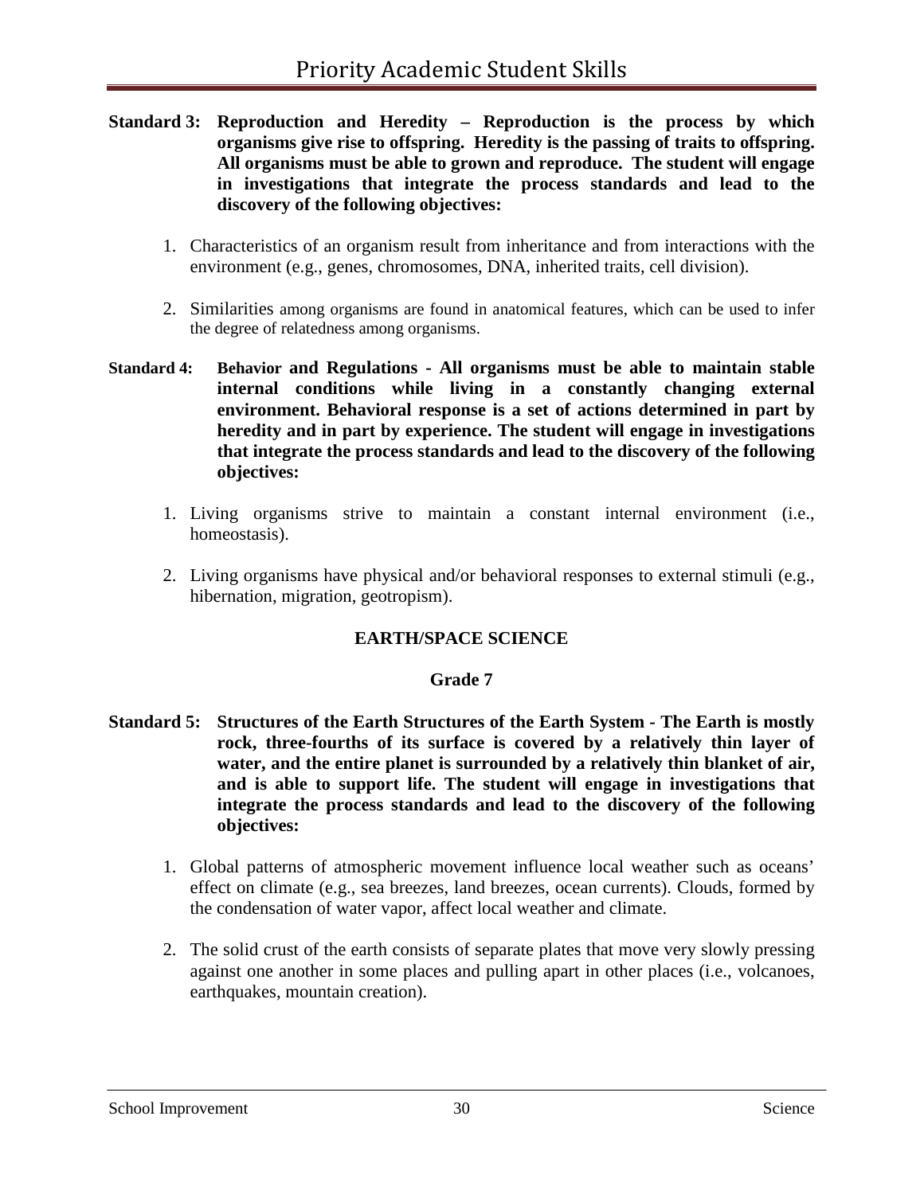**Standard 3: Reproduction and Heredity – Reproduction is the process by which organisms give rise to offspring. Heredity is the passing of traits to offspring. All organisms must be able to grown and reproduce. The student will engage in investigations that integrate the process standards and lead to the discovery of the following objectives:**

1. Characteristics of an organism result from inheritance and from interactions with the environment (e.g., genes, chromosomes, DNA, inherited traits, cell division).

2. Similarities among organisms are found in anatomical features, which can be used to infer the degree of relatedness among organisms.

**Standard 4: Behavior and Regulations - All organisms must be able to maintain stable internal conditions while living in a constantly changing external environment. Behavioral response is a set of actions determined in part by heredity and in part by experience. The student will engage in investigations that integrate the process standards and lead to the discovery of the following objectives:**

1. Living organisms strive to maintain a constant internal environment (i.e., homeostasis).

2. Living organisms have physical and/or behavioral responses to external stimuli (e.g., hibernation, migration, geotropism).

## EARTH/SPACE SCIENCE

### Grade 7

**Standard 5: Structures of the Earth Structures of the Earth System - The Earth is mostly rock, three-fourths of its surface is covered by a relatively thin layer of water, and the entire planet is surrounded by a relatively thin blanket of air, and is able to support life. The student will engage in investigations that integrate the process standards and lead to the discovery of the following objectives:**

1. Global patterns of atmospheric movement influence local weather such as oceans' effect on climate (e.g., sea breezes, land breezes, ocean currents). Clouds, formed by the condensation of water vapor, affect local weather and climate.

2. The solid crust of the earth consists of separate plates that move very slowly pressing against one another in some places and pulling apart in other places (i.e., volcanoes, earthquakes, mountain creation).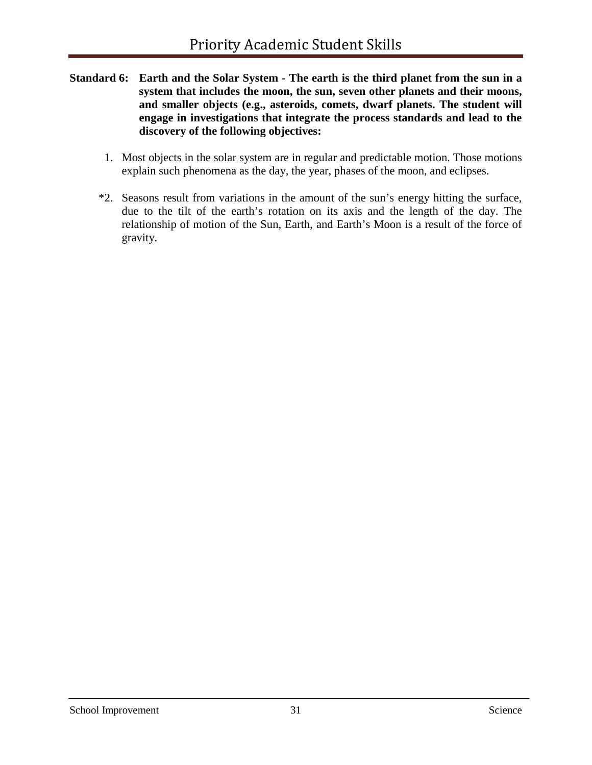**Standard 6: Earth and the Solar System - The earth is the third planet from the sun in a system that includes the moon, the sun, seven other planets and their moons, and smaller objects (e.g., asteroids, comets, dwarf planets. The student will engage in investigations that integrate the process standards and lead to the discovery of the following objectives:**

1. Most objects in the solar system are in regular and predictable motion. Those motions explain such phenomena as the day, the year, phases of the moon, and eclipses.

*2. Seasons result from variations in the amount of the sun's energy hitting the surface, due to the tilt of the earth's rotation on its axis and the length of the day. The relationship of motion of the Sun, Earth, and Earth's Moon is a result of the force of gravity.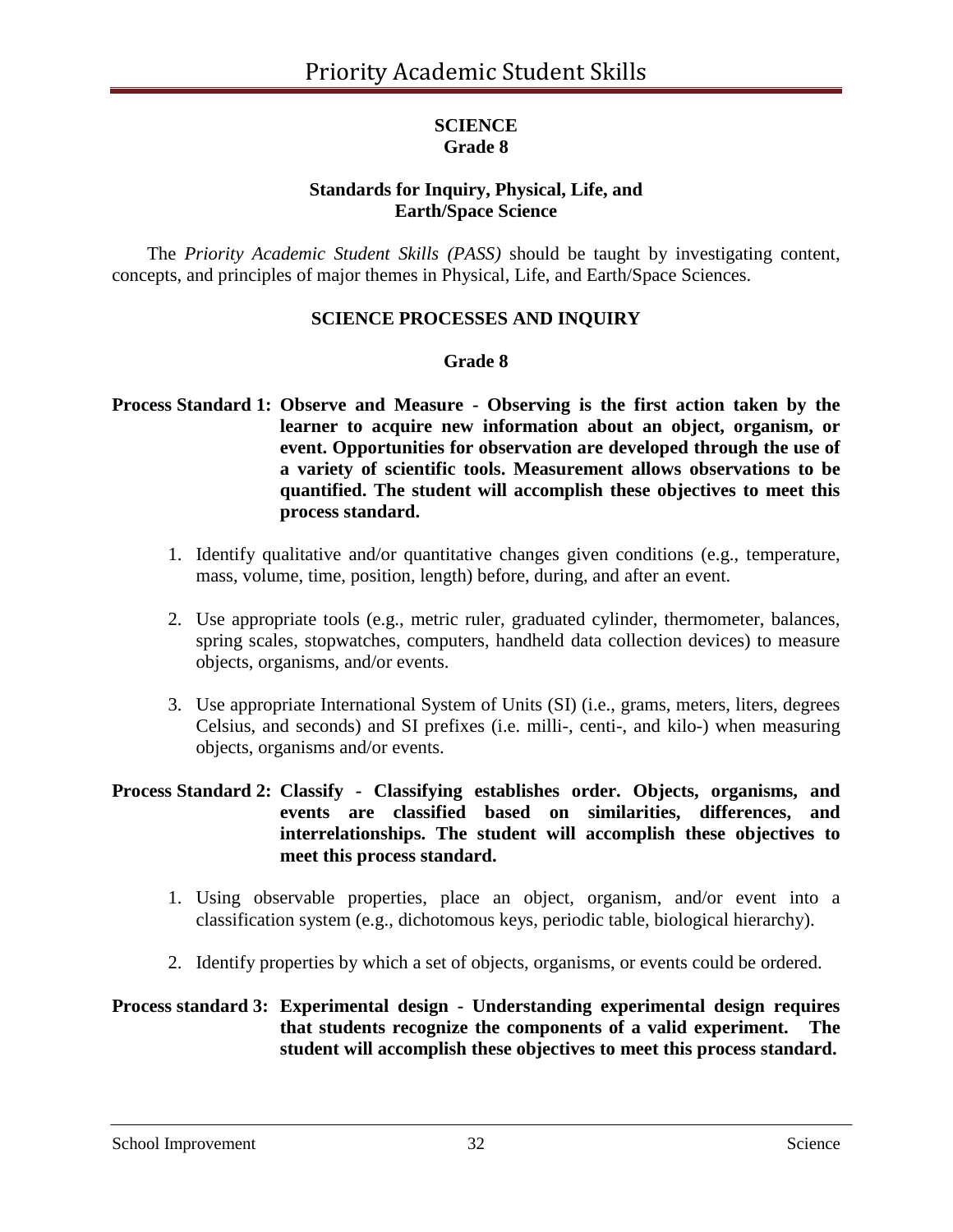## SCIENCE
## Grade 8

### Standards for Inquiry, Physical, Life, and Earth/Space Science

The *Priority Academic Student Skills (PASS)* should be taught by investigating content, concepts, and principles of major themes in Physical, Life, and Earth/Space Sciences.

### SCIENCE PROCESSES AND INQUIRY

### Grade 8

**Process Standard 1: Observe and Measure - Observing is the first action taken by the learner to acquire new information about an object, organism, or event. Opportunities for observation are developed through the use of a variety of scientific tools. Measurement allows observations to be quantified. The student will accomplish these objectives to meet this process standard.**

1. Identify qualitative and/or quantitative changes given conditions (e.g., temperature, mass, volume, time, position, length) before, during, and after an event.
2. Use appropriate tools (e.g., metric ruler, graduated cylinder, thermometer, balances, spring scales, stopwatches, computers, handheld data collection devices) to measure objects, organisms, and/or events.
3. Use appropriate International System of Units (SI) (i.e., grams, meters, liters, degrees Celsius, and seconds) and SI prefixes (i.e. milli-, centi-, and kilo-) when measuring objects, organisms and/or events.

**Process Standard 2: Classify - Classifying establishes order. Objects, organisms, and events are classified based on similarities, differences, and interrelationships. The student will accomplish these objectives to meet this process standard.**

1. Using observable properties, place an object, organism, and/or event into a classification system (e.g., dichotomous keys, periodic table, biological hierarchy).
2. Identify properties by which a set of objects, organisms, or events could be ordered.

**Process standard 3: Experimental design - Understanding experimental design requires that students recognize the components of a valid experiment. The student will accomplish these objectives to meet this process standard.**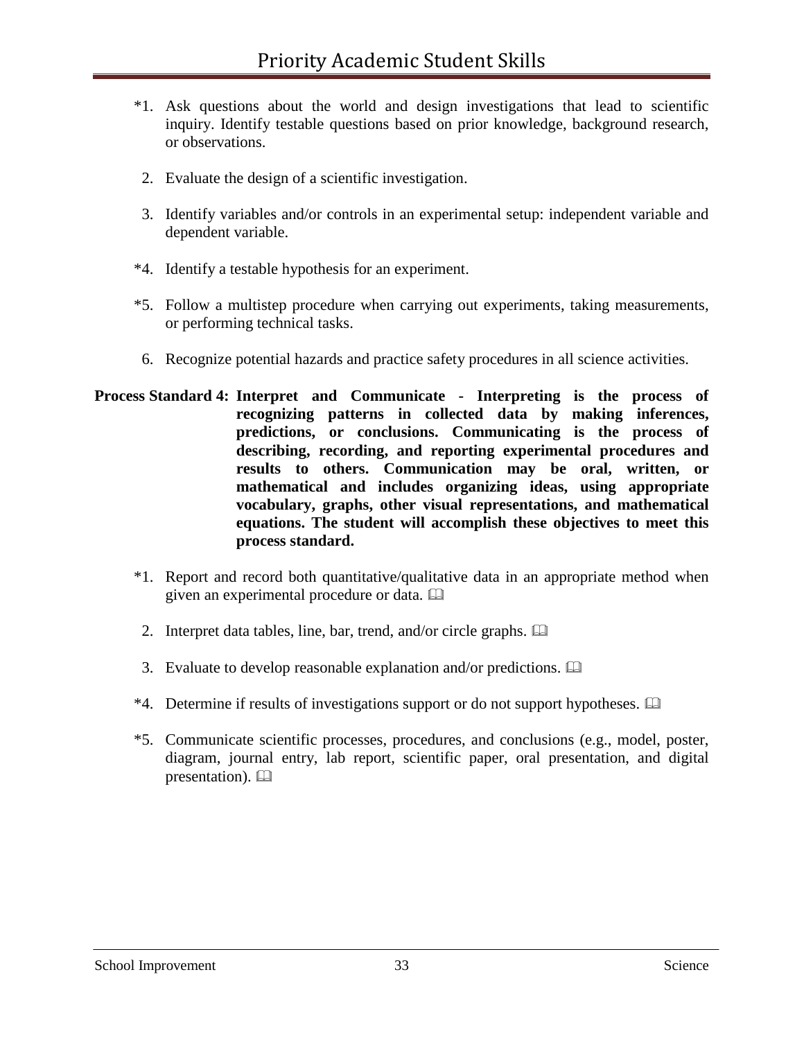*1. Ask questions about the world and design investigations that lead to scientific inquiry. Identify testable questions based on prior knowledge, background research, or observations.

2. Evaluate the design of a scientific investigation.

3. Identify variables and/or controls in an experimental setup: independent variable and dependent variable.

*4. Identify a testable hypothesis for an experiment.

*5. Follow a multistep procedure when carrying out experiments, taking measurements, or performing technical tasks.

6. Recognize potential hazards and practice safety procedures in all science activities.

**Process Standard 4: Interpret and Communicate - Interpreting is the process of recognizing patterns in collected data by making inferences, predictions, or conclusions. Communicating is the process of describing, recording, and reporting experimental procedures and results to others. Communication may be oral, written, or mathematical and includes organizing ideas, using appropriate vocabulary, graphs, other visual representations, and mathematical equations. The student will accomplish these objectives to meet this process standard.**

*1. Report and record both quantitative/qualitative data in an appropriate method when given an experimental procedure or data. 🕮

2. Interpret data tables, line, bar, trend, and/or circle graphs. 🕮

3. Evaluate to develop reasonable explanation and/or predictions. 🕮

*4. Determine if results of investigations support or do not support hypotheses. 🕮

*5. Communicate scientific processes, procedures, and conclusions (e.g., model, poster, diagram, journal entry, lab report, scientific paper, oral presentation, and digital presentation). 🕮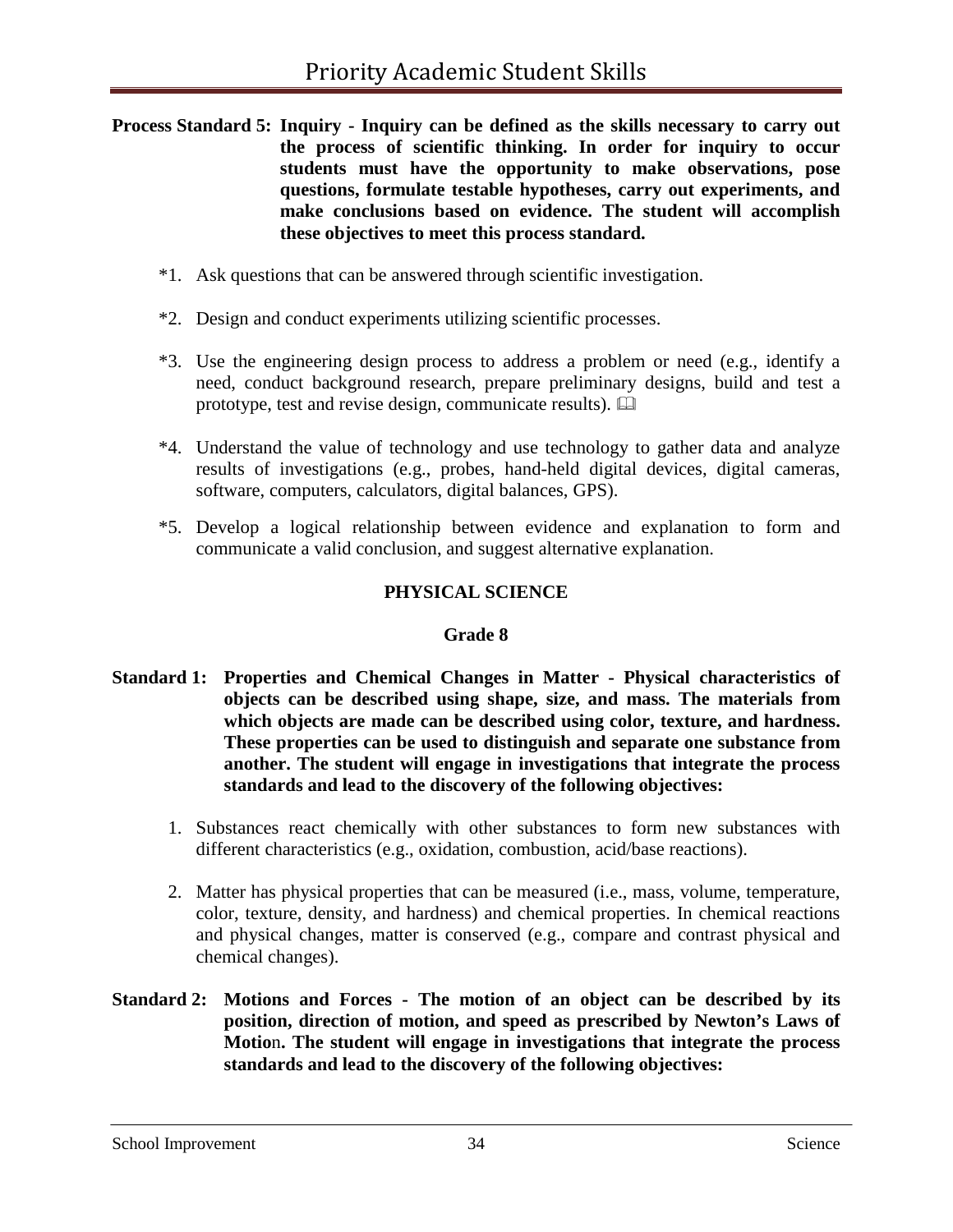**Process Standard 5: Inquiry - Inquiry can be defined as the skills necessary to carry out the process of scientific thinking. In order for inquiry to occur students must have the opportunity to make observations, pose questions, formulate testable hypotheses, carry out experiments, and make conclusions based on evidence. The student will accomplish these objectives to meet this process standard.**

*1. Ask questions that can be answered through scientific investigation.

*2. Design and conduct experiments utilizing scientific processes.

*3. Use the engineering design process to address a problem or need (e.g., identify a need, conduct background research, prepare preliminary designs, build and test a prototype, test and revise design, communicate results). 🕮

*4. Understand the value of technology and use technology to gather data and analyze results of investigations (e.g., probes, hand-held digital devices, digital cameras, software, computers, calculators, digital balances, GPS).

*5. Develop a logical relationship between evidence and explanation to form and communicate a valid conclusion, and suggest alternative explanation.

## PHYSICAL SCIENCE

### Grade 8

**Standard 1: Properties and Chemical Changes in Matter - Physical characteristics of objects can be described using shape, size, and mass. The materials from which objects are made can be described using color, texture, and hardness. These properties can be used to distinguish and separate one substance from another. The student will engage in investigations that integrate the process standards and lead to the discovery of the following objectives:**

1. Substances react chemically with other substances to form new substances with different characteristics (e.g., oxidation, combustion, acid/base reactions).

2. Matter has physical properties that can be measured (i.e., mass, volume, temperature, color, texture, density, and hardness) and chemical properties. In chemical reactions and physical changes, matter is conserved (e.g., compare and contrast physical and chemical changes).

**Standard 2: Motions and Forces - The motion of an object can be described by its position, direction of motion, and speed as prescribed by Newton's Laws of Motion. The student will engage in investigations that integrate the process standards and lead to the discovery of the following objectives:**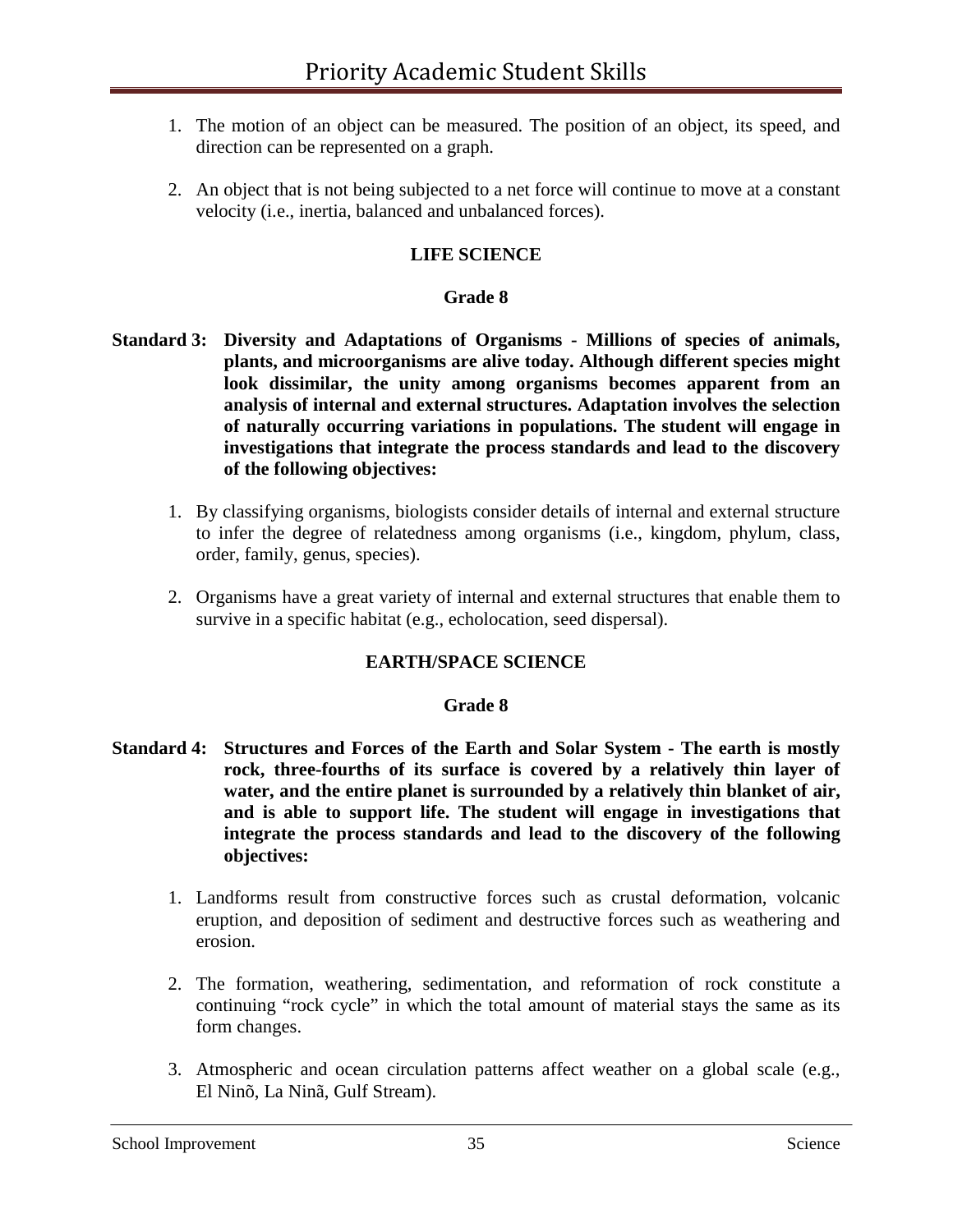1. The motion of an object can be measured. The position of an object, its speed, and direction can be represented on a graph.

2. An object that is not being subjected to a net force will continue to move at a constant velocity (i.e., inertia, balanced and unbalanced forces).

**LIFE SCIENCE**

**Grade 8**

**Standard 3: Diversity and Adaptations of Organisms - Millions of species of animals, plants, and microorganisms are alive today. Although different species might look dissimilar, the unity among organisms becomes apparent from an analysis of internal and external structures. Adaptation involves the selection of naturally occurring variations in populations. The student will engage in investigations that integrate the process standards and lead to the discovery of the following objectives:**

1. By classifying organisms, biologists consider details of internal and external structure to infer the degree of relatedness among organisms (i.e., kingdom, phylum, class, order, family, genus, species).

2. Organisms have a great variety of internal and external structures that enable them to survive in a specific habitat (e.g., echolocation, seed dispersal).

**EARTH/SPACE SCIENCE**

**Grade 8**

**Standard 4: Structures and Forces of the Earth and Solar System - The earth is mostly rock, three-fourths of its surface is covered by a relatively thin layer of water, and the entire planet is surrounded by a relatively thin blanket of air, and is able to support life. The student will engage in investigations that integrate the process standards and lead to the discovery of the following objectives:**

1. Landforms result from constructive forces such as crustal deformation, volcanic eruption, and deposition of sediment and destructive forces such as weathering and erosion.

2. The formation, weathering, sedimentation, and reformation of rock constitute a continuing "rock cycle" in which the total amount of material stays the same as its form changes.

3. Atmospheric and ocean circulation patterns affect weather on a global scale (e.g., El Ninõ, La Ninã, Gulf Stream).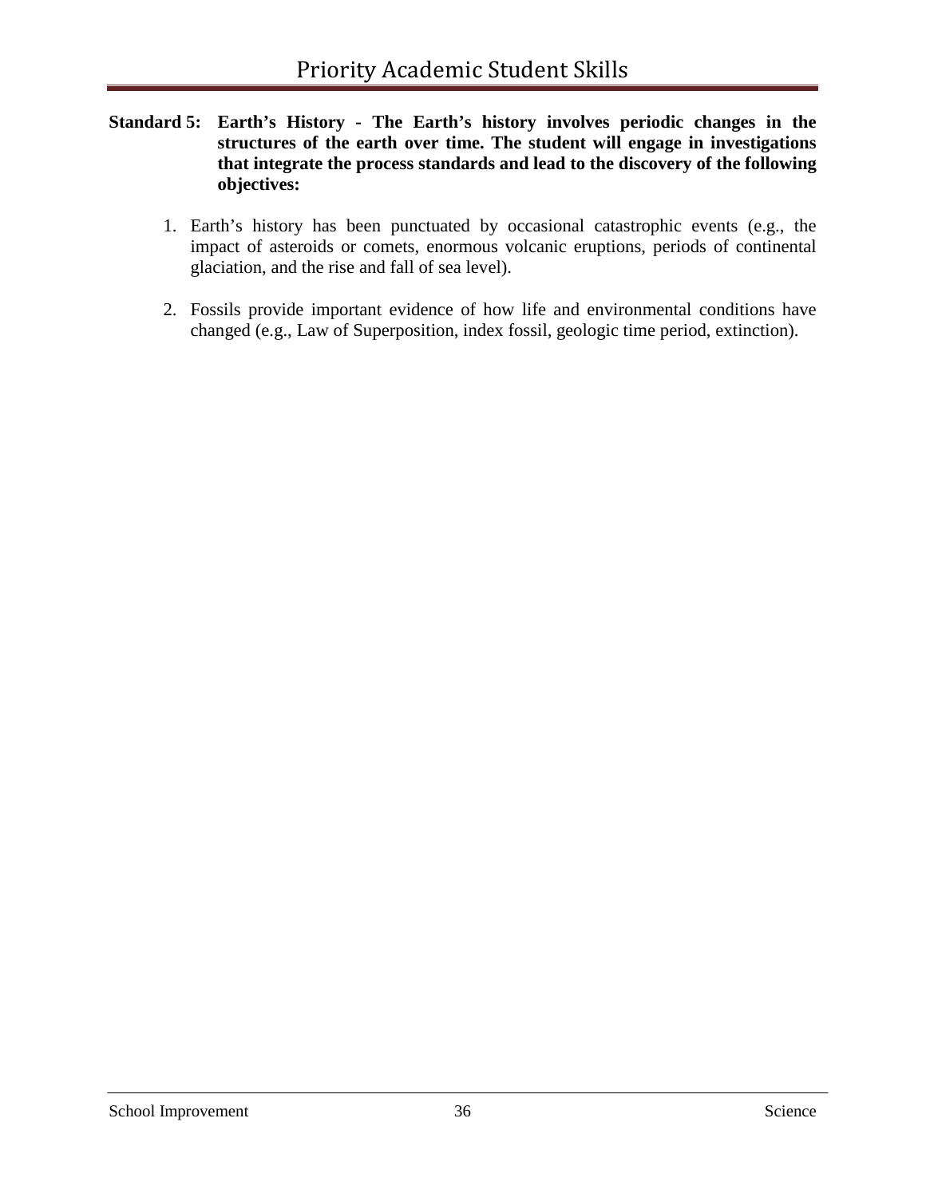**Standard 5: Earth's History - The Earth's history involves periodic changes in the structures of the earth over time. The student will engage in investigations that integrate the process standards and lead to the discovery of the following objectives:**

1. Earth's history has been punctuated by occasional catastrophic events (e.g., the impact of asteroids or comets, enormous volcanic eruptions, periods of continental glaciation, and the rise and fall of sea level).

2. Fossils provide important evidence of how life and environmental conditions have changed (e.g., Law of Superposition, index fossil, geologic time period, extinction).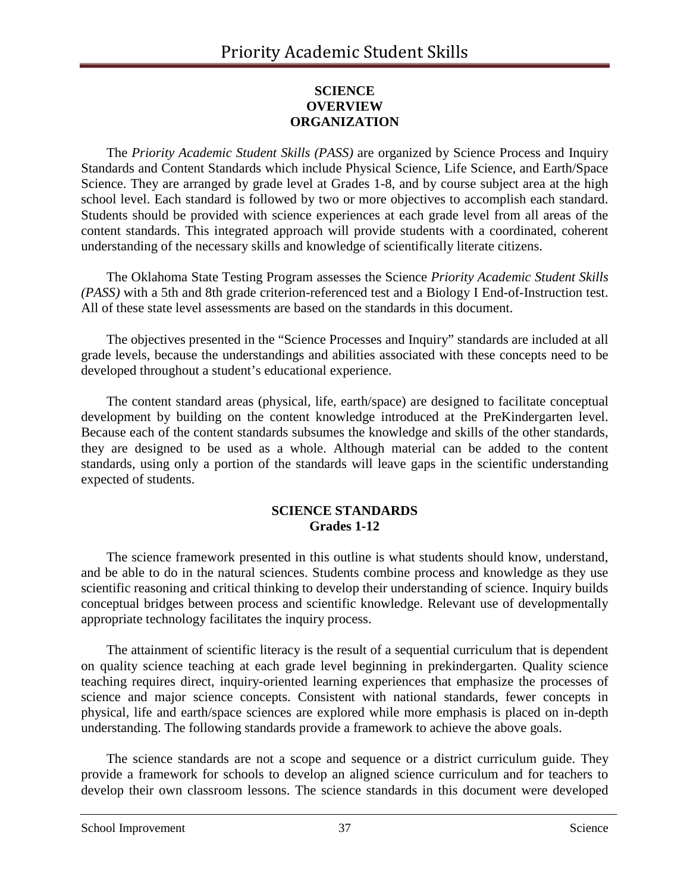## SCIENCE
## OVERVIEW
## ORGANIZATION

The *Priority Academic Student Skills (PASS)* are organized by Science Process and Inquiry Standards and Content Standards which include Physical Science, Life Science, and Earth/Space Science. They are arranged by grade level at Grades 1-8, and by course subject area at the high school level. Each standard is followed by two or more objectives to accomplish each standard. Students should be provided with science experiences at each grade level from all areas of the content standards. This integrated approach will provide students with a coordinated, coherent understanding of the necessary skills and knowledge of scientifically literate citizens.

The Oklahoma State Testing Program assesses the Science *Priority Academic Student Skills (PASS)* with a 5th and 8th grade criterion-referenced test and a Biology I End-of-Instruction test. All of these state level assessments are based on the standards in this document.

The objectives presented in the "Science Processes and Inquiry" standards are included at all grade levels, because the understandings and abilities associated with these concepts need to be developed throughout a student's educational experience.

The content standard areas (physical, life, earth/space) are designed to facilitate conceptual development by building on the content knowledge introduced at the PreKindergarten level. Because each of the content standards subsumes the knowledge and skills of the other standards, they are designed to be used as a whole. Although material can be added to the content standards, using only a portion of the standards will leave gaps in the scientific understanding expected of students.

## SCIENCE STANDARDS
## Grades 1-12

The science framework presented in this outline is what students should know, understand, and be able to do in the natural sciences. Students combine process and knowledge as they use scientific reasoning and critical thinking to develop their understanding of science. Inquiry builds conceptual bridges between process and scientific knowledge. Relevant use of developmentally appropriate technology facilitates the inquiry process.

The attainment of scientific literacy is the result of a sequential curriculum that is dependent on quality science teaching at each grade level beginning in prekindergarten. Quality science teaching requires direct, inquiry-oriented learning experiences that emphasize the processes of science and major science concepts. Consistent with national standards, fewer concepts in physical, life and earth/space sciences are explored while more emphasis is placed on in-depth understanding. The following standards provide a framework to achieve the above goals.

The science standards are not a scope and sequence or a district curriculum guide. They provide a framework for schools to develop an aligned science curriculum and for teachers to develop their own classroom lessons. The science standards in this document were developed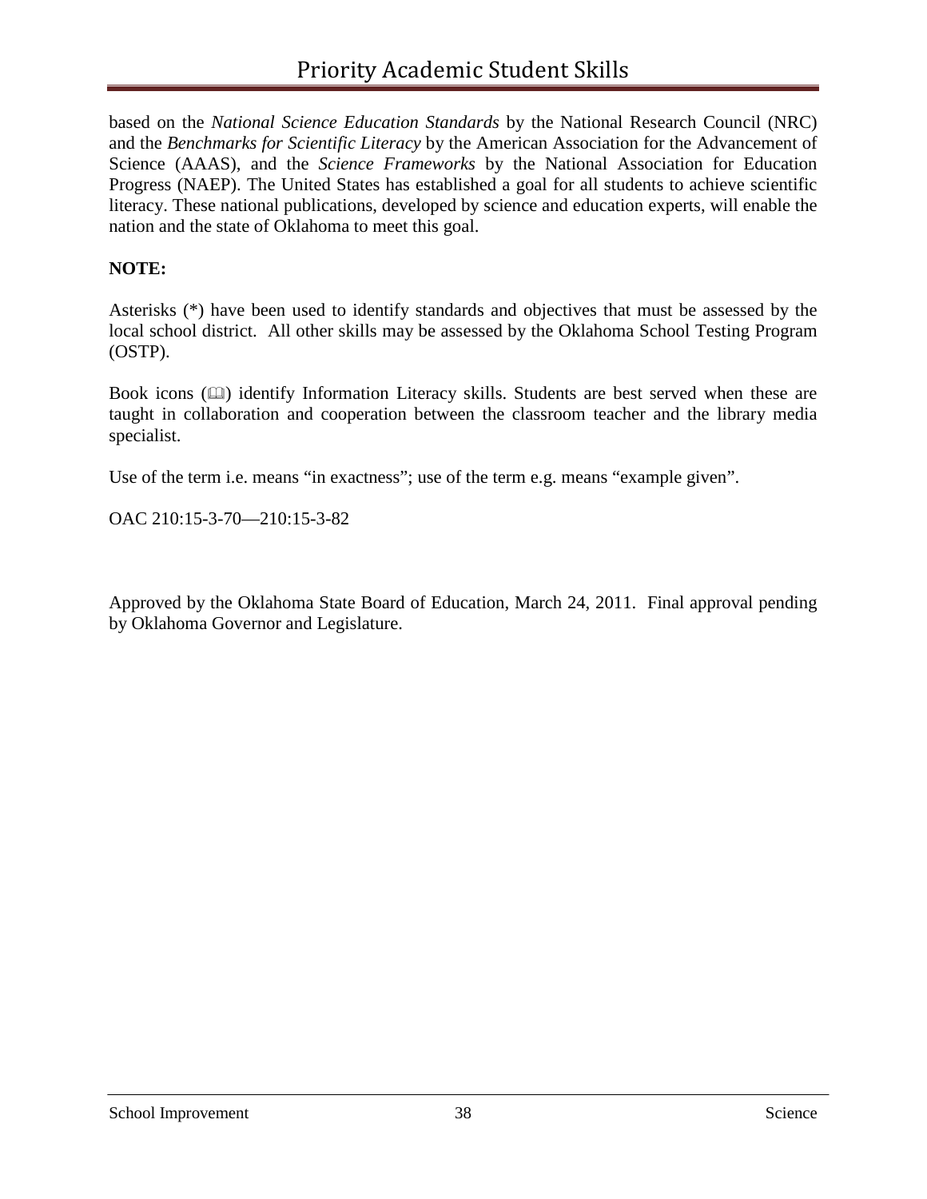based on the *National Science Education Standards* by the National Research Council (NRC) and the *Benchmarks for Scientific Literacy* by the American Association for the Advancement of Science (AAAS), and the *Science Frameworks* by the National Association for Education Progress (NAEP). The United States has established a goal for all students to achieve scientific literacy. These national publications, developed by science and education experts, will enable the nation and the state of Oklahoma to meet this goal.

**NOTE:**

Asterisks (*) have been used to identify standards and objectives that must be assessed by the local school district. All other skills may be assessed by the Oklahoma School Testing Program (OSTP).

Book icons (🕮) identify Information Literacy skills. Students are best served when these are taught in collaboration and cooperation between the classroom teacher and the library media specialist.

Use of the term i.e. means "in exactness"; use of the term e.g. means "example given".

OAC 210:15-3-70—210:15-3-82

Approved by the Oklahoma State Board of Education, March 24, 2011. Final approval pending by Oklahoma Governor and Legislature.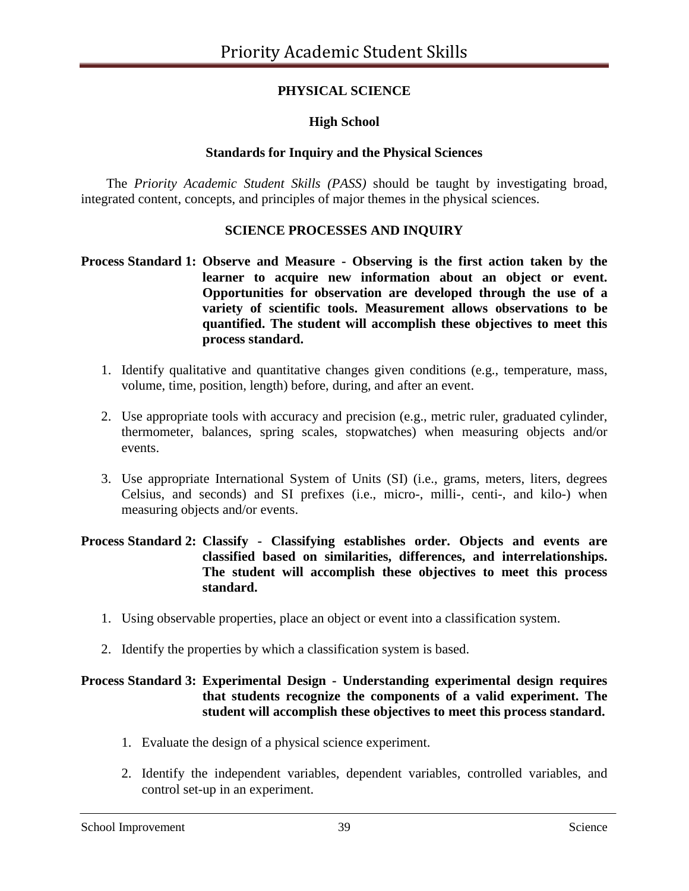# PHYSICAL SCIENCE

## High School

### Standards for Inquiry and the Physical Sciences

The *Priority Academic Student Skills (PASS)* should be taught by investigating broad, integrated content, concepts, and principles of major themes in the physical sciences.

### SCIENCE PROCESSES AND INQUIRY

**Process Standard 1: Observe and Measure - Observing is the first action taken by the learner to acquire new information about an object or event. Opportunities for observation are developed through the use of a variety of scientific tools. Measurement allows observations to be quantified. The student will accomplish these objectives to meet this process standard.**

1. Identify qualitative and quantitative changes given conditions (e.g., temperature, mass, volume, time, position, length) before, during, and after an event.

2. Use appropriate tools with accuracy and precision (e.g., metric ruler, graduated cylinder, thermometer, balances, spring scales, stopwatches) when measuring objects and/or events.

3. Use appropriate International System of Units (SI) (i.e., grams, meters, liters, degrees Celsius, and seconds) and SI prefixes (i.e., micro-, milli-, centi-, and kilo-) when measuring objects and/or events.

**Process Standard 2: Classify - Classifying establishes order. Objects and events are classified based on similarities, differences, and interrelationships. The student will accomplish these objectives to meet this process standard.**

1. Using observable properties, place an object or event into a classification system.

2. Identify the properties by which a classification system is based.

**Process Standard 3: Experimental Design - Understanding experimental design requires that students recognize the components of a valid experiment. The student will accomplish these objectives to meet this process standard.**

1. Evaluate the design of a physical science experiment.

2. Identify the independent variables, dependent variables, controlled variables, and control set-up in an experiment.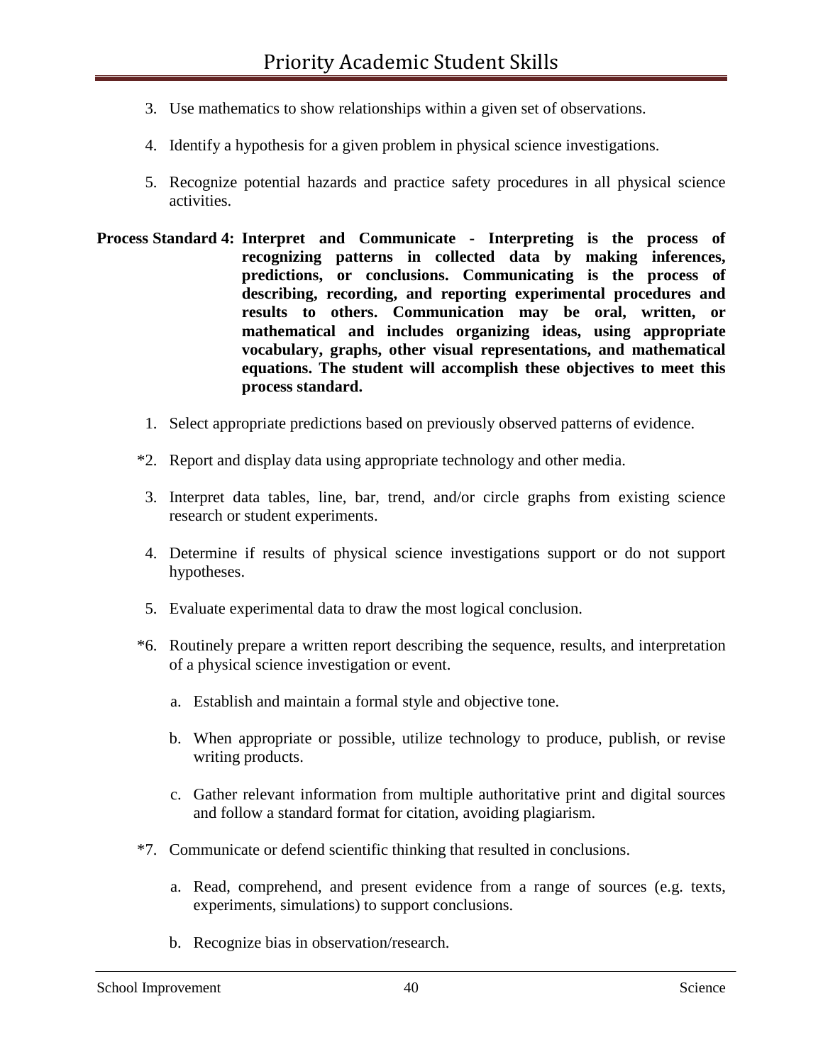3. Use mathematics to show relationships within a given set of observations.

4. Identify a hypothesis for a given problem in physical science investigations.

5. Recognize potential hazards and practice safety procedures in all physical science activities.

**Process Standard 4: Interpret and Communicate - Interpreting is the process of recognizing patterns in collected data by making inferences, predictions, or conclusions. Communicating is the process of describing, recording, and reporting experimental procedures and results to others. Communication may be oral, written, or mathematical and includes organizing ideas, using appropriate vocabulary, graphs, other visual representations, and mathematical equations. The student will accomplish these objectives to meet this process standard.**

1. Select appropriate predictions based on previously observed patterns of evidence.

*2. Report and display data using appropriate technology and other media.

3. Interpret data tables, line, bar, trend, and/or circle graphs from existing science research or student experiments.

4. Determine if results of physical science investigations support or do not support hypotheses.

5. Evaluate experimental data to draw the most logical conclusion.

*6. Routinely prepare a written report describing the sequence, results, and interpretation of a physical science investigation or event.

   a. Establish and maintain a formal style and objective tone.

   b. When appropriate or possible, utilize technology to produce, publish, or revise writing products.

   c. Gather relevant information from multiple authoritative print and digital sources and follow a standard format for citation, avoiding plagiarism.

*7. Communicate or defend scientific thinking that resulted in conclusions.

   a. Read, comprehend, and present evidence from a range of sources (e.g. texts, experiments, simulations) to support conclusions.

   b. Recognize bias in observation/research.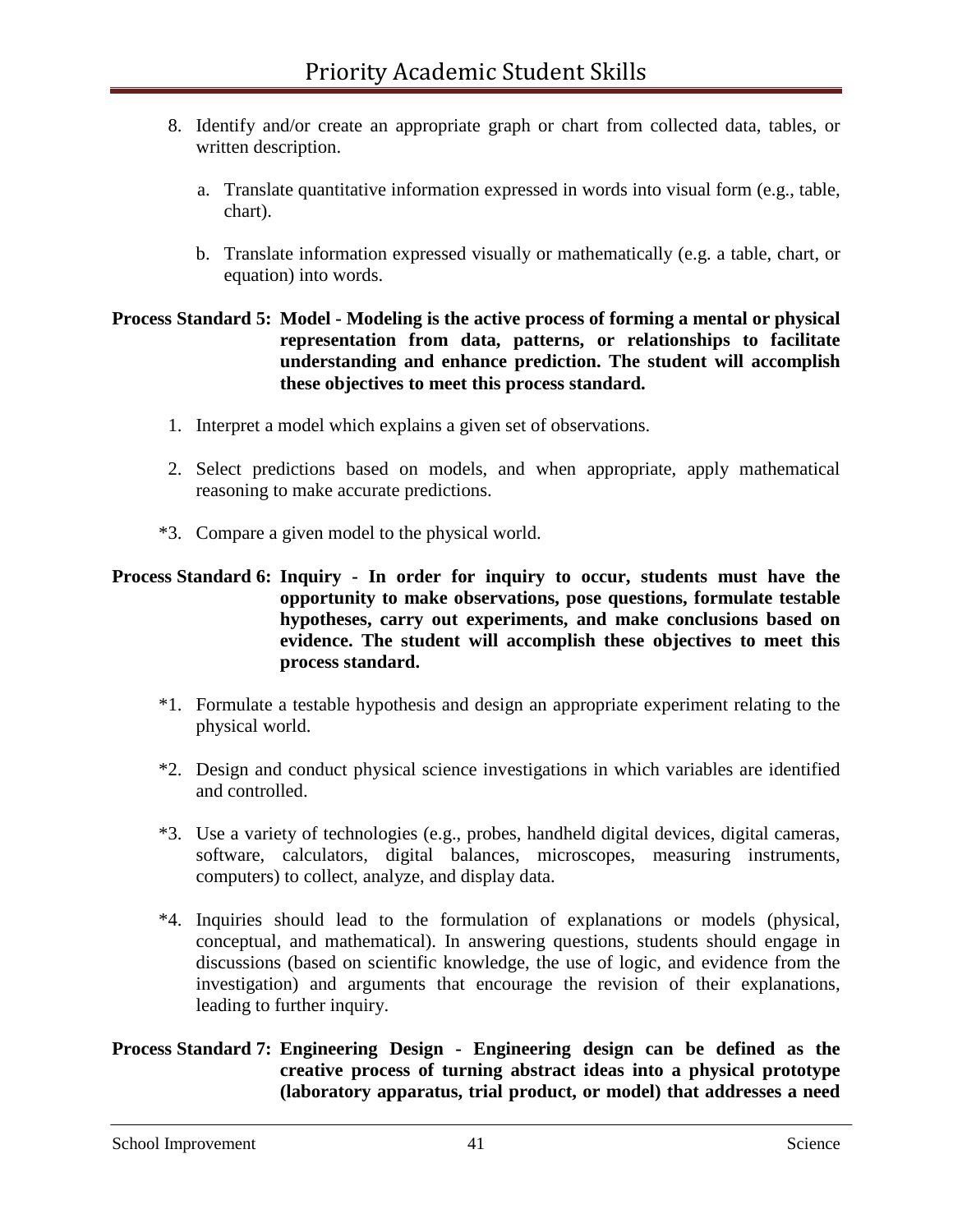8. Identify and/or create an appropriate graph or chart from collected data, tables, or written description.

   a. Translate quantitative information expressed in words into visual form (e.g., table, chart).

   b. Translate information expressed visually or mathematically (e.g. a table, chart, or equation) into words.

**Process Standard 5: Model - Modeling is the active process of forming a mental or physical representation from data, patterns, or relationships to facilitate understanding and enhance prediction. The student will accomplish these objectives to meet this process standard.**

1. Interpret a model which explains a given set of observations.

2. Select predictions based on models, and when appropriate, apply mathematical reasoning to make accurate predictions.

*3. Compare a given model to the physical world.

**Process Standard 6: Inquiry - In order for inquiry to occur, students must have the opportunity to make observations, pose questions, formulate testable hypotheses, carry out experiments, and make conclusions based on evidence. The student will accomplish these objectives to meet this process standard.**

*1. Formulate a testable hypothesis and design an appropriate experiment relating to the physical world.

*2. Design and conduct physical science investigations in which variables are identified and controlled.

*3. Use a variety of technologies (e.g., probes, handheld digital devices, digital cameras, software, calculators, digital balances, microscopes, measuring instruments, computers) to collect, analyze, and display data.

*4. Inquiries should lead to the formulation of explanations or models (physical, conceptual, and mathematical). In answering questions, students should engage in discussions (based on scientific knowledge, the use of logic, and evidence from the investigation) and arguments that encourage the revision of their explanations, leading to further inquiry.

**Process Standard 7: Engineering Design - Engineering design can be defined as the creative process of turning abstract ideas into a physical prototype (laboratory apparatus, trial product, or model) that addresses a need**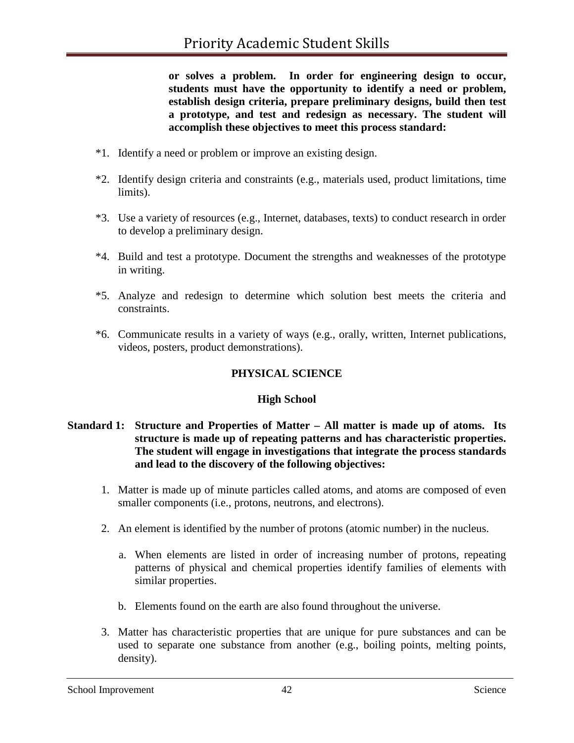**or solves a problem. In order for engineering design to occur, students must have the opportunity to identify a need or problem, establish design criteria, prepare preliminary designs, build then test a prototype, and test and redesign as necessary. The student will accomplish these objectives to meet this process standard:**

*1. Identify a need or problem or improve an existing design.

*2. Identify design criteria and constraints (e.g., materials used, product limitations, time limits).

*3. Use a variety of resources (e.g., Internet, databases, texts) to conduct research in order to develop a preliminary design.

*4. Build and test a prototype. Document the strengths and weaknesses of the prototype in writing.

*5. Analyze and redesign to determine which solution best meets the criteria and constraints.

*6. Communicate results in a variety of ways (e.g., orally, written, Internet publications, videos, posters, product demonstrations).

## PHYSICAL SCIENCE

### High School

**Standard 1: Structure and Properties of Matter – All matter is made up of atoms. Its structure is made up of repeating patterns and has characteristic properties. The student will engage in investigations that integrate the process standards and lead to the discovery of the following objectives:**

1. Matter is made up of minute particles called atoms, and atoms are composed of even smaller components (i.e., protons, neutrons, and electrons).

2. An element is identified by the number of protons (atomic number) in the nucleus.

    a. When elements are listed in order of increasing number of protons, repeating patterns of physical and chemical properties identify families of elements with similar properties.

    b. Elements found on the earth are also found throughout the universe.

3. Matter has characteristic properties that are unique for pure substances and can be used to separate one substance from another (e.g., boiling points, melting points, density).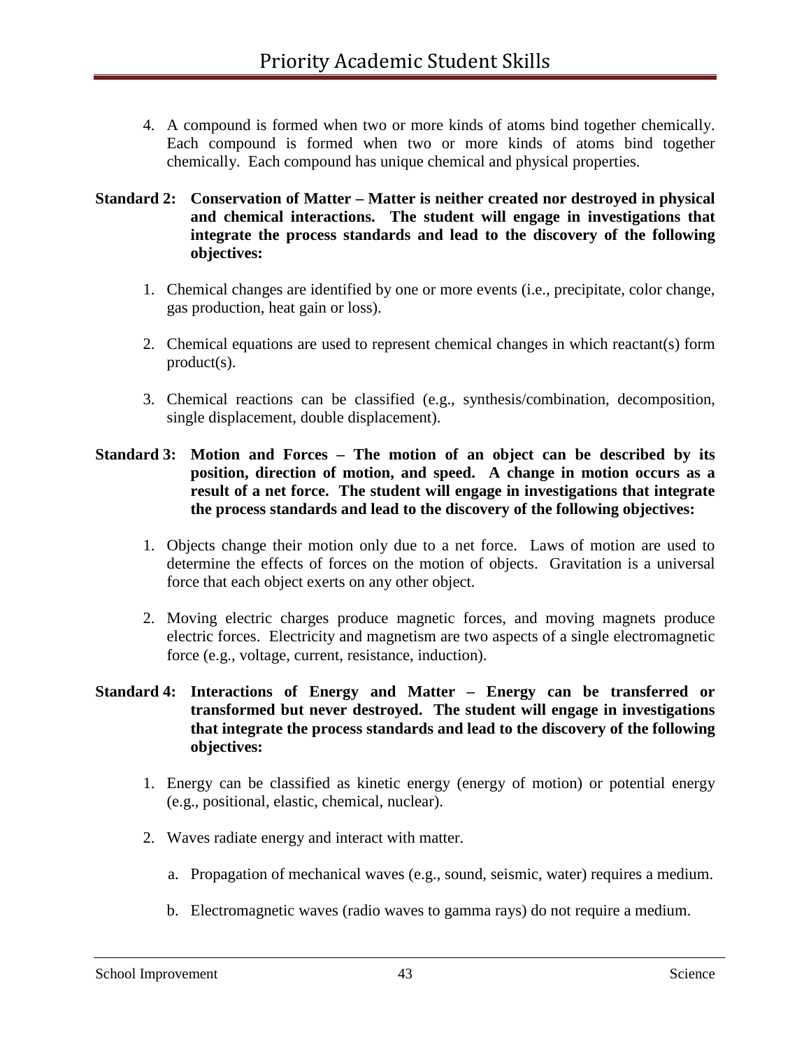4. A compound is formed when two or more kinds of atoms bind together chemically. Each compound is formed when two or more kinds of atoms bind together chemically. Each compound has unique chemical and physical properties.

**Standard 2: Conservation of Matter – Matter is neither created nor destroyed in physical and chemical interactions. The student will engage in investigations that integrate the process standards and lead to the discovery of the following objectives:**

1. Chemical changes are identified by one or more events (i.e., precipitate, color change, gas production, heat gain or loss).

2. Chemical equations are used to represent chemical changes in which reactant(s) form product(s).

3. Chemical reactions can be classified (e.g., synthesis/combination, decomposition, single displacement, double displacement).

**Standard 3: Motion and Forces – The motion of an object can be described by its position, direction of motion, and speed. A change in motion occurs as a result of a net force. The student will engage in investigations that integrate the process standards and lead to the discovery of the following objectives:**

1. Objects change their motion only due to a net force. Laws of motion are used to determine the effects of forces on the motion of objects. Gravitation is a universal force that each object exerts on any other object.

2. Moving electric charges produce magnetic forces, and moving magnets produce electric forces. Electricity and magnetism are two aspects of a single electromagnetic force (e.g., voltage, current, resistance, induction).

**Standard 4: Interactions of Energy and Matter – Energy can be transferred or transformed but never destroyed. The student will engage in investigations that integrate the process standards and lead to the discovery of the following objectives:**

1. Energy can be classified as kinetic energy (energy of motion) or potential energy (e.g., positional, elastic, chemical, nuclear).

2. Waves radiate energy and interact with matter.

   a. Propagation of mechanical waves (e.g., sound, seismic, water) requires a medium.

   b. Electromagnetic waves (radio waves to gamma rays) do not require a medium.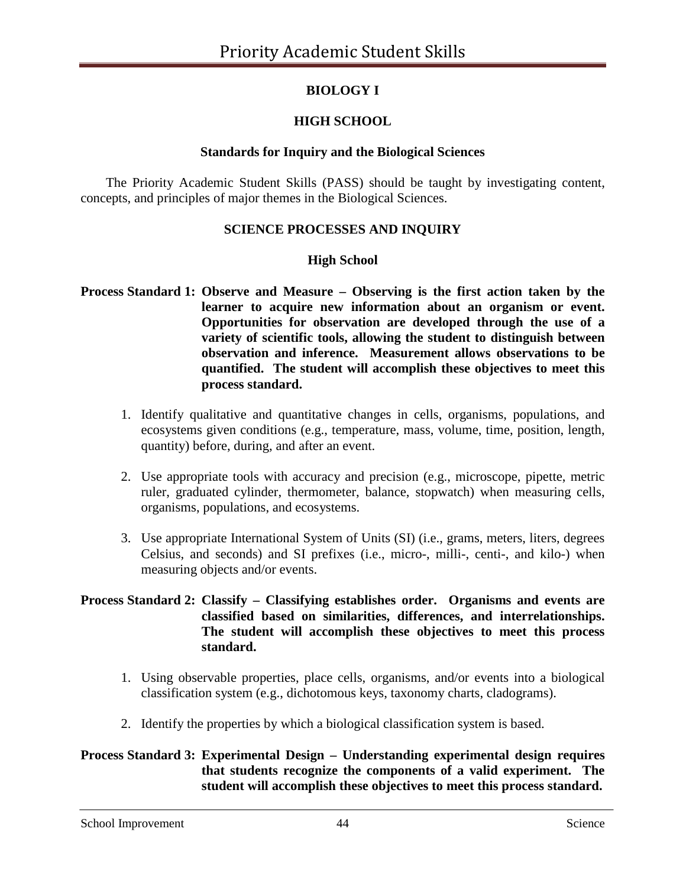**BIOLOGY I**

**HIGH SCHOOL**

**Standards for Inquiry and the Biological Sciences**

The Priority Academic Student Skills (PASS) should be taught by investigating content, concepts, and principles of major themes in the Biological Sciences.

**SCIENCE PROCESSES AND INQUIRY**

**High School**

**Process Standard 1: Observe and Measure – Observing is the first action taken by the learner to acquire new information about an organism or event. Opportunities for observation are developed through the use of a variety of scientific tools, allowing the student to distinguish between observation and inference. Measurement allows observations to be quantified. The student will accomplish these objectives to meet this process standard.**

1. Identify qualitative and quantitative changes in cells, organisms, populations, and ecosystems given conditions (e.g., temperature, mass, volume, time, position, length, quantity) before, during, and after an event.

2. Use appropriate tools with accuracy and precision (e.g., microscope, pipette, metric ruler, graduated cylinder, thermometer, balance, stopwatch) when measuring cells, organisms, populations, and ecosystems.

3. Use appropriate International System of Units (SI) (i.e., grams, meters, liters, degrees Celsius, and seconds) and SI prefixes (i.e., micro-, milli-, centi-, and kilo-) when measuring objects and/or events.

**Process Standard 2: Classify – Classifying establishes order. Organisms and events are classified based on similarities, differences, and interrelationships. The student will accomplish these objectives to meet this process standard.**

1. Using observable properties, place cells, organisms, and/or events into a biological classification system (e.g., dichotomous keys, taxonomy charts, cladograms).

2. Identify the properties by which a biological classification system is based.

**Process Standard 3: Experimental Design – Understanding experimental design requires that students recognize the components of a valid experiment. The student will accomplish these objectives to meet this process standard.**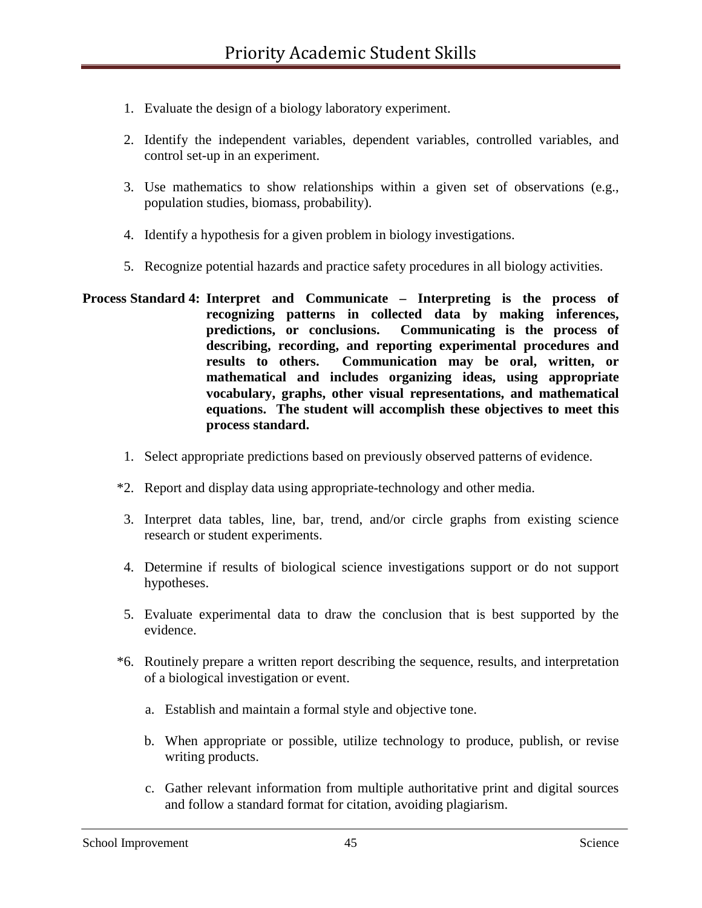1. Evaluate the design of a biology laboratory experiment.

2. Identify the independent variables, dependent variables, controlled variables, and control set-up in an experiment.

3. Use mathematics to show relationships within a given set of observations (e.g., population studies, biomass, probability).

4. Identify a hypothesis for a given problem in biology investigations.

5. Recognize potential hazards and practice safety procedures in all biology activities.

**Process Standard 4: Interpret and Communicate – Interpreting is the process of recognizing patterns in collected data by making inferences, predictions, or conclusions. Communicating is the process of describing, recording, and reporting experimental procedures and results to others. Communication may be oral, written, or mathematical and includes organizing ideas, using appropriate vocabulary, graphs, other visual representations, and mathematical equations. The student will accomplish these objectives to meet this process standard.**

1. Select appropriate predictions based on previously observed patterns of evidence.

*2. Report and display data using appropriate-technology and other media.

3. Interpret data tables, line, bar, trend, and/or circle graphs from existing science research or student experiments.

4. Determine if results of biological science investigations support or do not support hypotheses.

5. Evaluate experimental data to draw the conclusion that is best supported by the evidence.

*6. Routinely prepare a written report describing the sequence, results, and interpretation of a biological investigation or event.

   a. Establish and maintain a formal style and objective tone.

   b. When appropriate or possible, utilize technology to produce, publish, or revise writing products.

   c. Gather relevant information from multiple authoritative print and digital sources and follow a standard format for citation, avoiding plagiarism.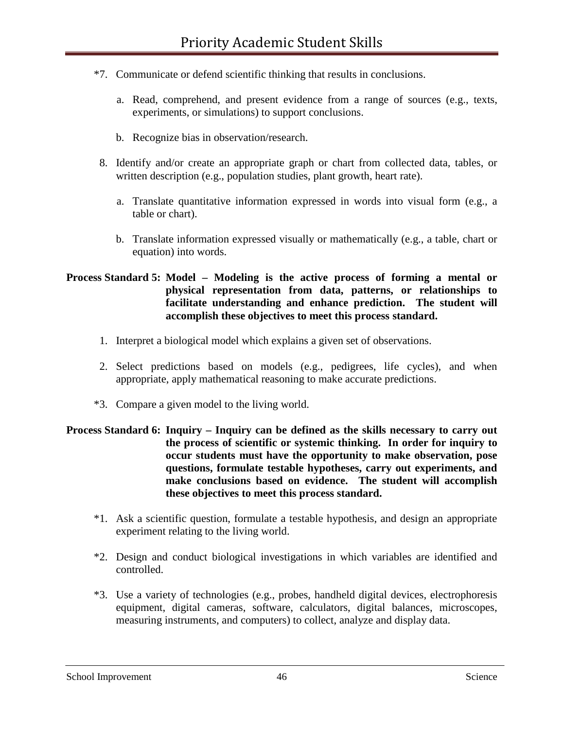*7. Communicate or defend scientific thinking that results in conclusions.

   a. Read, comprehend, and present evidence from a range of sources (e.g., texts, experiments, or simulations) to support conclusions.

   b. Recognize bias in observation/research.

8. Identify and/or create an appropriate graph or chart from collected data, tables, or written description (e.g., population studies, plant growth, heart rate).

   a. Translate quantitative information expressed in words into visual form (e.g., a table or chart).

   b. Translate information expressed visually or mathematically (e.g., a table, chart or equation) into words.

**Process Standard 5: Model – Modeling is the active process of forming a mental or physical representation from data, patterns, or relationships to facilitate understanding and enhance prediction. The student will accomplish these objectives to meet this process standard.**

1. Interpret a biological model which explains a given set of observations.

2. Select predictions based on models (e.g., pedigrees, life cycles), and when appropriate, apply mathematical reasoning to make accurate predictions.

*3. Compare a given model to the living world.

**Process Standard 6: Inquiry – Inquiry can be defined as the skills necessary to carry out the process of scientific or systemic thinking. In order for inquiry to occur students must have the opportunity to make observation, pose questions, formulate testable hypotheses, carry out experiments, and make conclusions based on evidence. The student will accomplish these objectives to meet this process standard.**

*1. Ask a scientific question, formulate a testable hypothesis, and design an appropriate experiment relating to the living world.

*2. Design and conduct biological investigations in which variables are identified and controlled.

*3. Use a variety of technologies (e.g., probes, handheld digital devices, electrophoresis equipment, digital cameras, software, calculators, digital balances, microscopes, measuring instruments, and computers) to collect, analyze and display data.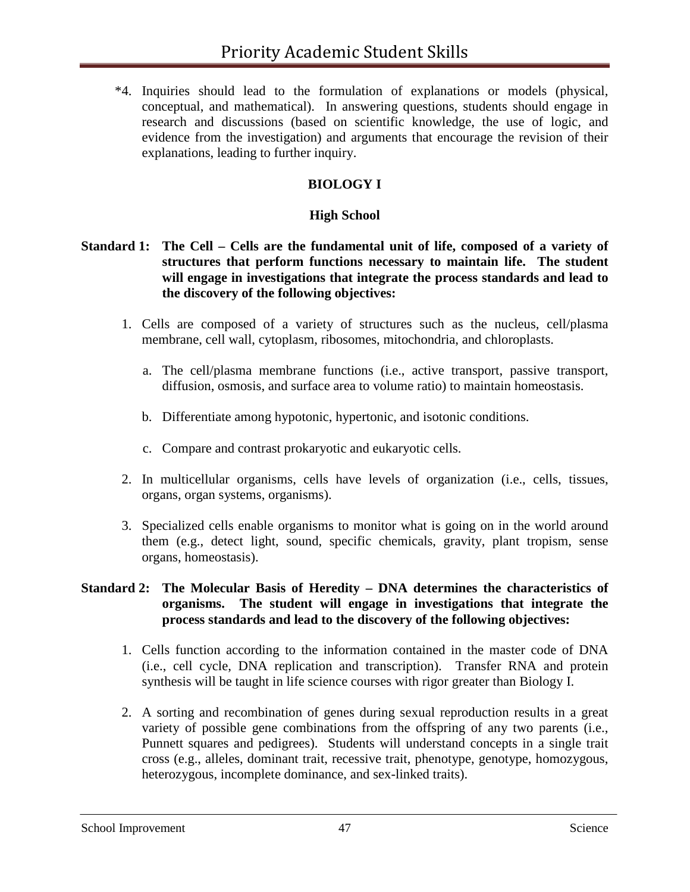*4. Inquiries should lead to the formulation of explanations or models (physical, conceptual, and mathematical). In answering questions, students should engage in research and discussions (based on scientific knowledge, the use of logic, and evidence from the investigation) and arguments that encourage the revision of their explanations, leading to further inquiry.

## BIOLOGY I

### High School

**Standard 1: The Cell – Cells are the fundamental unit of life, composed of a variety of structures that perform functions necessary to maintain life. The student will engage in investigations that integrate the process standards and lead to the discovery of the following objectives:**

1. Cells are composed of a variety of structures such as the nucleus, cell/plasma membrane, cell wall, cytoplasm, ribosomes, mitochondria, and chloroplasts.

   a. The cell/plasma membrane functions (i.e., active transport, passive transport, diffusion, osmosis, and surface area to volume ratio) to maintain homeostasis.

   b. Differentiate among hypotonic, hypertonic, and isotonic conditions.

   c. Compare and contrast prokaryotic and eukaryotic cells.

2. In multicellular organisms, cells have levels of organization (i.e., cells, tissues, organs, organ systems, organisms).

3. Specialized cells enable organisms to monitor what is going on in the world around them (e.g., detect light, sound, specific chemicals, gravity, plant tropism, sense organs, homeostasis).

**Standard 2: The Molecular Basis of Heredity – DNA determines the characteristics of organisms. The student will engage in investigations that integrate the process standards and lead to the discovery of the following objectives:**

1. Cells function according to the information contained in the master code of DNA (i.e., cell cycle, DNA replication and transcription). Transfer RNA and protein synthesis will be taught in life science courses with rigor greater than Biology I.

2. A sorting and recombination of genes during sexual reproduction results in a great variety of possible gene combinations from the offspring of any two parents (i.e., Punnett squares and pedigrees). Students will understand concepts in a single trait cross (e.g., alleles, dominant trait, recessive trait, phenotype, genotype, homozygous, heterozygous, incomplete dominance, and sex-linked traits).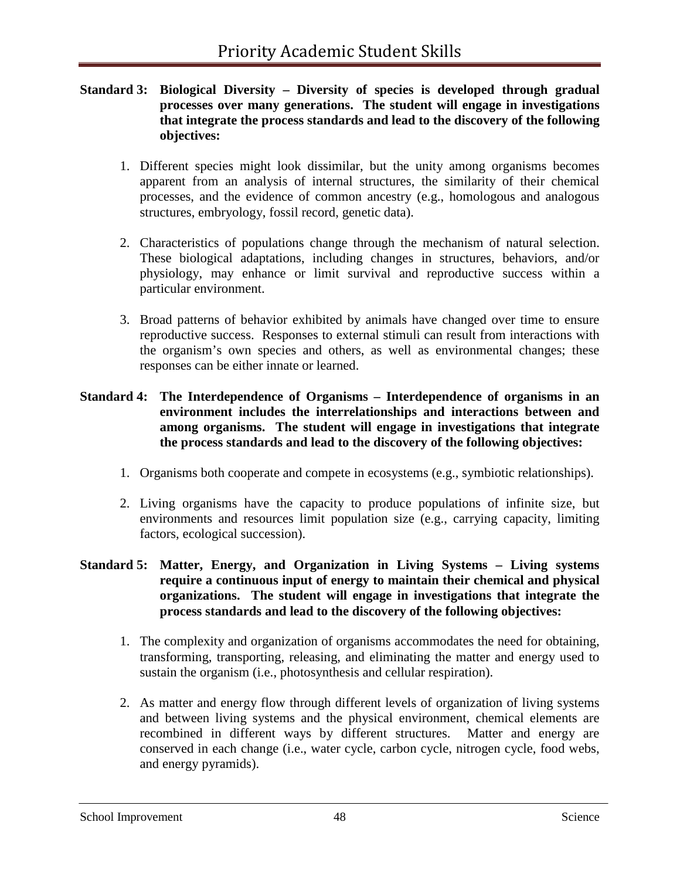**Standard 3: Biological Diversity – Diversity of species is developed through gradual processes over many generations. The student will engage in investigations that integrate the process standards and lead to the discovery of the following objectives:**

1. Different species might look dissimilar, but the unity among organisms becomes apparent from an analysis of internal structures, the similarity of their chemical processes, and the evidence of common ancestry (e.g., homologous and analogous structures, embryology, fossil record, genetic data).

2. Characteristics of populations change through the mechanism of natural selection. These biological adaptations, including changes in structures, behaviors, and/or physiology, may enhance or limit survival and reproductive success within a particular environment.

3. Broad patterns of behavior exhibited by animals have changed over time to ensure reproductive success. Responses to external stimuli can result from interactions with the organism's own species and others, as well as environmental changes; these responses can be either innate or learned.

**Standard 4: The Interdependence of Organisms – Interdependence of organisms in an environment includes the interrelationships and interactions between and among organisms. The student will engage in investigations that integrate the process standards and lead to the discovery of the following objectives:**

1. Organisms both cooperate and compete in ecosystems (e.g., symbiotic relationships).

2. Living organisms have the capacity to produce populations of infinite size, but environments and resources limit population size (e.g., carrying capacity, limiting factors, ecological succession).

**Standard 5: Matter, Energy, and Organization in Living Systems – Living systems require a continuous input of energy to maintain their chemical and physical organizations. The student will engage in investigations that integrate the process standards and lead to the discovery of the following objectives:**

1. The complexity and organization of organisms accommodates the need for obtaining, transforming, transporting, releasing, and eliminating the matter and energy used to sustain the organism (i.e., photosynthesis and cellular respiration).

2. As matter and energy flow through different levels of organization of living systems and between living systems and the physical environment, chemical elements are recombined in different ways by different structures. Matter and energy are conserved in each change (i.e., water cycle, carbon cycle, nitrogen cycle, food webs, and energy pyramids).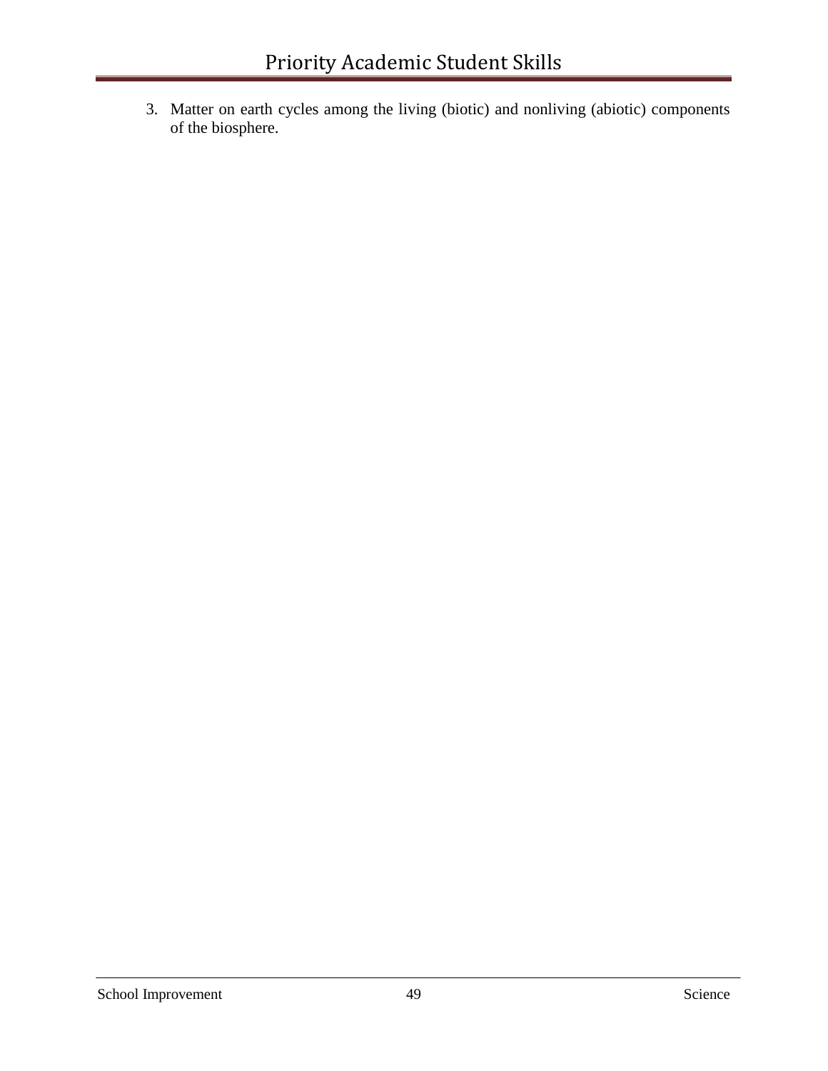3. Matter on earth cycles among the living (biotic) and nonliving (abiotic) components of the biosphere.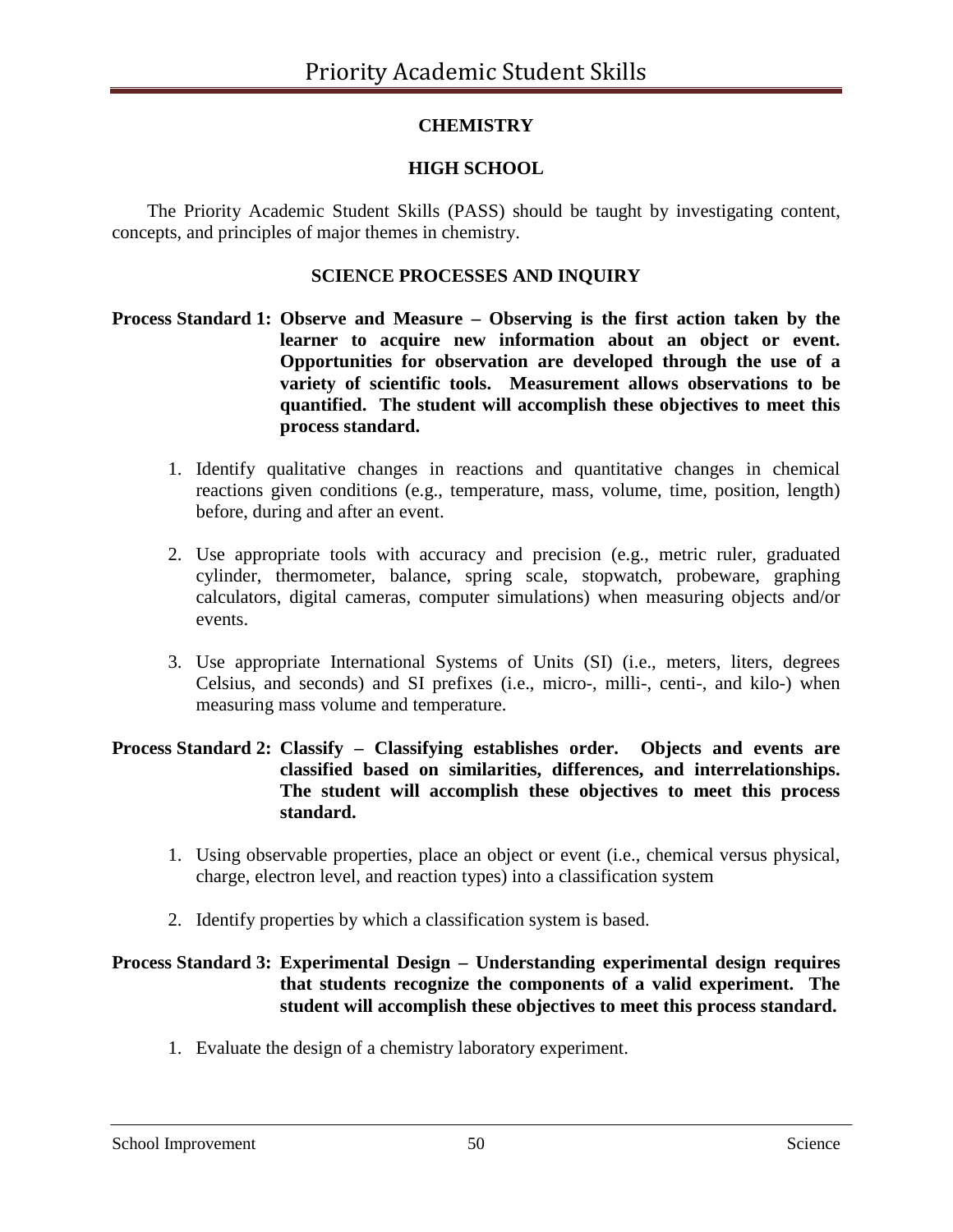# CHEMISTRY

## HIGH SCHOOL

The Priority Academic Student Skills (PASS) should be taught by investigating content, concepts, and principles of major themes in chemistry.

### SCIENCE PROCESSES AND INQUIRY

**Process Standard 1: Observe and Measure – Observing is the first action taken by the learner to acquire new information about an object or event. Opportunities for observation are developed through the use of a variety of scientific tools. Measurement allows observations to be quantified. The student will accomplish these objectives to meet this process standard.**

1. Identify qualitative changes in reactions and quantitative changes in chemical reactions given conditions (e.g., temperature, mass, volume, time, position, length) before, during and after an event.

2. Use appropriate tools with accuracy and precision (e.g., metric ruler, graduated cylinder, thermometer, balance, spring scale, stopwatch, probeware, graphing calculators, digital cameras, computer simulations) when measuring objects and/or events.

3. Use appropriate International Systems of Units (SI) (i.e., meters, liters, degrees Celsius, and seconds) and SI prefixes (i.e., micro-, milli-, centi-, and kilo-) when measuring mass volume and temperature.

**Process Standard 2: Classify – Classifying establishes order. Objects and events are classified based on similarities, differences, and interrelationships. The student will accomplish these objectives to meet this process standard.**

1. Using observable properties, place an object or event (i.e., chemical versus physical, charge, electron level, and reaction types) into a classification system

2. Identify properties by which a classification system is based.

**Process Standard 3: Experimental Design – Understanding experimental design requires that students recognize the components of a valid experiment. The student will accomplish these objectives to meet this process standard.**

1. Evaluate the design of a chemistry laboratory experiment.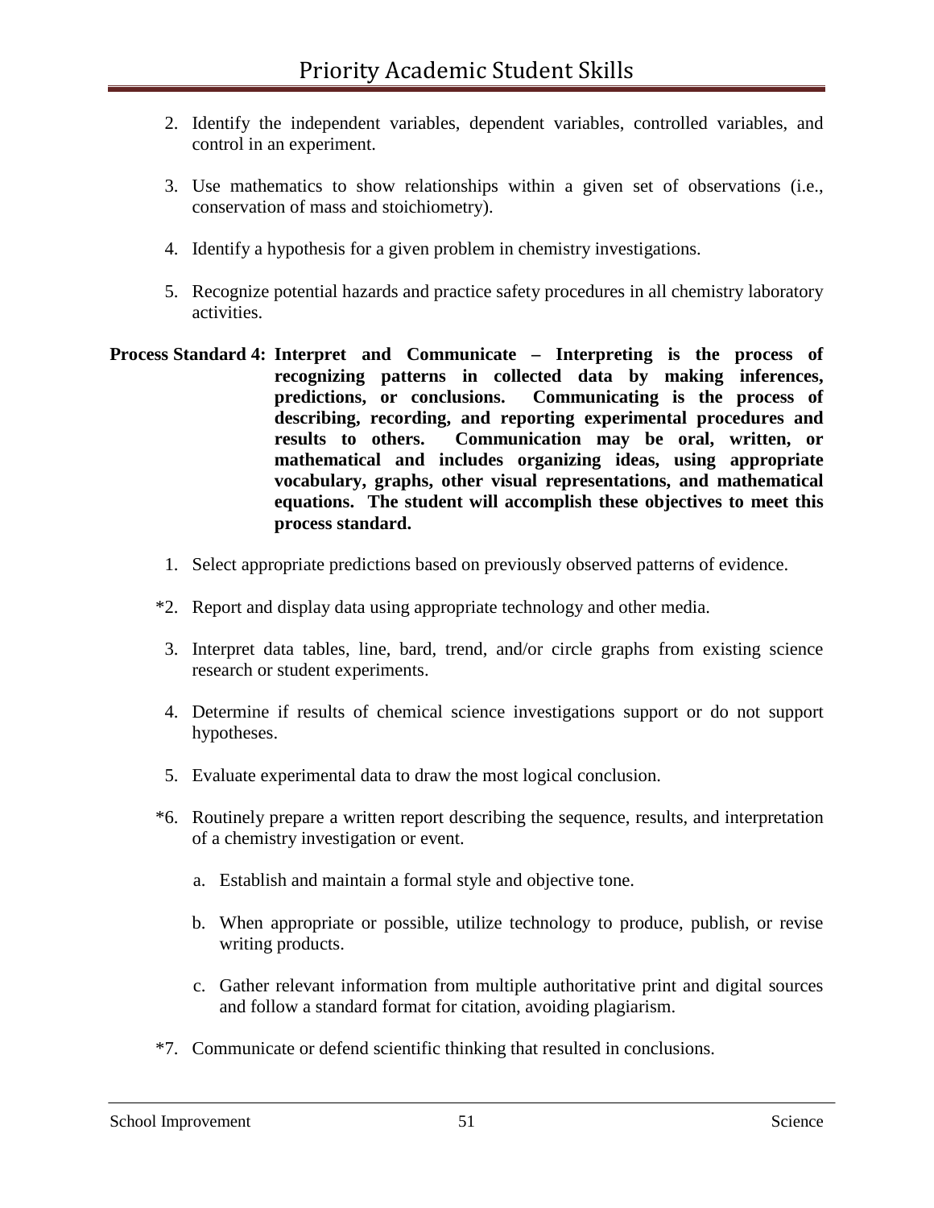2. Identify the independent variables, dependent variables, controlled variables, and control in an experiment.

3. Use mathematics to show relationships within a given set of observations (i.e., conservation of mass and stoichiometry).

4. Identify a hypothesis for a given problem in chemistry investigations.

5. Recognize potential hazards and practice safety procedures in all chemistry laboratory activities.

**Process Standard 4: Interpret and Communicate – Interpreting is the process of recognizing patterns in collected data by making inferences, predictions, or conclusions. Communicating is the process of describing, recording, and reporting experimental procedures and results to others. Communication may be oral, written, or mathematical and includes organizing ideas, using appropriate vocabulary, graphs, other visual representations, and mathematical equations. The student will accomplish these objectives to meet this process standard.**

1. Select appropriate predictions based on previously observed patterns of evidence.

*2. Report and display data using appropriate technology and other media.

3. Interpret data tables, line, bard, trend, and/or circle graphs from existing science research or student experiments.

4. Determine if results of chemical science investigations support or do not support hypotheses.

5. Evaluate experimental data to draw the most logical conclusion.

*6. Routinely prepare a written report describing the sequence, results, and interpretation of a chemistry investigation or event.

   a. Establish and maintain a formal style and objective tone.

   b. When appropriate or possible, utilize technology to produce, publish, or revise writing products.

   c. Gather relevant information from multiple authoritative print and digital sources and follow a standard format for citation, avoiding plagiarism.

*7. Communicate or defend scientific thinking that resulted in conclusions.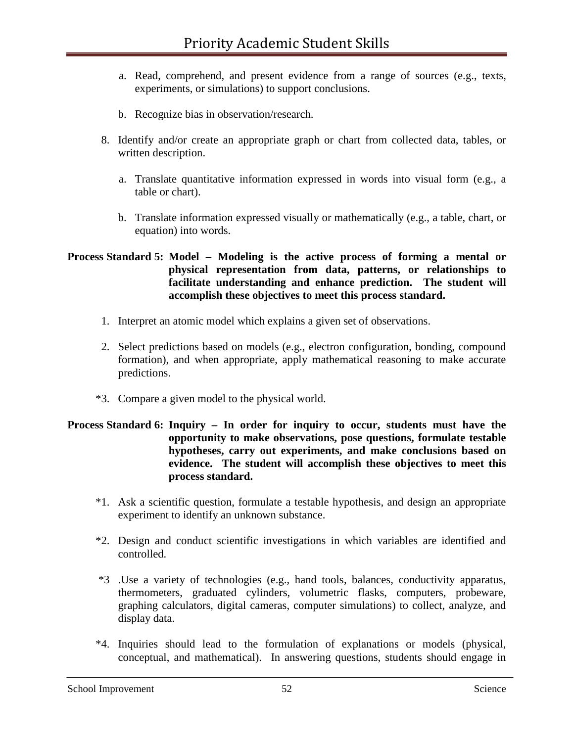a. Read, comprehend, and present evidence from a range of sources (e.g., texts, experiments, or simulations) to support conclusions.

b. Recognize bias in observation/research.

8. Identify and/or create an appropriate graph or chart from collected data, tables, or written description.

   a. Translate quantitative information expressed in words into visual form (e.g., a table or chart).

   b. Translate information expressed visually or mathematically (e.g., a table, chart, or equation) into words.

**Process Standard 5: Model – Modeling is the active process of forming a mental or physical representation from data, patterns, or relationships to facilitate understanding and enhance prediction. The student will accomplish these objectives to meet this process standard.**

1. Interpret an atomic model which explains a given set of observations.

2. Select predictions based on models (e.g., electron configuration, bonding, compound formation), and when appropriate, apply mathematical reasoning to make accurate predictions.

*3. Compare a given model to the physical world.

**Process Standard 6: Inquiry – In order for inquiry to occur, students must have the opportunity to make observations, pose questions, formulate testable hypotheses, carry out experiments, and make conclusions based on evidence. The student will accomplish these objectives to meet this process standard.**

*1. Ask a scientific question, formulate a testable hypothesis, and design an appropriate experiment to identify an unknown substance.

*2. Design and conduct scientific investigations in which variables are identified and controlled.

*3 .Use a variety of technologies (e.g., hand tools, balances, conductivity apparatus, thermometers, graduated cylinders, volumetric flasks, computers, probeware, graphing calculators, digital cameras, computer simulations) to collect, analyze, and display data.

*4. Inquiries should lead to the formulation of explanations or models (physical, conceptual, and mathematical). In answering questions, students should engage in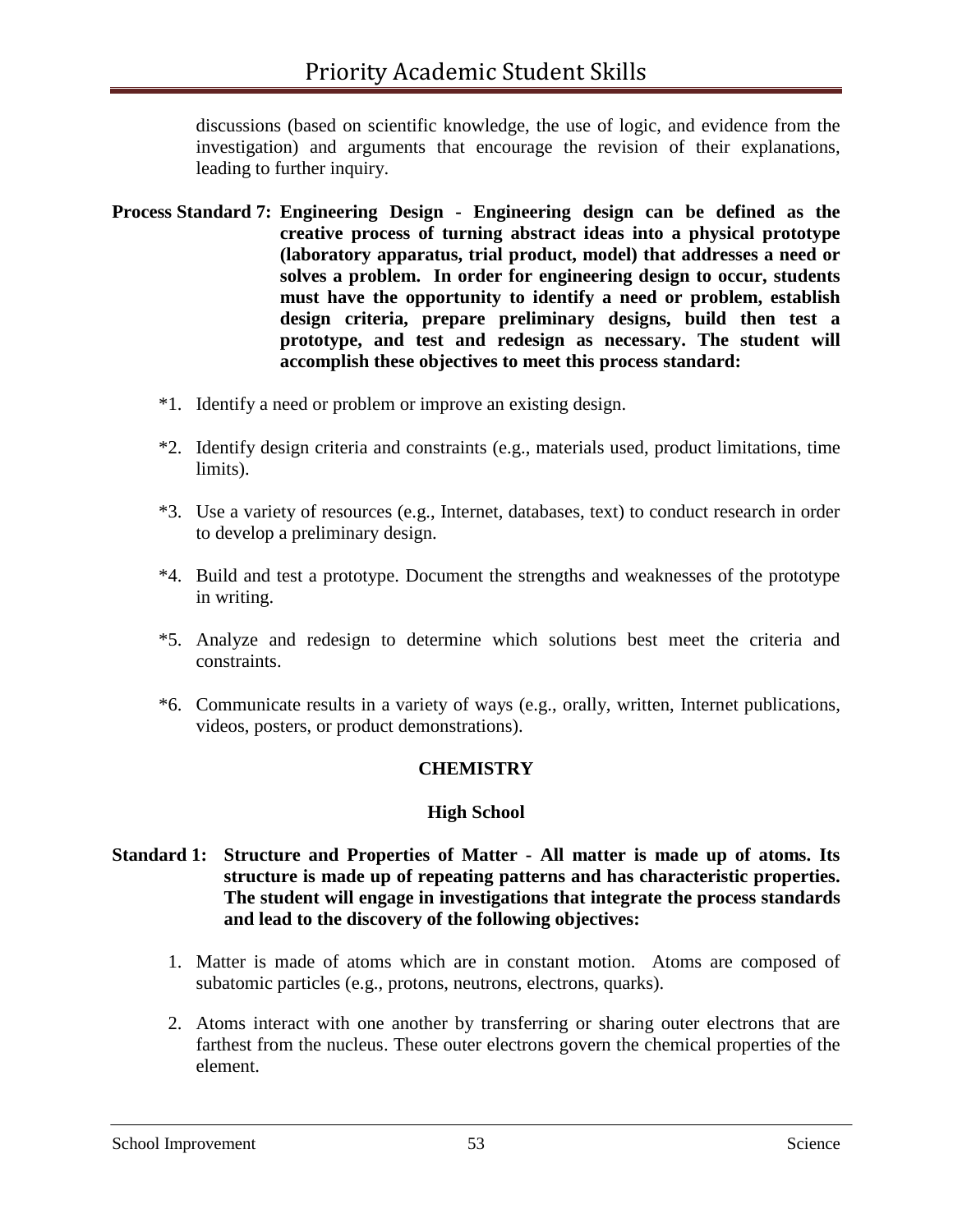discussions (based on scientific knowledge, the use of logic, and evidence from the investigation) and arguments that encourage the revision of their explanations, leading to further inquiry.

**Process Standard 7: Engineering Design - Engineering design can be defined as the creative process of turning abstract ideas into a physical prototype (laboratory apparatus, trial product, model) that addresses a need or solves a problem. In order for engineering design to occur, students must have the opportunity to identify a need or problem, establish design criteria, prepare preliminary designs, build then test a prototype, and test and redesign as necessary. The student will accomplish these objectives to meet this process standard:**

*1. Identify a need or problem or improve an existing design.

*2. Identify design criteria and constraints (e.g., materials used, product limitations, time limits).

*3. Use a variety of resources (e.g., Internet, databases, text) to conduct research in order to develop a preliminary design.

*4. Build and test a prototype. Document the strengths and weaknesses of the prototype in writing.

*5. Analyze and redesign to determine which solutions best meet the criteria and constraints.

*6. Communicate results in a variety of ways (e.g., orally, written, Internet publications, videos, posters, or product demonstrations).

## CHEMISTRY

### High School

**Standard 1: Structure and Properties of Matter - All matter is made up of atoms. Its structure is made up of repeating patterns and has characteristic properties. The student will engage in investigations that integrate the process standards and lead to the discovery of the following objectives:**

1. Matter is made of atoms which are in constant motion. Atoms are composed of subatomic particles (e.g., protons, neutrons, electrons, quarks).

2. Atoms interact with one another by transferring or sharing outer electrons that are farthest from the nucleus. These outer electrons govern the chemical properties of the element.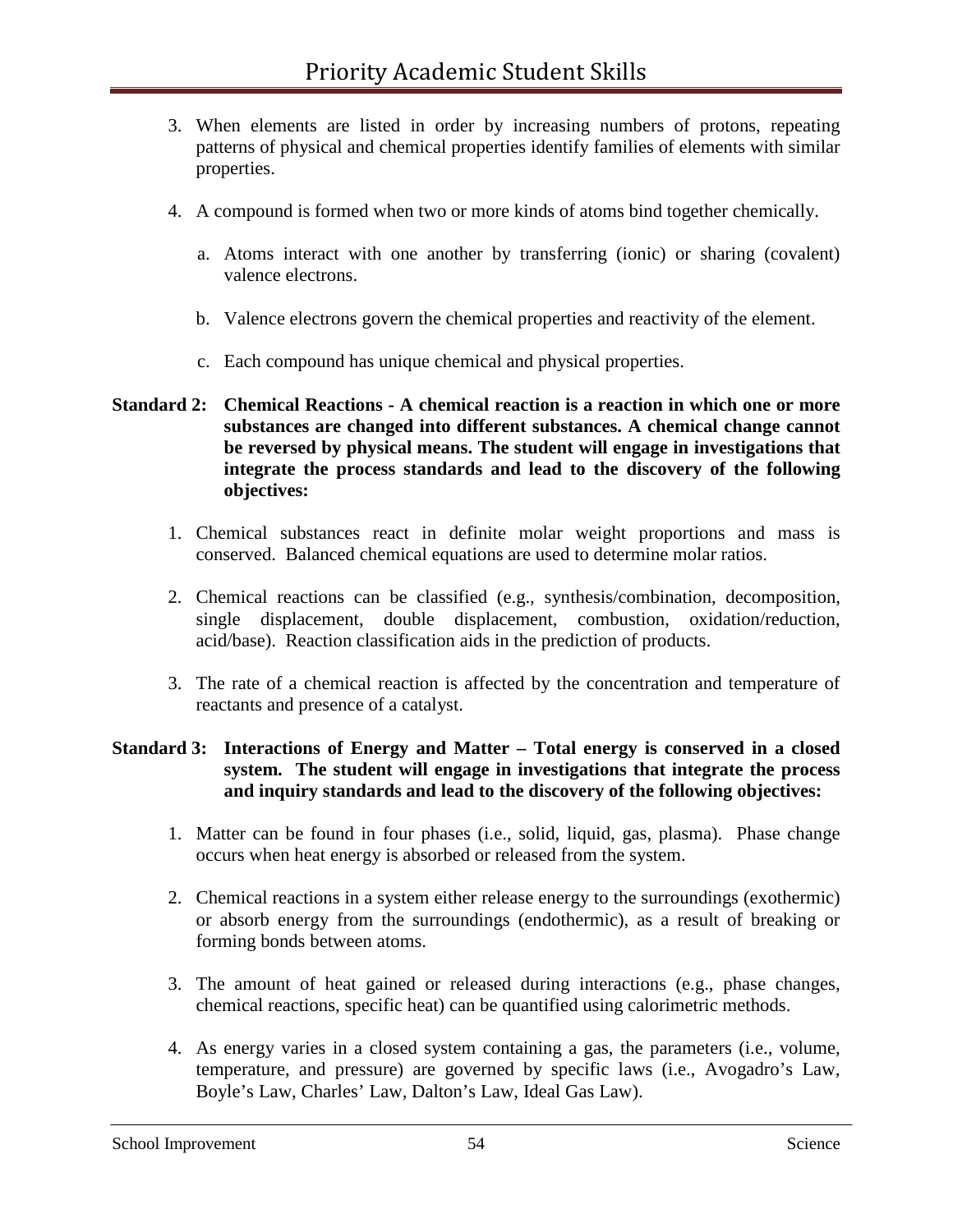3. When elements are listed in order by increasing numbers of protons, repeating patterns of physical and chemical properties identify families of elements with similar properties.

4. A compound is formed when two or more kinds of atoms bind together chemically.

   a. Atoms interact with one another by transferring (ionic) or sharing (covalent) valence electrons.

   b. Valence electrons govern the chemical properties and reactivity of the element.

   c. Each compound has unique chemical and physical properties.

**Standard 2: Chemical Reactions - A chemical reaction is a reaction in which one or more substances are changed into different substances. A chemical change cannot be reversed by physical means. The student will engage in investigations that integrate the process standards and lead to the discovery of the following objectives:**

1. Chemical substances react in definite molar weight proportions and mass is conserved. Balanced chemical equations are used to determine molar ratios.

2. Chemical reactions can be classified (e.g., synthesis/combination, decomposition, single displacement, double displacement, combustion, oxidation/reduction, acid/base). Reaction classification aids in the prediction of products.

3. The rate of a chemical reaction is affected by the concentration and temperature of reactants and presence of a catalyst.

**Standard 3: Interactions of Energy and Matter – Total energy is conserved in a closed system. The student will engage in investigations that integrate the process and inquiry standards and lead to the discovery of the following objectives:**

1. Matter can be found in four phases (i.e., solid, liquid, gas, plasma). Phase change occurs when heat energy is absorbed or released from the system.

2. Chemical reactions in a system either release energy to the surroundings (exothermic) or absorb energy from the surroundings (endothermic), as a result of breaking or forming bonds between atoms.

3. The amount of heat gained or released during interactions (e.g., phase changes, chemical reactions, specific heat) can be quantified using calorimetric methods.

4. As energy varies in a closed system containing a gas, the parameters (i.e., volume, temperature, and pressure) are governed by specific laws (i.e., Avogadro's Law, Boyle's Law, Charles' Law, Dalton's Law, Ideal Gas Law).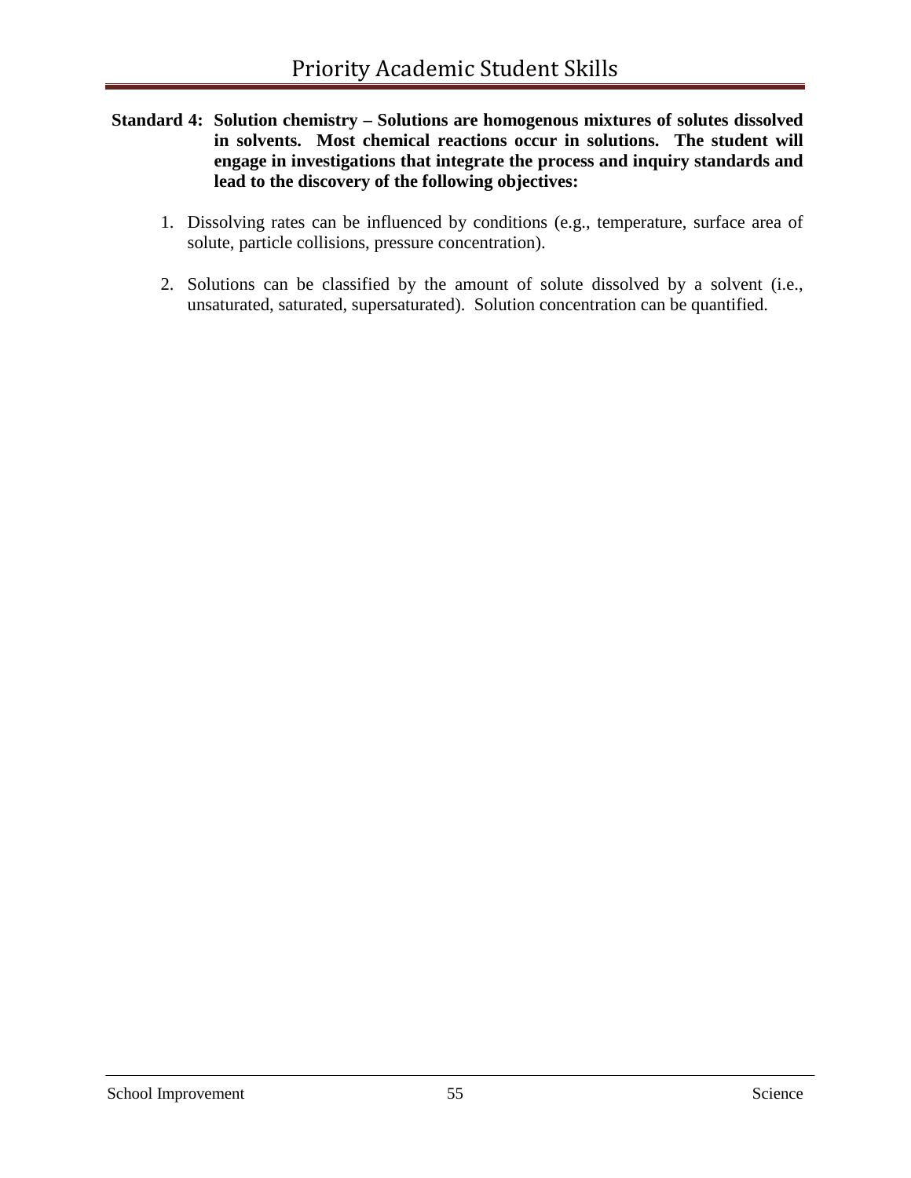**Standard 4: Solution chemistry – Solutions are homogenous mixtures of solutes dissolved in solvents. Most chemical reactions occur in solutions. The student will engage in investigations that integrate the process and inquiry standards and lead to the discovery of the following objectives:**

1. Dissolving rates can be influenced by conditions (e.g., temperature, surface area of solute, particle collisions, pressure concentration).

2. Solutions can be classified by the amount of solute dissolved by a solvent (i.e., unsaturated, saturated, supersaturated). Solution concentration can be quantified.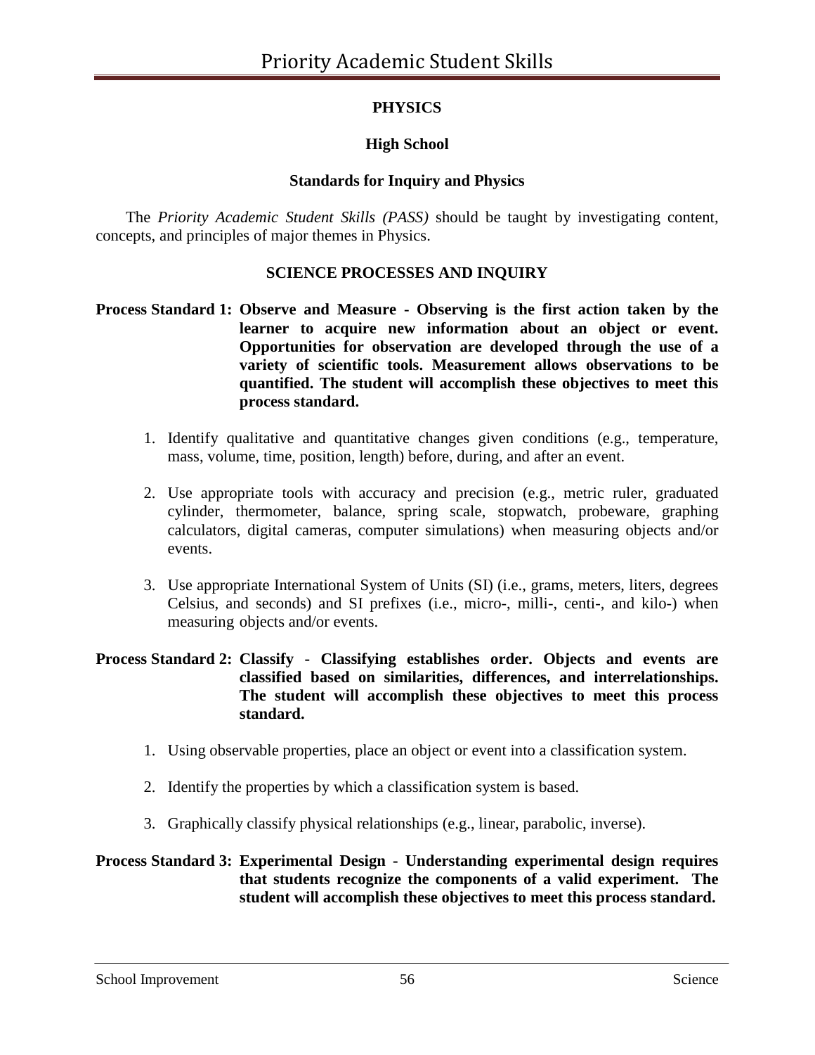**PHYSICS**

**High School**

**Standards for Inquiry and Physics**

The *Priority Academic Student Skills (PASS)* should be taught by investigating content, concepts, and principles of major themes in Physics.

**SCIENCE PROCESSES AND INQUIRY**

**Process Standard 1: Observe and Measure - Observing is the first action taken by the learner to acquire new information about an object or event. Opportunities for observation are developed through the use of a variety of scientific tools. Measurement allows observations to be quantified. The student will accomplish these objectives to meet this process standard.**

1. Identify qualitative and quantitative changes given conditions (e.g., temperature, mass, volume, time, position, length) before, during, and after an event.

2. Use appropriate tools with accuracy and precision (e.g., metric ruler, graduated cylinder, thermometer, balance, spring scale, stopwatch, probeware, graphing calculators, digital cameras, computer simulations) when measuring objects and/or events.

3. Use appropriate International System of Units (SI) (i.e., grams, meters, liters, degrees Celsius, and seconds) and SI prefixes (i.e., micro-, milli-, centi-, and kilo-) when measuring objects and/or events.

**Process Standard 2: Classify - Classifying establishes order. Objects and events are classified based on similarities, differences, and interrelationships. The student will accomplish these objectives to meet this process standard.**

1. Using observable properties, place an object or event into a classification system.

2. Identify the properties by which a classification system is based.

3. Graphically classify physical relationships (e.g., linear, parabolic, inverse).

**Process Standard 3: Experimental Design - Understanding experimental design requires that students recognize the components of a valid experiment. The student will accomplish these objectives to meet this process standard.**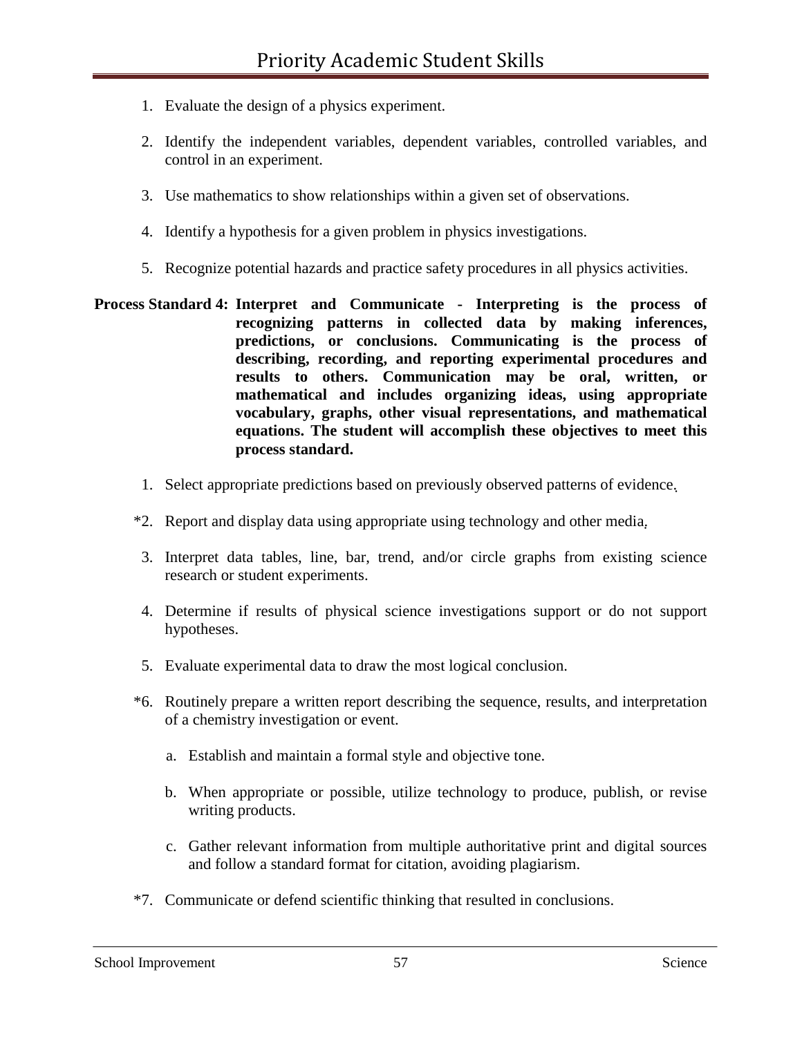1. Evaluate the design of a physics experiment.

2. Identify the independent variables, dependent variables, controlled variables, and control in an experiment.

3. Use mathematics to show relationships within a given set of observations.

4. Identify a hypothesis for a given problem in physics investigations.

5. Recognize potential hazards and practice safety procedures in all physics activities.

**Process Standard 4: Interpret and Communicate - Interpreting is the process of recognizing patterns in collected data by making inferences, predictions, or conclusions. Communicating is the process of describing, recording, and reporting experimental procedures and results to others. Communication may be oral, written, or mathematical and includes organizing ideas, using appropriate vocabulary, graphs, other visual representations, and mathematical equations. The student will accomplish these objectives to meet this process standard.**

1. Select appropriate predictions based on previously observed patterns of evidence.

*2. Report and display data using appropriate using technology and other media.

3. Interpret data tables, line, bar, trend, and/or circle graphs from existing science research or student experiments.

4. Determine if results of physical science investigations support or do not support hypotheses.

5. Evaluate experimental data to draw the most logical conclusion.

*6. Routinely prepare a written report describing the sequence, results, and interpretation of a chemistry investigation or event.

   a. Establish and maintain a formal style and objective tone.

   b. When appropriate or possible, utilize technology to produce, publish, or revise writing products.

   c. Gather relevant information from multiple authoritative print and digital sources and follow a standard format for citation, avoiding plagiarism.

*7. Communicate or defend scientific thinking that resulted in conclusions.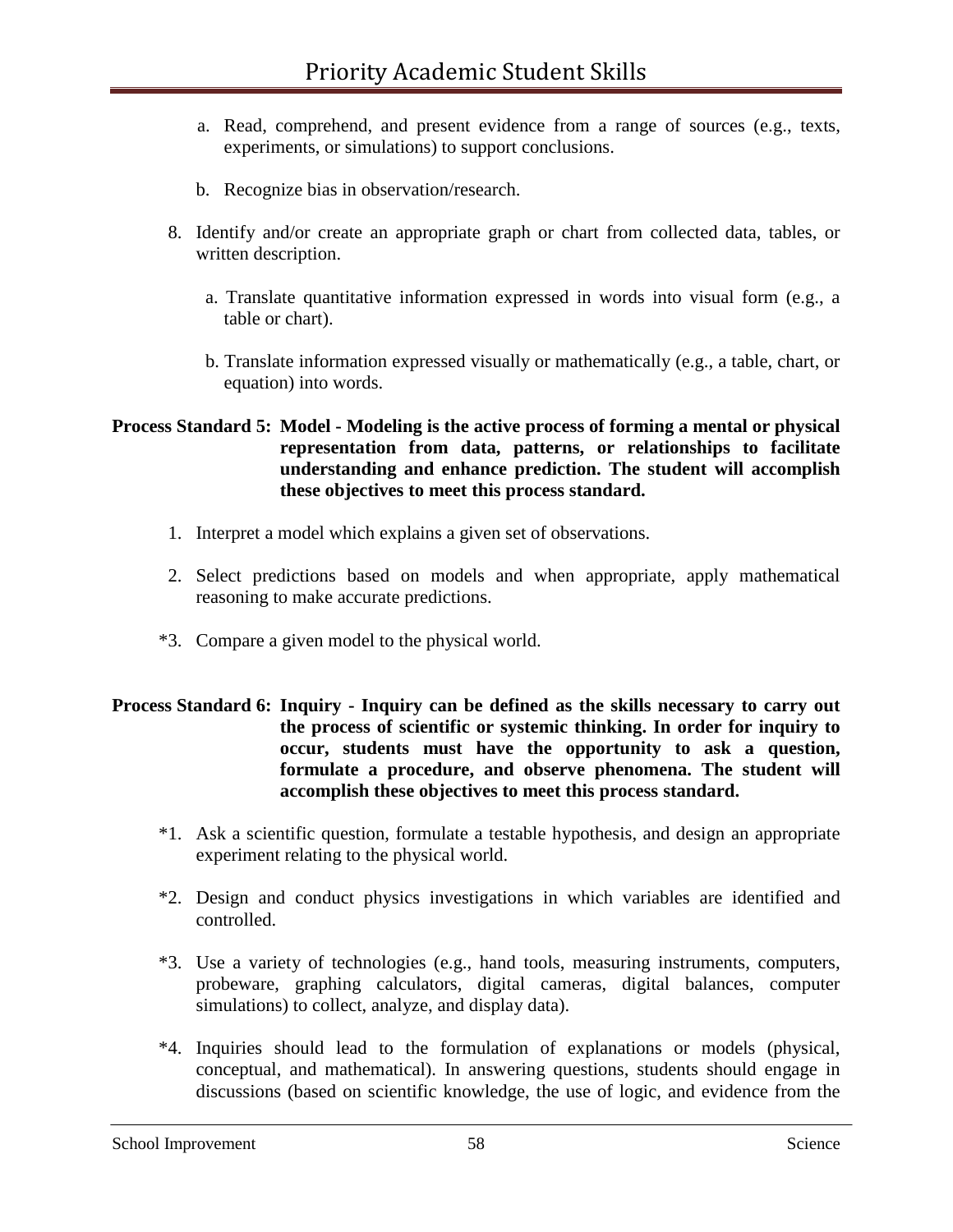a. Read, comprehend, and present evidence from a range of sources (e.g., texts, experiments, or simulations) to support conclusions.

b. Recognize bias in observation/research.

8. Identify and/or create an appropriate graph or chart from collected data, tables, or written description.

   a. Translate quantitative information expressed in words into visual form (e.g., a table or chart).

   b. Translate information expressed visually or mathematically (e.g., a table, chart, or equation) into words.

**Process Standard 5: Model - Modeling is the active process of forming a mental or physical representation from data, patterns, or relationships to facilitate understanding and enhance prediction. The student will accomplish these objectives to meet this process standard.**

1. Interpret a model which explains a given set of observations.

2. Select predictions based on models and when appropriate, apply mathematical reasoning to make accurate predictions.

*3. Compare a given model to the physical world.

**Process Standard 6: Inquiry - Inquiry can be defined as the skills necessary to carry out the process of scientific or systemic thinking. In order for inquiry to occur, students must have the opportunity to ask a question, formulate a procedure, and observe phenomena. The student will accomplish these objectives to meet this process standard.**

*1. Ask a scientific question, formulate a testable hypothesis, and design an appropriate experiment relating to the physical world.

*2. Design and conduct physics investigations in which variables are identified and controlled.

*3. Use a variety of technologies (e.g., hand tools, measuring instruments, computers, probeware, graphing calculators, digital cameras, digital balances, computer simulations) to collect, analyze, and display data).

*4. Inquiries should lead to the formulation of explanations or models (physical, conceptual, and mathematical). In answering questions, students should engage in discussions (based on scientific knowledge, the use of logic, and evidence from the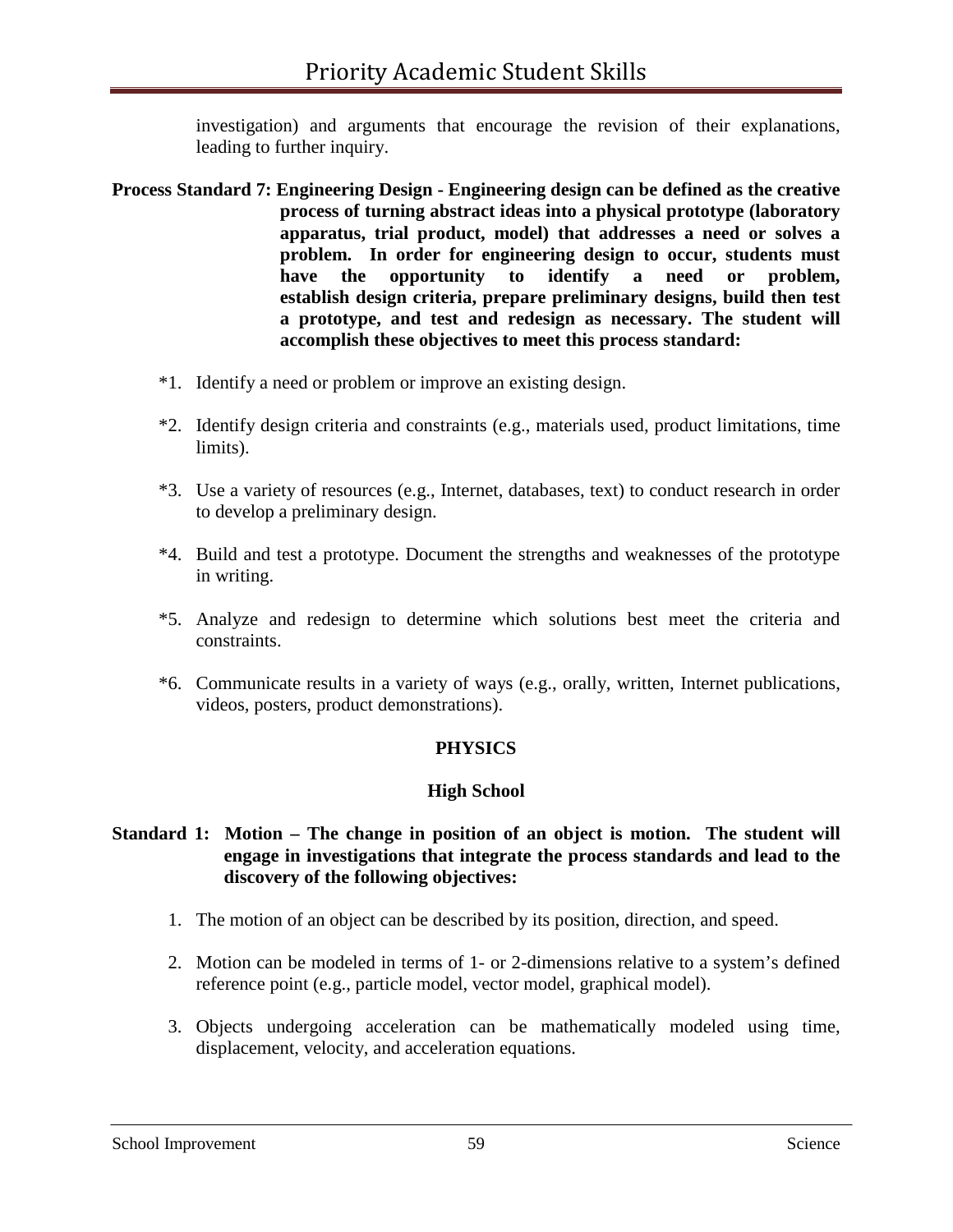investigation) and arguments that encourage the revision of their explanations, leading to further inquiry.

**Process Standard 7: Engineering Design - Engineering design can be defined as the creative process of turning abstract ideas into a physical prototype (laboratory apparatus, trial product, model) that addresses a need or solves a problem. In order for engineering design to occur, students must have the opportunity to identify a need or problem, establish design criteria, prepare preliminary designs, build then test a prototype, and test and redesign as necessary. The student will accomplish these objectives to meet this process standard:**

*1. Identify a need or problem or improve an existing design.

*2. Identify design criteria and constraints (e.g., materials used, product limitations, time limits).

*3. Use a variety of resources (e.g., Internet, databases, text) to conduct research in order to develop a preliminary design.

*4. Build and test a prototype. Document the strengths and weaknesses of the prototype in writing.

*5. Analyze and redesign to determine which solutions best meet the criteria and constraints.

*6. Communicate results in a variety of ways (e.g., orally, written, Internet publications, videos, posters, product demonstrations).

## PHYSICS

### High School

**Standard 1: Motion – The change in position of an object is motion. The student will engage in investigations that integrate the process standards and lead to the discovery of the following objectives:**

1. The motion of an object can be described by its position, direction, and speed.

2. Motion can be modeled in terms of 1- or 2-dimensions relative to a system's defined reference point (e.g., particle model, vector model, graphical model).

3. Objects undergoing acceleration can be mathematically modeled using time, displacement, velocity, and acceleration equations.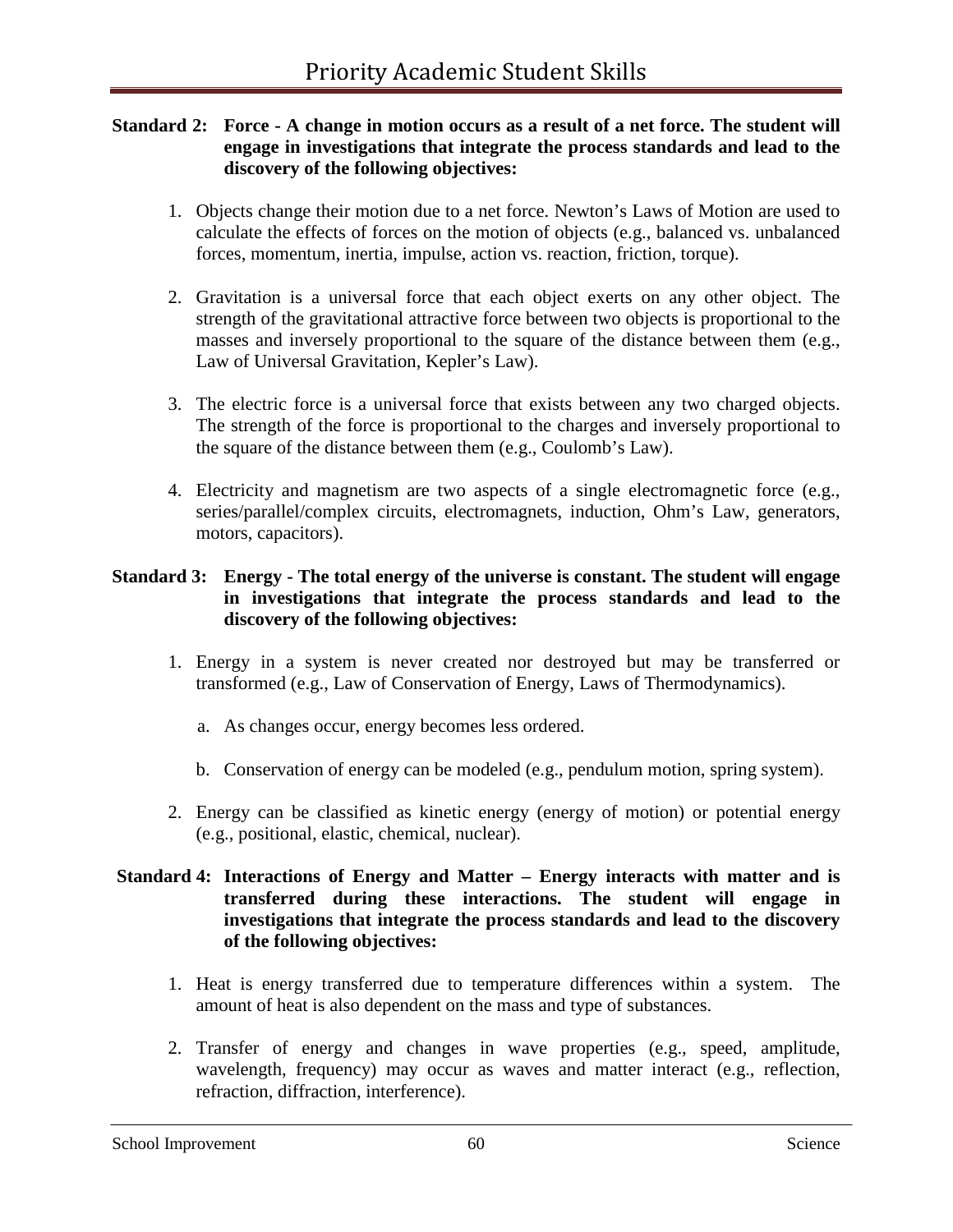**Standard 2: Force - A change in motion occurs as a result of a net force. The student will engage in investigations that integrate the process standards and lead to the discovery of the following objectives:**

1. Objects change their motion due to a net force. Newton's Laws of Motion are used to calculate the effects of forces on the motion of objects (e.g., balanced vs. unbalanced forces, momentum, inertia, impulse, action vs. reaction, friction, torque).

2. Gravitation is a universal force that each object exerts on any other object. The strength of the gravitational attractive force between two objects is proportional to the masses and inversely proportional to the square of the distance between them (e.g., Law of Universal Gravitation, Kepler's Law).

3. The electric force is a universal force that exists between any two charged objects. The strength of the force is proportional to the charges and inversely proportional to the square of the distance between them (e.g., Coulomb's Law).

4. Electricity and magnetism are two aspects of a single electromagnetic force (e.g., series/parallel/complex circuits, electromagnets, induction, Ohm's Law, generators, motors, capacitors).

**Standard 3: Energy - The total energy of the universe is constant. The student will engage in investigations that integrate the process standards and lead to the discovery of the following objectives:**

1. Energy in a system is never created nor destroyed but may be transferred or transformed (e.g., Law of Conservation of Energy, Laws of Thermodynamics).

   a. As changes occur, energy becomes less ordered.

   b. Conservation of energy can be modeled (e.g., pendulum motion, spring system).

2. Energy can be classified as kinetic energy (energy of motion) or potential energy (e.g., positional, elastic, chemical, nuclear).

**Standard 4: Interactions of Energy and Matter – Energy interacts with matter and is transferred during these interactions. The student will engage in investigations that integrate the process standards and lead to the discovery of the following objectives:**

1. Heat is energy transferred due to temperature differences within a system. The amount of heat is also dependent on the mass and type of substances.

2. Transfer of energy and changes in wave properties (e.g., speed, amplitude, wavelength, frequency) may occur as waves and matter interact (e.g., reflection, refraction, diffraction, interference).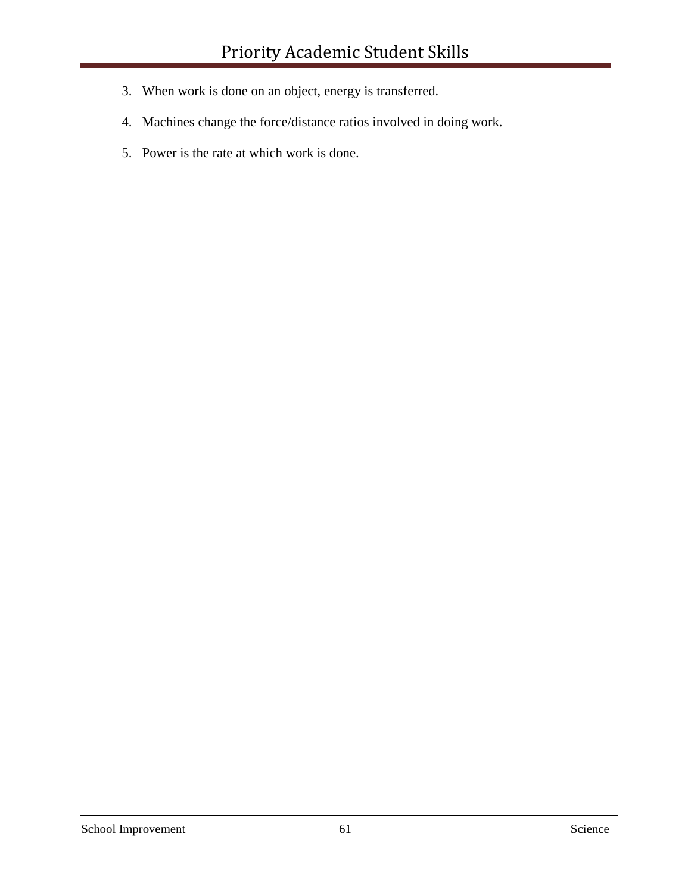3. When work is done on an object, energy is transferred.
4. Machines change the force/distance ratios involved in doing work.
5. Power is the rate at which work is done.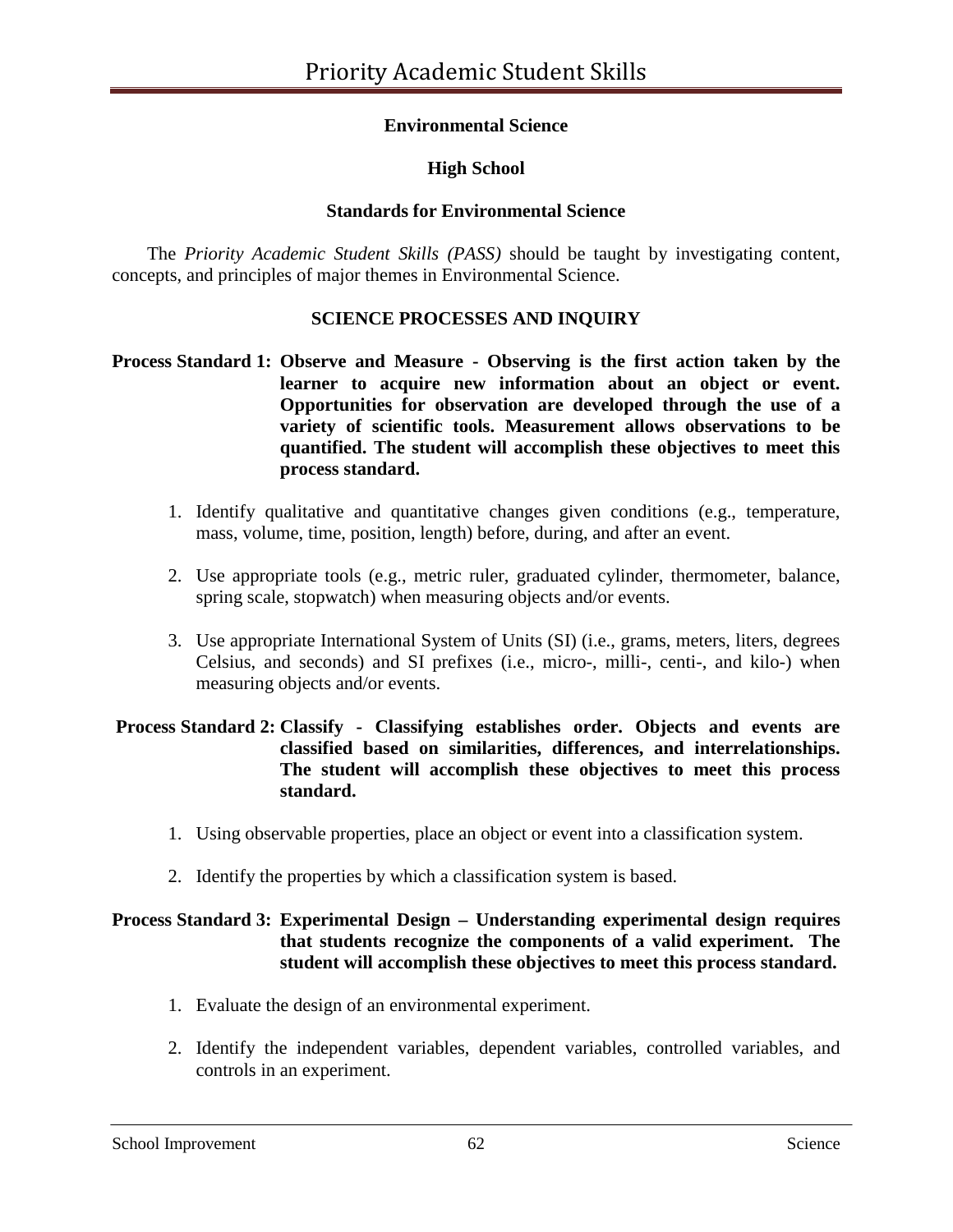## Environmental Science

### High School

### Standards for Environmental Science

The *Priority Academic Student Skills (PASS)* should be taught by investigating content, concepts, and principles of major themes in Environmental Science.

### SCIENCE PROCESSES AND INQUIRY

**Process Standard 1: Observe and Measure - Observing is the first action taken by the learner to acquire new information about an object or event. Opportunities for observation are developed through the use of a variety of scientific tools. Measurement allows observations to be quantified. The student will accomplish these objectives to meet this process standard.**

1. Identify qualitative and quantitative changes given conditions (e.g., temperature, mass, volume, time, position, length) before, during, and after an event.
2. Use appropriate tools (e.g., metric ruler, graduated cylinder, thermometer, balance, spring scale, stopwatch) when measuring objects and/or events.
3. Use appropriate International System of Units (SI) (i.e., grams, meters, liters, degrees Celsius, and seconds) and SI prefixes (i.e., micro-, milli-, centi-, and kilo-) when measuring objects and/or events.

**Process Standard 2: Classify - Classifying establishes order. Objects and events are classified based on similarities, differences, and interrelationships. The student will accomplish these objectives to meet this process standard.**

1. Using observable properties, place an object or event into a classification system.
2. Identify the properties by which a classification system is based.

**Process Standard 3: Experimental Design – Understanding experimental design requires that students recognize the components of a valid experiment. The student will accomplish these objectives to meet this process standard.**

1. Evaluate the design of an environmental experiment.
2. Identify the independent variables, dependent variables, controlled variables, and controls in an experiment.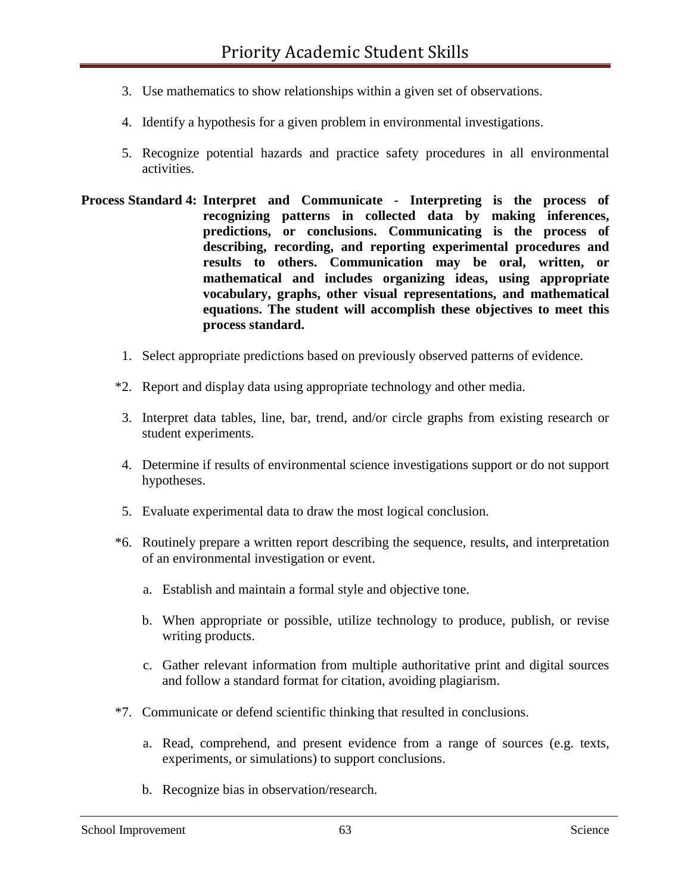3. Use mathematics to show relationships within a given set of observations.

4. Identify a hypothesis for a given problem in environmental investigations.

5. Recognize potential hazards and practice safety procedures in all environmental activities.

**Process Standard 4: Interpret and Communicate - Interpreting is the process of recognizing patterns in collected data by making inferences, predictions, or conclusions. Communicating is the process of describing, recording, and reporting experimental procedures and results to others. Communication may be oral, written, or mathematical and includes organizing ideas, using appropriate vocabulary, graphs, other visual representations, and mathematical equations. The student will accomplish these objectives to meet this process standard.**

1. Select appropriate predictions based on previously observed patterns of evidence.

*2. Report and display data using appropriate technology and other media.

3. Interpret data tables, line, bar, trend, and/or circle graphs from existing research or student experiments.

4. Determine if results of environmental science investigations support or do not support hypotheses.

5. Evaluate experimental data to draw the most logical conclusion.

*6. Routinely prepare a written report describing the sequence, results, and interpretation of an environmental investigation or event.

   a. Establish and maintain a formal style and objective tone.

   b. When appropriate or possible, utilize technology to produce, publish, or revise writing products.

   c. Gather relevant information from multiple authoritative print and digital sources and follow a standard format for citation, avoiding plagiarism.

*7. Communicate or defend scientific thinking that resulted in conclusions.

   a. Read, comprehend, and present evidence from a range of sources (e.g. texts, experiments, or simulations) to support conclusions.

   b. Recognize bias in observation/research.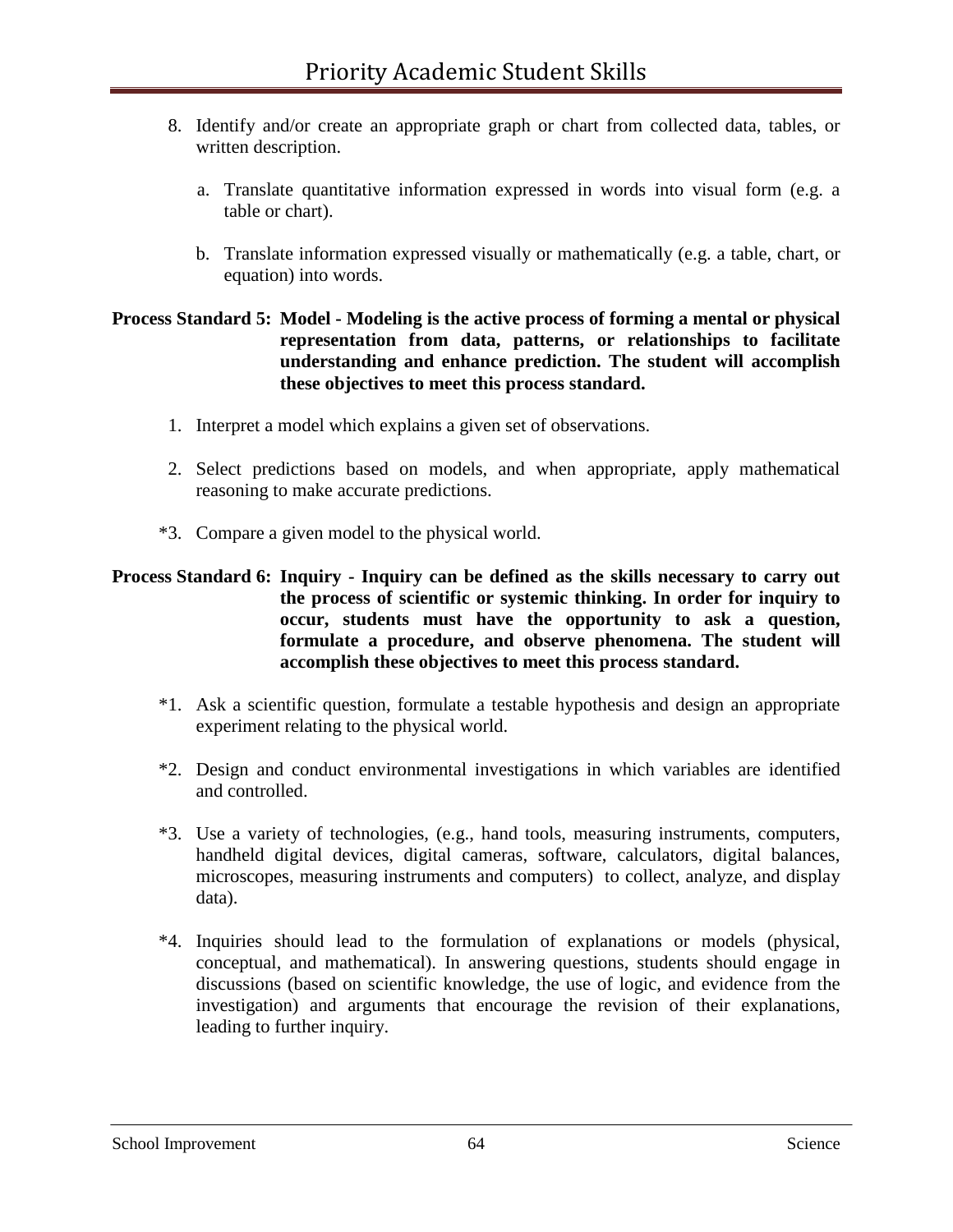8. Identify and/or create an appropriate graph or chart from collected data, tables, or written description.

   a. Translate quantitative information expressed in words into visual form (e.g. a table or chart).

   b. Translate information expressed visually or mathematically (e.g. a table, chart, or equation) into words.

**Process Standard 5: Model - Modeling is the active process of forming a mental or physical representation from data, patterns, or relationships to facilitate understanding and enhance prediction. The student will accomplish these objectives to meet this process standard.**

1. Interpret a model which explains a given set of observations.

2. Select predictions based on models, and when appropriate, apply mathematical reasoning to make accurate predictions.

*3. Compare a given model to the physical world.

**Process Standard 6: Inquiry - Inquiry can be defined as the skills necessary to carry out the process of scientific or systemic thinking. In order for inquiry to occur, students must have the opportunity to ask a question, formulate a procedure, and observe phenomena. The student will accomplish these objectives to meet this process standard.**

*1. Ask a scientific question, formulate a testable hypothesis and design an appropriate experiment relating to the physical world.

*2. Design and conduct environmental investigations in which variables are identified and controlled.

*3. Use a variety of technologies, (e.g., hand tools, measuring instruments, computers, handheld digital devices, digital cameras, software, calculators, digital balances, microscopes, measuring instruments and computers) to collect, analyze, and display data).

*4. Inquiries should lead to the formulation of explanations or models (physical, conceptual, and mathematical). In answering questions, students should engage in discussions (based on scientific knowledge, the use of logic, and evidence from the investigation) and arguments that encourage the revision of their explanations, leading to further inquiry.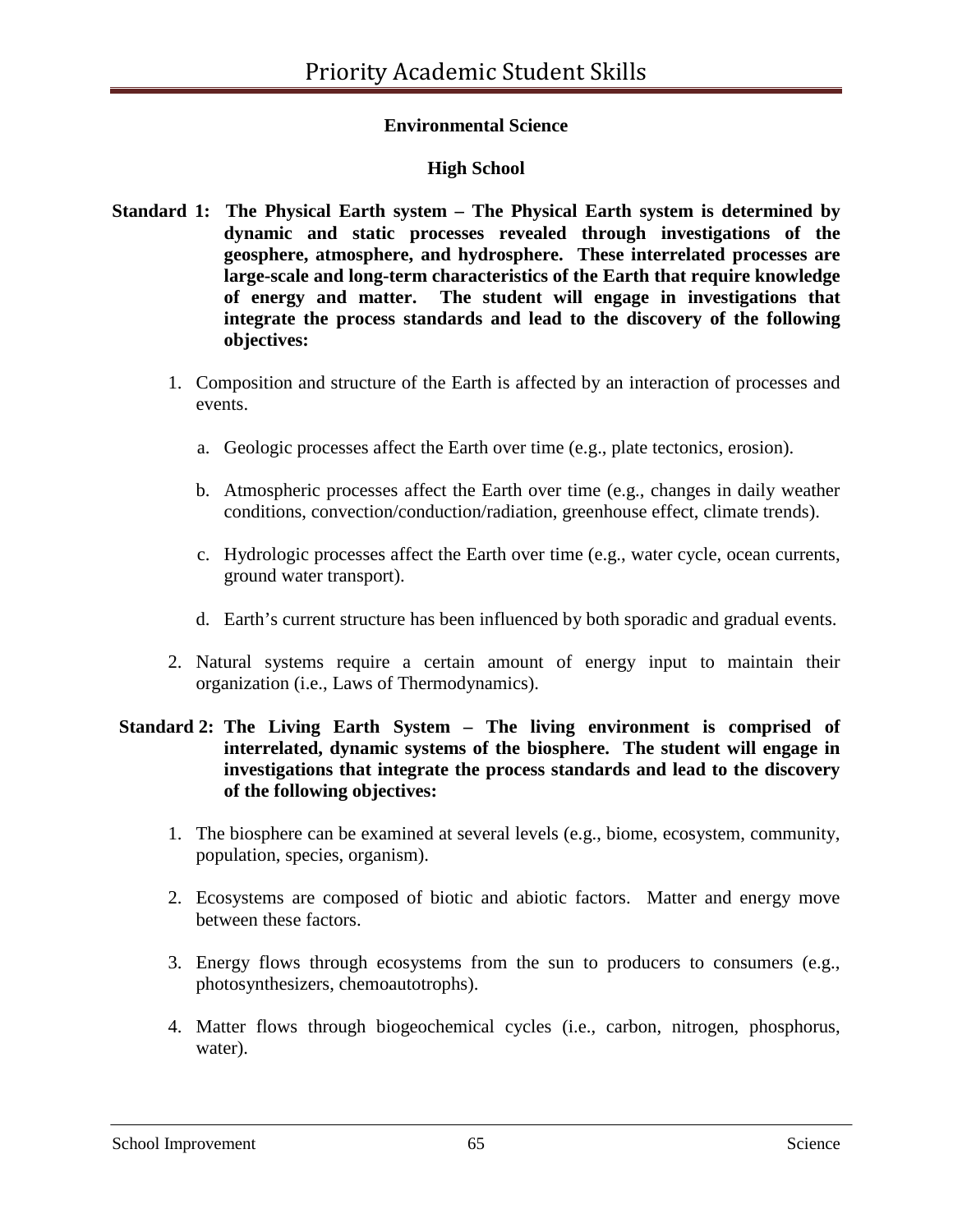**Environmental Science**

**High School**

**Standard 1: The Physical Earth system – The Physical Earth system is determined by dynamic and static processes revealed through investigations of the geosphere, atmosphere, and hydrosphere. These interrelated processes are large-scale and long-term characteristics of the Earth that require knowledge of energy and matter. The student will engage in investigations that integrate the process standards and lead to the discovery of the following objectives:**

1. Composition and structure of the Earth is affected by an interaction of processes and events.

   a. Geologic processes affect the Earth over time (e.g., plate tectonics, erosion).

   b. Atmospheric processes affect the Earth over time (e.g., changes in daily weather conditions, convection/conduction/radiation, greenhouse effect, climate trends).

   c. Hydrologic processes affect the Earth over time (e.g., water cycle, ocean currents, ground water transport).

   d. Earth's current structure has been influenced by both sporadic and gradual events.

2. Natural systems require a certain amount of energy input to maintain their organization (i.e., Laws of Thermodynamics).

**Standard 2: The Living Earth System – The living environment is comprised of interrelated, dynamic systems of the biosphere. The student will engage in investigations that integrate the process standards and lead to the discovery of the following objectives:**

1. The biosphere can be examined at several levels (e.g., biome, ecosystem, community, population, species, organism).

2. Ecosystems are composed of biotic and abiotic factors. Matter and energy move between these factors.

3. Energy flows through ecosystems from the sun to producers to consumers (e.g., photosynthesizers, chemoautotrophs).

4. Matter flows through biogeochemical cycles (i.e., carbon, nitrogen, phosphorus, water).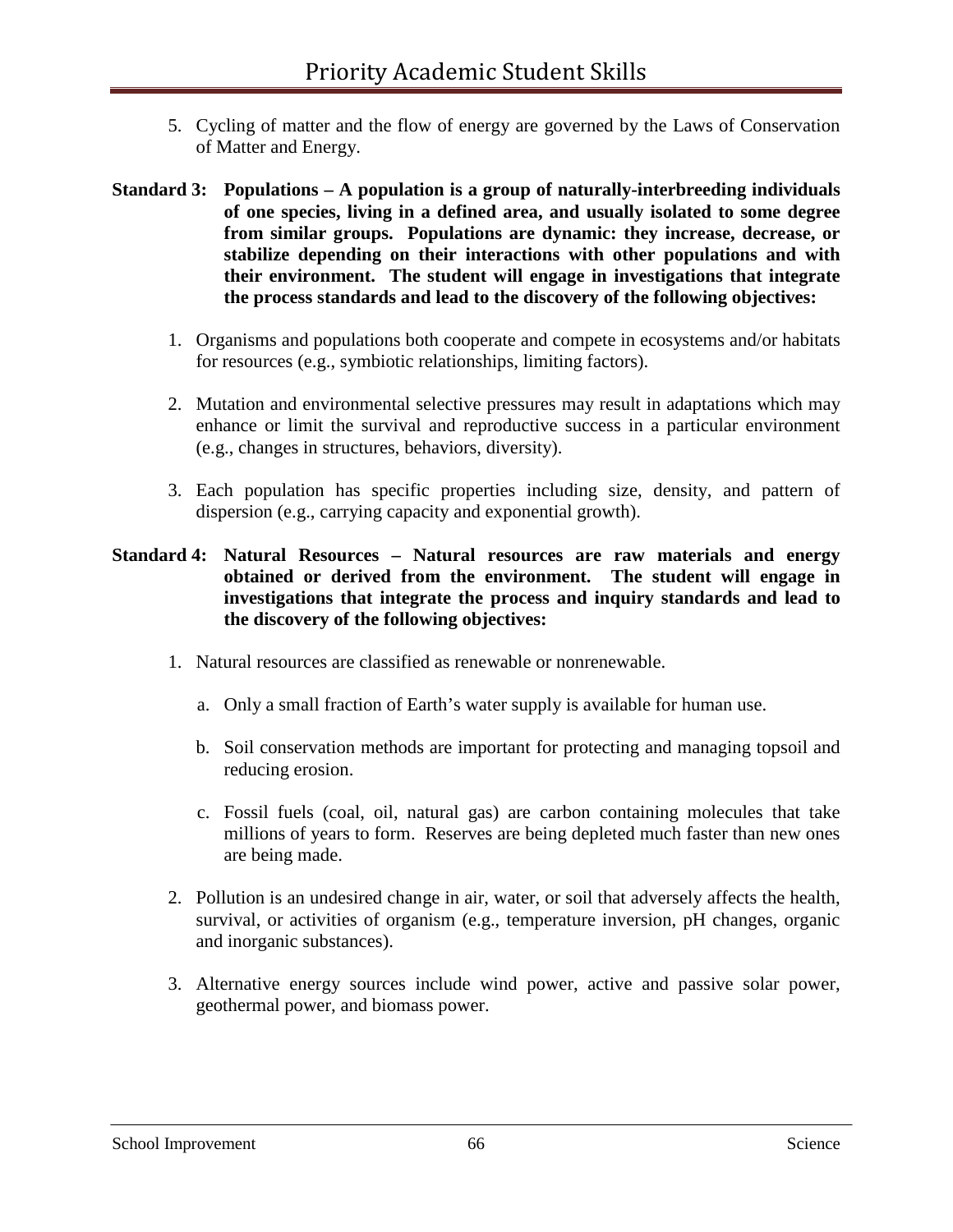5. Cycling of matter and the flow of energy are governed by the Laws of Conservation of Matter and Energy.

**Standard 3: Populations – A population is a group of naturally-interbreeding individuals of one species, living in a defined area, and usually isolated to some degree from similar groups. Populations are dynamic: they increase, decrease, or stabilize depending on their interactions with other populations and with their environment. The student will engage in investigations that integrate the process standards and lead to the discovery of the following objectives:**

1. Organisms and populations both cooperate and compete in ecosystems and/or habitats for resources (e.g., symbiotic relationships, limiting factors).

2. Mutation and environmental selective pressures may result in adaptations which may enhance or limit the survival and reproductive success in a particular environment (e.g., changes in structures, behaviors, diversity).

3. Each population has specific properties including size, density, and pattern of dispersion (e.g., carrying capacity and exponential growth).

**Standard 4: Natural Resources – Natural resources are raw materials and energy obtained or derived from the environment. The student will engage in investigations that integrate the process and inquiry standards and lead to the discovery of the following objectives:**

1. Natural resources are classified as renewable or nonrenewable.

   a. Only a small fraction of Earth's water supply is available for human use.

   b. Soil conservation methods are important for protecting and managing topsoil and reducing erosion.

   c. Fossil fuels (coal, oil, natural gas) are carbon containing molecules that take millions of years to form. Reserves are being depleted much faster than new ones are being made.

2. Pollution is an undesired change in air, water, or soil that adversely affects the health, survival, or activities of organism (e.g., temperature inversion, pH changes, organic and inorganic substances).

3. Alternative energy sources include wind power, active and passive solar power, geothermal power, and biomass power.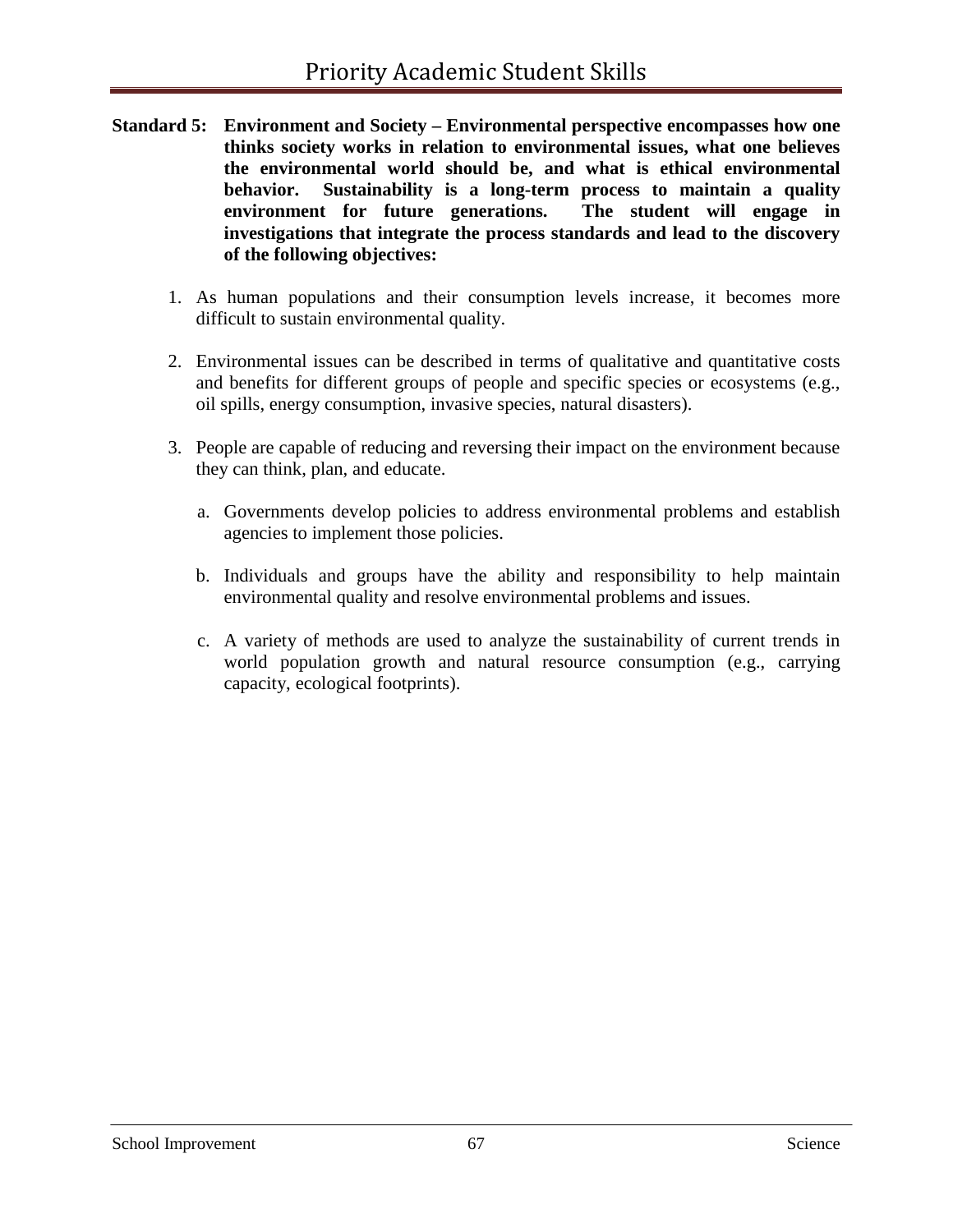**Standard 5: Environment and Society – Environmental perspective encompasses how one thinks society works in relation to environmental issues, what one believes the environmental world should be, and what is ethical environmental behavior. Sustainability is a long-term process to maintain a quality environment for future generations. The student will engage in investigations that integrate the process standards and lead to the discovery of the following objectives:**

1. As human populations and their consumption levels increase, it becomes more difficult to sustain environmental quality.

2. Environmental issues can be described in terms of qualitative and quantitative costs and benefits for different groups of people and specific species or ecosystems (e.g., oil spills, energy consumption, invasive species, natural disasters).

3. People are capable of reducing and reversing their impact on the environment because they can think, plan, and educate.

   a. Governments develop policies to address environmental problems and establish agencies to implement those policies.

   b. Individuals and groups have the ability and responsibility to help maintain environmental quality and resolve environmental problems and issues.

   c. A variety of methods are used to analyze the sustainability of current trends in world population growth and natural resource consumption (e.g., carrying capacity, ecological footprints).